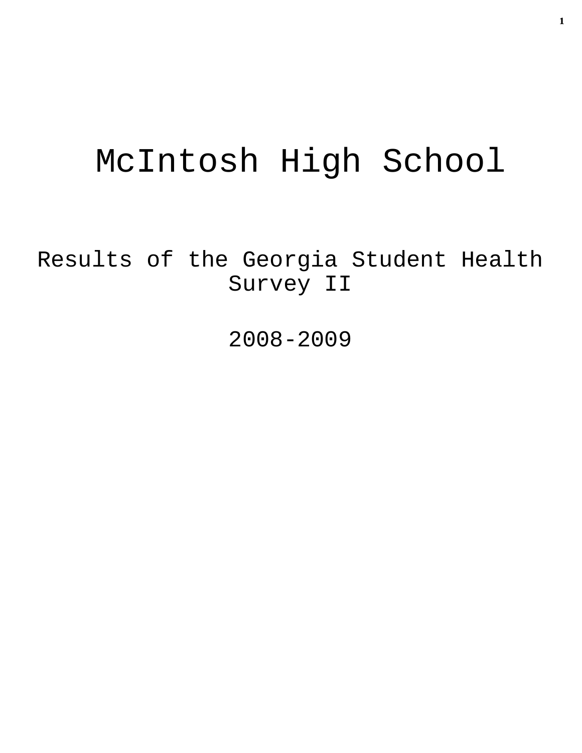# McIntosh High School

## Results of the Georgia Student Health Survey II

## 2008-2009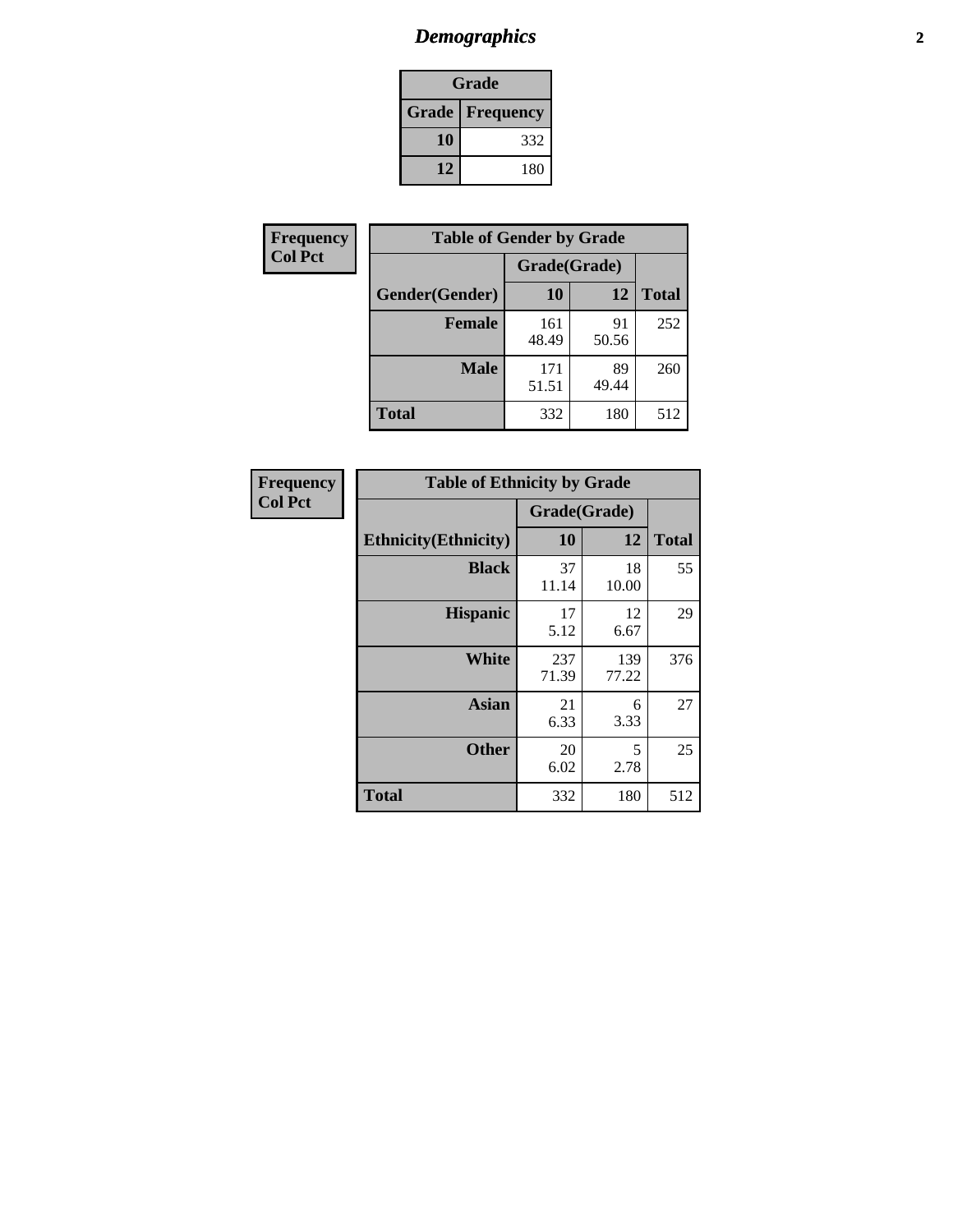# *Demographics*

| Grade | |
|---|---|
| **Grade** | **Frequency** |
| **10** | 332 |
| **12** | 180 |

| Frequency<br>Col Pct |
|---|

| Table of Gender by Grade | | | |
|---|---|---|---|
| | Grade(Grade) | | |
| **Gender(Gender)** | **10** | **12** | **Total** |
| **Female** | 161<br>48.49 | 91<br>50.56 | 252 |
| **Male** | 171<br>51.51 | 89<br>49.44 | 260 |
| **Total** | 332 | 180 | 512 |

| Frequency<br>Col Pct |
|---|

| Table of Ethnicity by Grade | | | |
|---|---|---|---|
| | Grade(Grade) | | |
| **Ethnicity(Ethnicity)** | **10** | **12** | **Total** |
| **Black** | 37<br>11.14 | 18<br>10.00 | 55 |
| **Hispanic** | 17<br>5.12 | 12<br>6.67 | 29 |
| **White** | 237<br>71.39 | 139<br>77.22 | 376 |
| **Asian** | 21<br>6.33 | 6<br>3.33 | 27 |
| **Other** | 20<br>6.02 | 5<br>2.78 | 25 |
| **Total** | 332 | 180 | 512 |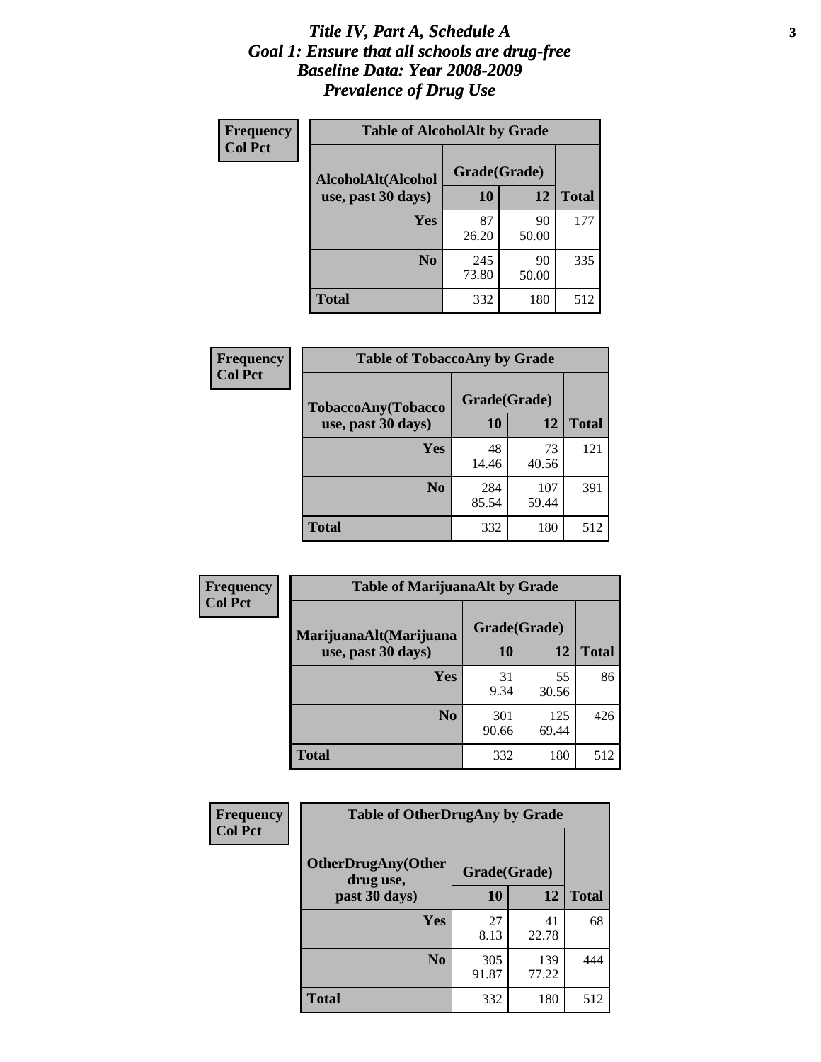# *Title IV, Part A, Schedule A*
# *Goal 1: Ensure that all schools are drug-free*
# *Baseline Data: Year 2008-2009*
# *Prevalence of Drug Use*

**Frequency**
**Col Pct**

**Table of AlcoholAlt by Grade**

| AlcoholAlt(Alcohol use, past 30 days) | Grade(Grade) | | |
|---|---|---|---|
| | **10** | **12** | **Total** |
| **Yes** | 87<br>26.20 | 90<br>50.00 | 177 |
| **No** | 245<br>73.80 | 90<br>50.00 | 335 |
| **Total** | 332 | 180 | 512 |

**Frequency**
**Col Pct**

**Table of TobaccoAny by Grade**

| TobaccoAny(Tobacco use, past 30 days) | Grade(Grade) | | |
|---|---|---|---|
| | **10** | **12** | **Total** |
| **Yes** | 48<br>14.46 | 73<br>40.56 | 121 |
| **No** | 284<br>85.54 | 107<br>59.44 | 391 |
| **Total** | 332 | 180 | 512 |

**Frequency**
**Col Pct**

**Table of MarijuanaAlt by Grade**

| MarijuanaAlt(Marijuana use, past 30 days) | Grade(Grade) | | |
|---|---|---|---|
| | **10** | **12** | **Total** |
| **Yes** | 31<br>9.34 | 55<br>30.56 | 86 |
| **No** | 301<br>90.66 | 125<br>69.44 | 426 |
| **Total** | 332 | 180 | 512 |

**Frequency**
**Col Pct**

**Table of OtherDrugAny by Grade**

| OtherDrugAny(Other drug use, past 30 days) | Grade(Grade) | | |
|---|---|---|---|
| | **10** | **12** | **Total** |
| **Yes** | 27<br>8.13 | 41<br>22.78 | 68 |
| **No** | 305<br>91.87 | 139<br>77.22 | 444 |
| **Total** | 332 | 180 | 512 |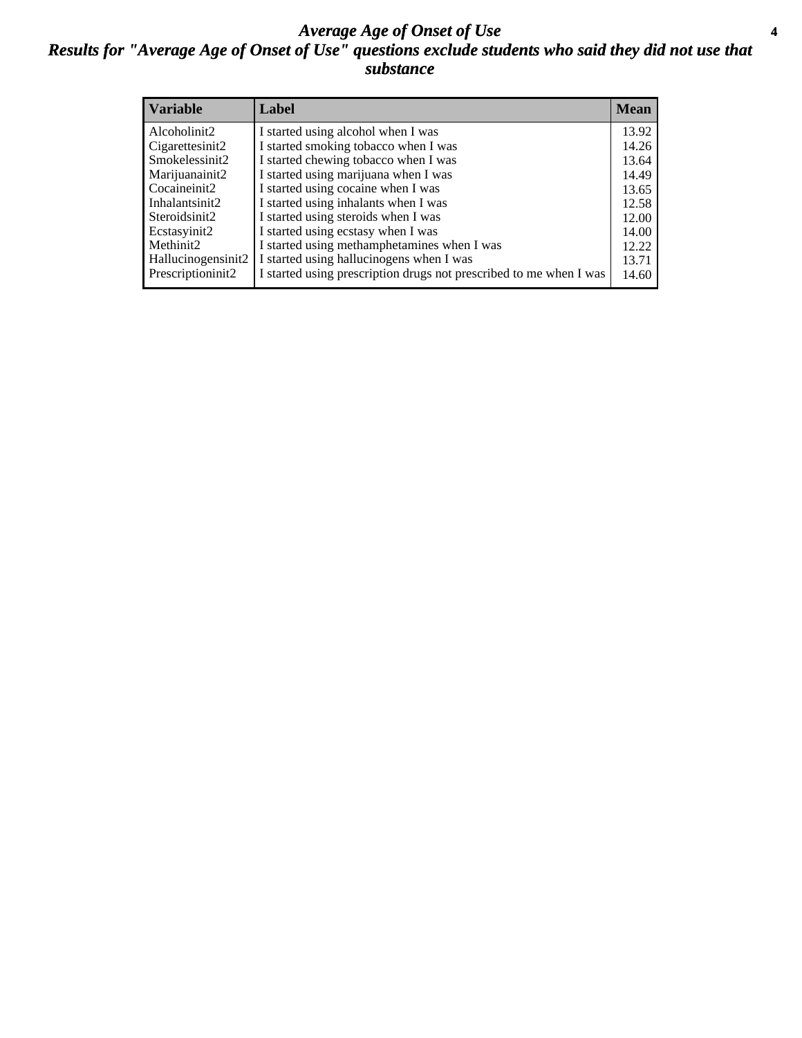# *Average Age of Onset of Use*

## *Results for "Average Age of Onset of Use" questions exclude students who said they did not use that substance*

| Variable | Label | Mean |
| --- | --- | --- |
| Alcoholinit2 | I started using alcohol when I was | 13.92 |
| Cigarettesinit2 | I started smoking tobacco when I was | 14.26 |
| Smokelessinit2 | I started chewing tobacco when I was | 13.64 |
| Marijuanainit2 | I started using marijuana when I was | 14.49 |
| Cocaineinit2 | I started using cocaine when I was | 13.65 |
| Inhalantsinit2 | I started using inhalants when I was | 12.58 |
| Steroidsinit2 | I started using steroids when I was | 12.00 |
| Ecstasyinit2 | I started using ecstasy when I was | 14.00 |
| Methinit2 | I started using methamphetamines when I was | 12.22 |
| Hallucinogensinit2 | I started using hallucinogens when I was | 13.71 |
| Prescriptioninit2 | I started using prescription drugs not prescribed to me when I was | 14.60 |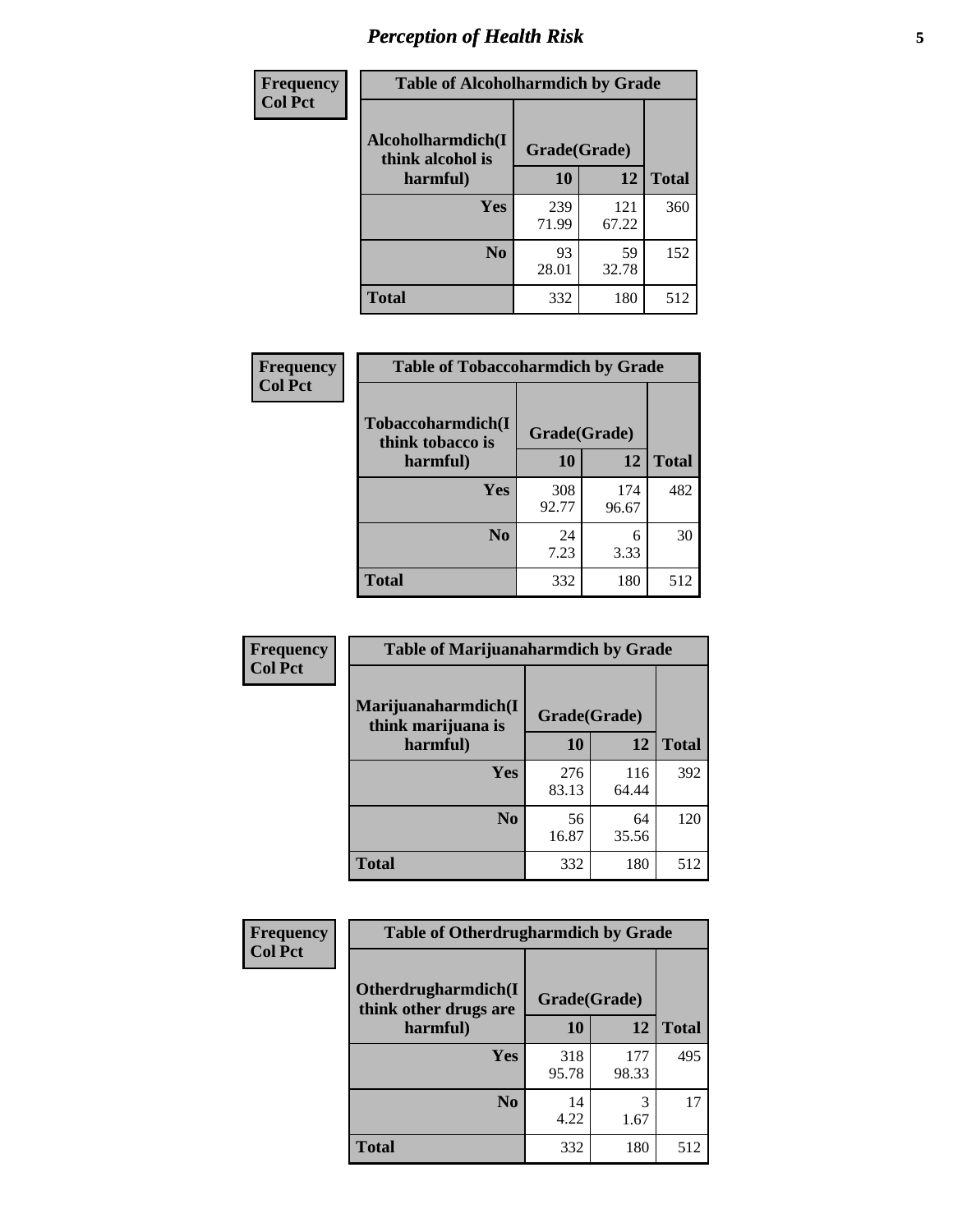| Frequency Col Pct | Table of Alcoholharmdich by Grade | | |
|---|---|---|---|
| Alcoholharmdich(I think alcohol is harmful) | Grade(Grade) | | |
| | 10 | 12 | Total |
| Yes | 239<br>71.99 | 121<br>67.22 | 360 |
| No | 93<br>28.01 | 59<br>32.78 | 152 |
| Total | 332 | 180 | 512 |

| Frequency Col Pct | Table of Tobaccoharmdich by Grade | | |
|---|---|---|---|
| Tobaccoharmdich(I think tobacco is harmful) | Grade(Grade) | | |
| | 10 | 12 | Total |
| Yes | 308<br>92.77 | 174<br>96.67 | 482 |
| No | 24<br>7.23 | 6<br>3.33 | 30 |
| Total | 332 | 180 | 512 |

| Frequency Col Pct | Table of Marijuanaharmdich by Grade | | |
|---|---|---|---|
| Marijuanaharmdich(I think marijuana is harmful) | Grade(Grade) | | |
| | 10 | 12 | Total |
| Yes | 276<br>83.13 | 116<br>64.44 | 392 |
| No | 56<br>16.87 | 64<br>35.56 | 120 |
| Total | 332 | 180 | 512 |

| Frequency Col Pct | Table of Otherdrugharmdich by Grade | | |
|---|---|---|---|
| Otherdrugharmdich(I think other drugs are harmful) | Grade(Grade) | | |
| | 10 | 12 | Total |
| Yes | 318<br>95.78 | 177<br>98.33 | 495 |
| No | 14<br>4.22 | 3<br>1.67 | 17 |
| Total | 332 | 180 | 512 |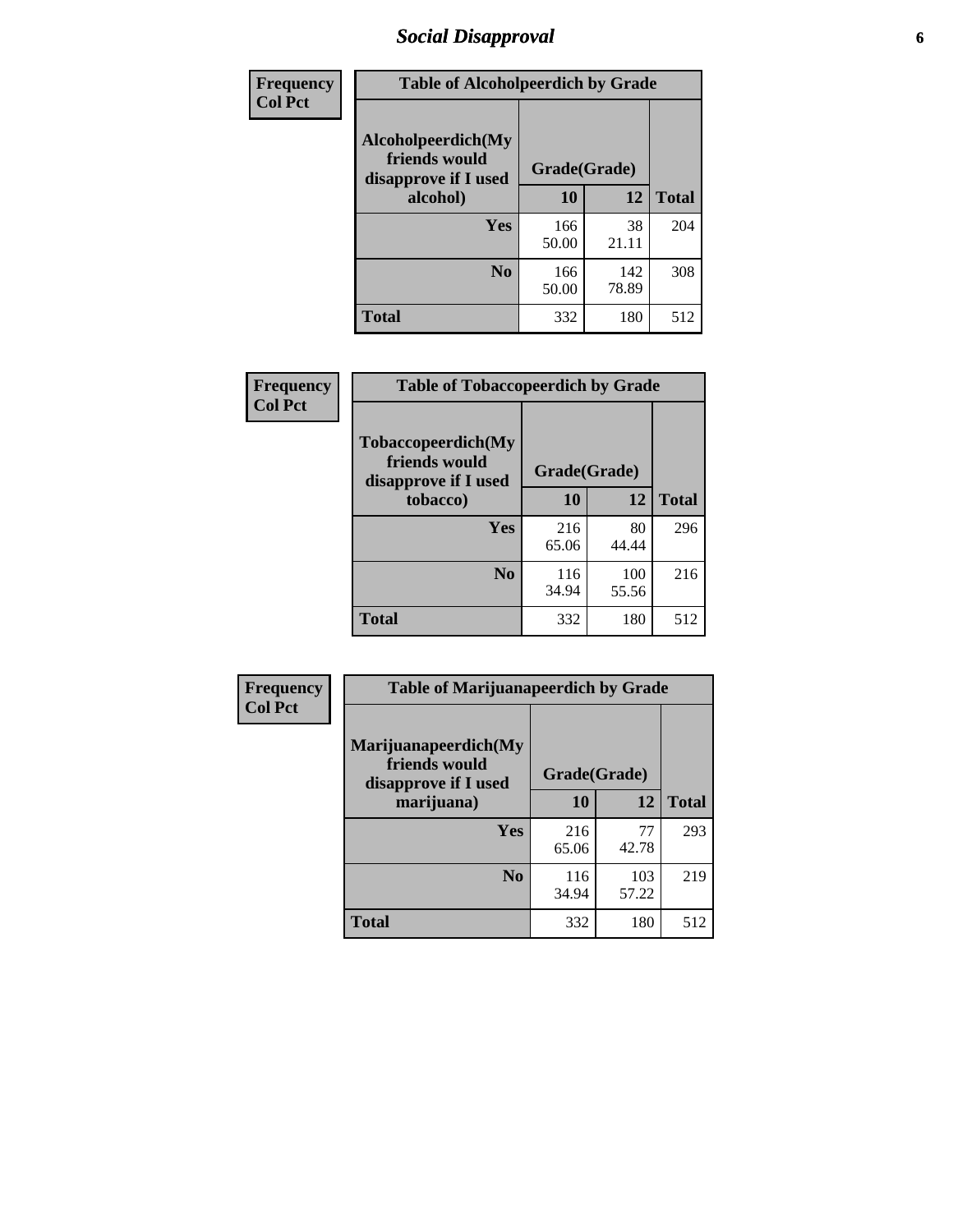# Social Disapproval

| Frequency<br>Col Pct | Table of Alcoholpeerdich by Grade | | |
|---|---|---|---|
| Alcoholpeerdich(My friends would disapprove if I used alcohol) | Grade(Grade) | | |
| | 10 | 12 | Total |
| Yes | 166<br>50.00 | 38<br>21.11 | 204 |
| No | 166<br>50.00 | 142<br>78.89 | 308 |
| Total | 332 | 180 | 512 |

| Frequency<br>Col Pct | Table of Tobaccopeerdich by Grade | | |
|---|---|---|---|
| Tobaccopeerdich(My friends would disapprove if I used tobacco) | Grade(Grade) | | |
| | 10 | 12 | Total |
| Yes | 216<br>65.06 | 80<br>44.44 | 296 |
| No | 116<br>34.94 | 100<br>55.56 | 216 |
| Total | 332 | 180 | 512 |

| Frequency<br>Col Pct | Table of Marijuanapeerdich by Grade | | |
|---|---|---|---|
| Marijuanapeerdich(My friends would disapprove if I used marijuana) | Grade(Grade) | | |
| | 10 | 12 | Total |
| Yes | 216<br>65.06 | 77<br>42.78 | 293 |
| No | 116<br>34.94 | 103<br>57.22 | 219 |
| Total | 332 | 180 | 512 |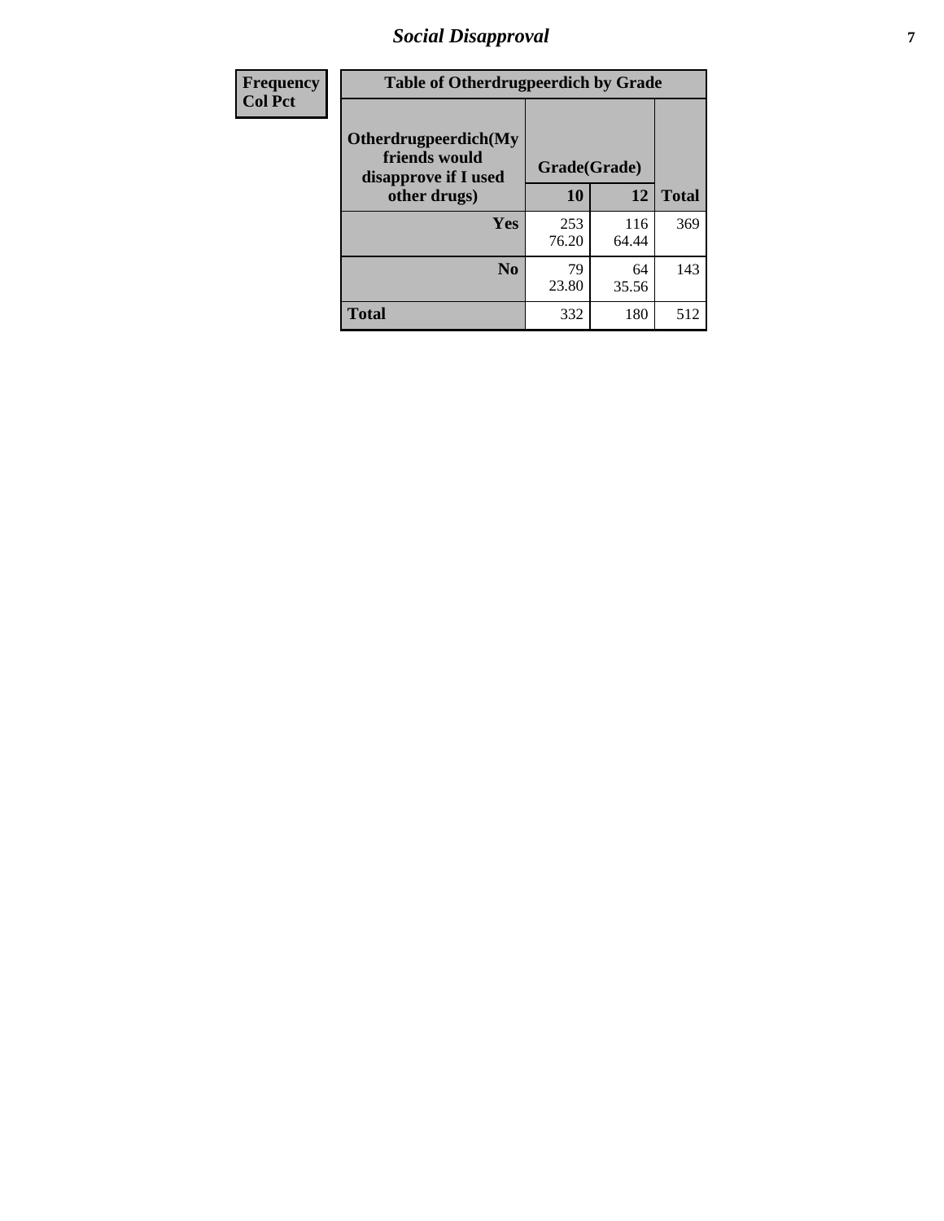| Frequency Col Pct | Table of Otherdrugpeerdich by Grade | | |
|---|---|---|---|
| **Otherdrugpeerdich(My friends would disapprove if I used other drugs)** | **Grade(Grade)** | | |
| | **10** | **12** | **Total** |
| **Yes** | 253 76.20 | 116 64.44 | 369 |
| **No** | 79 23.80 | 64 35.56 | 143 |
| **Total** | 332 | 180 | 512 |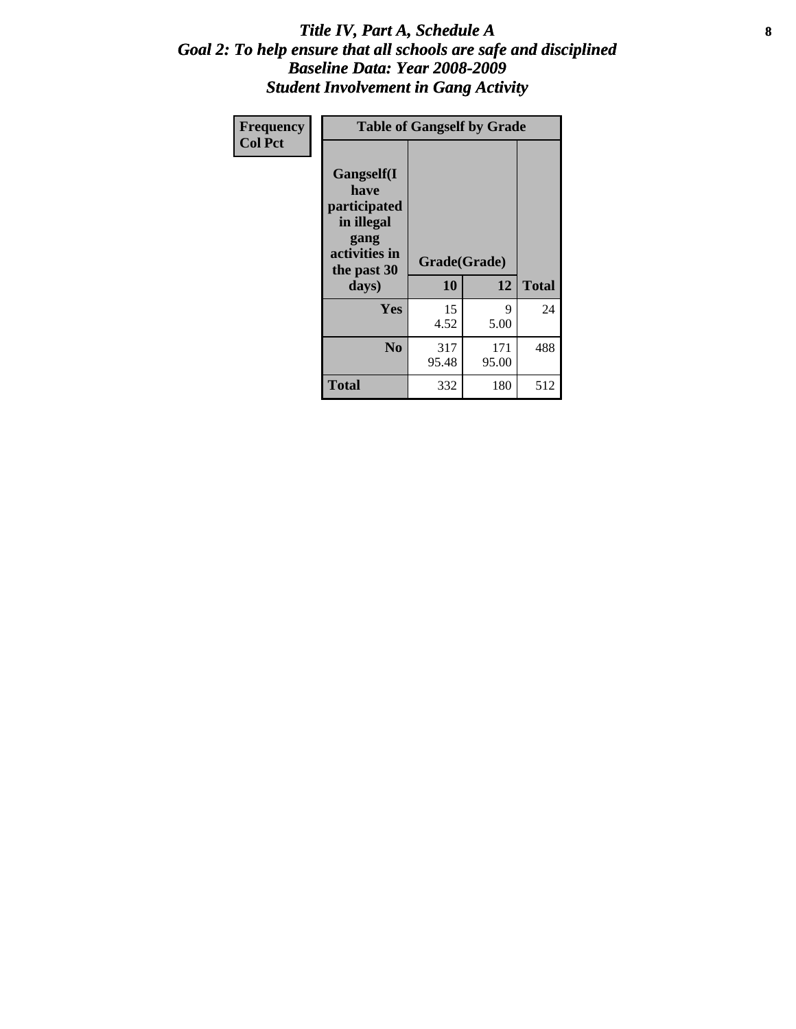# *Title IV, Part A, Schedule A*
## *Goal 2: To help ensure that all schools are safe and disciplined*
## *Baseline Data: Year 2008-2009*
## *Student Involvement in Gang Activity*

| Frequency<br>Col Pct | Table of Gangself by Grade | | |
|---|---|---|---|
| **Gangself(I have participated in illegal gang activities in the past 30 days)** | **Grade(Grade)** | | |
| | **10** | **12** | **Total** |
| **Yes** | 15<br>4.52 | 9<br>5.00 | 24 |
| **No** | 317<br>95.48 | 171<br>95.00 | 488 |
| **Total** | 332 | 180 | 512 |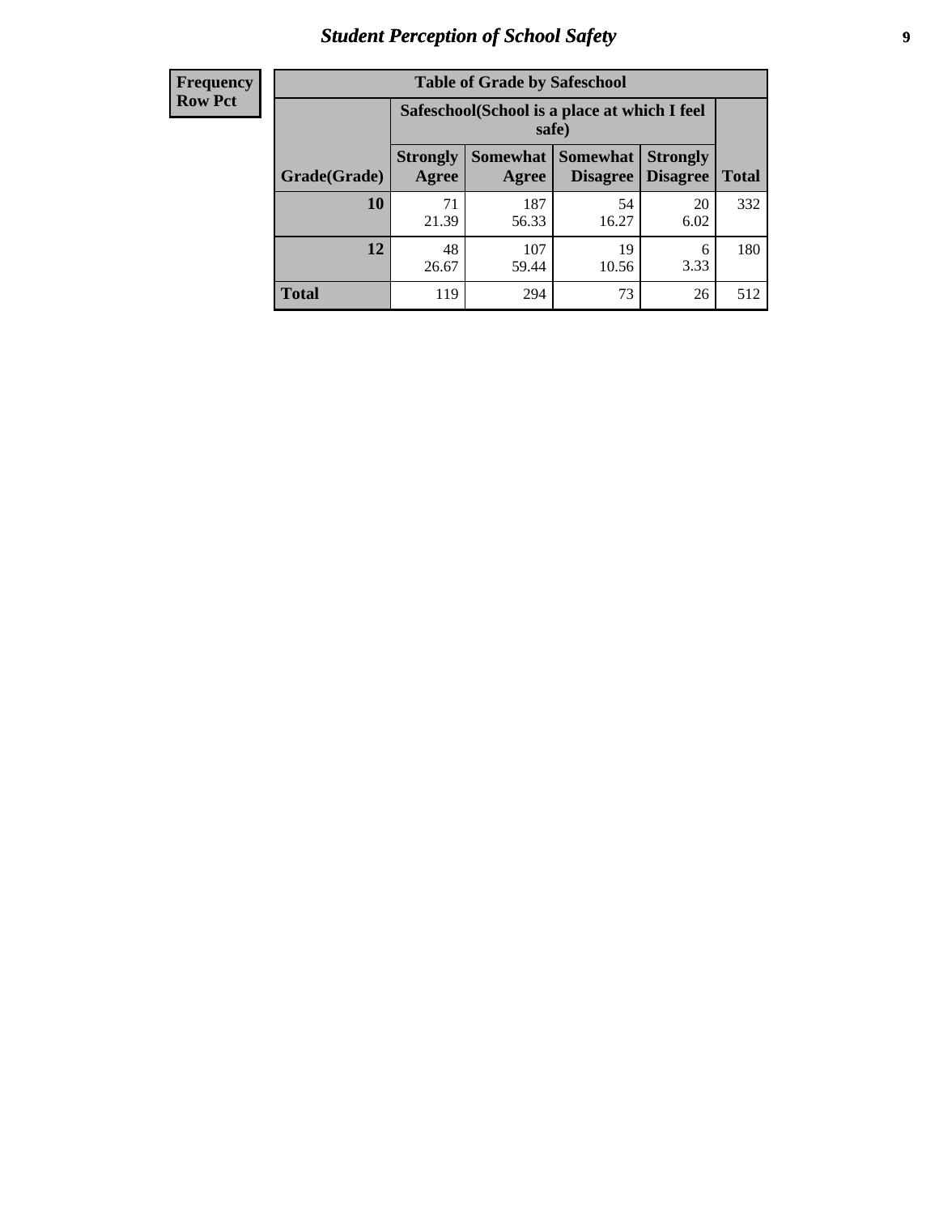# Student Perception of School Safety

**Frequency**
**Row Pct**

**Table of Grade by Safeschool**

| Grade(Grade) | Safeschool(School is a place at which I feel safe) | | | | Total |
|---|---|---|---|---|---|
| | Strongly Agree | Somewhat Agree | Somewhat Disagree | Strongly Disagree | |
| **10** | 71<br>21.39 | 187<br>56.33 | 54<br>16.27 | 20<br>6.02 | 332 |
| **12** | 48<br>26.67 | 107<br>59.44 | 19<br>10.56 | 6<br>3.33 | 180 |
| **Total** | 119 | 294 | 73 | 26 | 512 |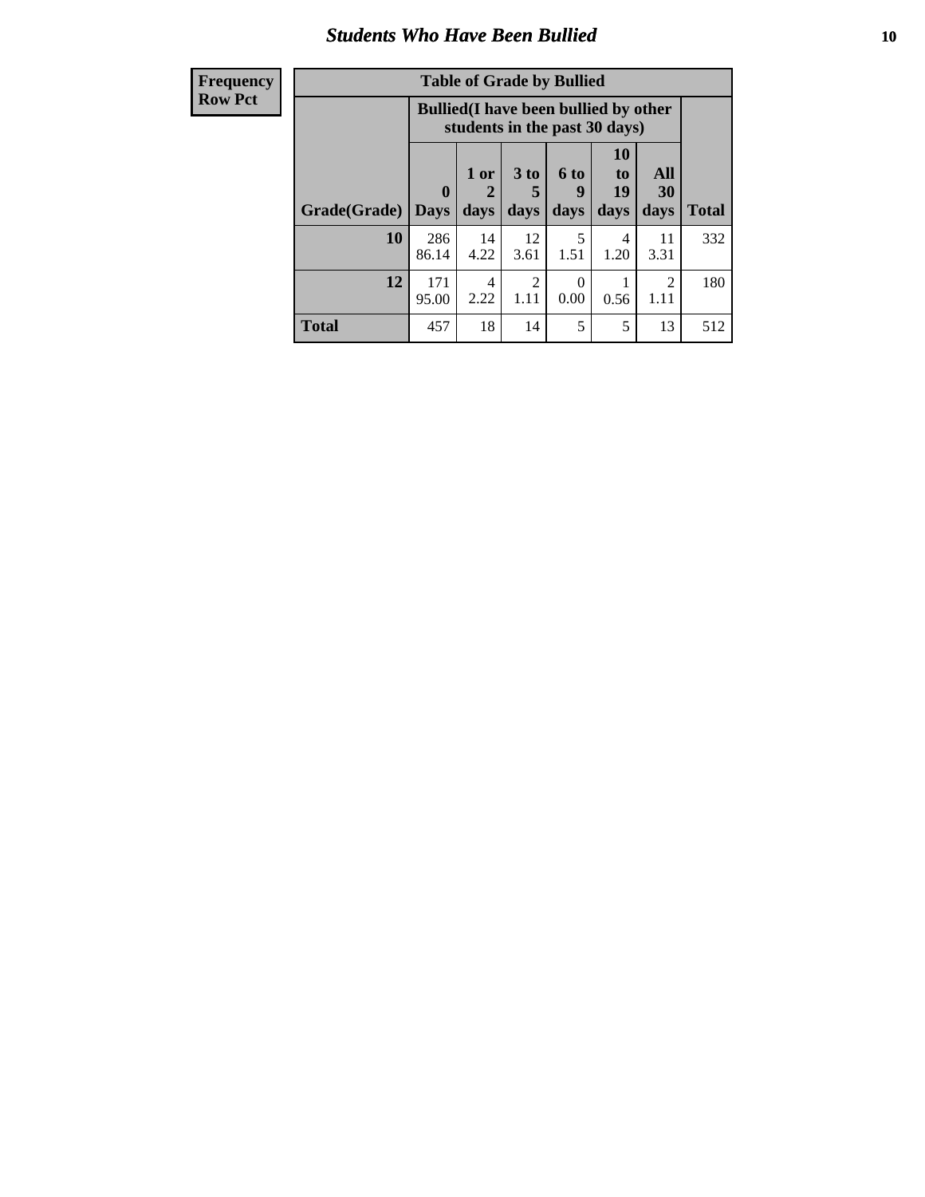## Students Who Have Been Bullied

| Frequency<br>Row Pct | | | | | | | |
|---|---|---|---|---|---|---|---|

**Table of Grade by Bullied**

| Grade(Grade) | Bullied(I have been bullied by other students in the past 30 days) | | | | | | Total |
|---|---|---|---|---|---|---|---|
| | 0 Days | 1 or 2 days | 3 to 5 days | 6 to 9 days | 10 to 19 days | All 30 days | |
| **10** | 286<br>86.14 | 14<br>4.22 | 12<br>3.61 | 5<br>1.51 | 4<br>1.20 | 11<br>3.31 | 332 |
| **12** | 171<br>95.00 | 4<br>2.22 | 2<br>1.11 | 0<br>0.00 | 1<br>0.56 | 2<br>1.11 | 180 |
| **Total** | 457 | 18 | 14 | 5 | 5 | 13 | 512 |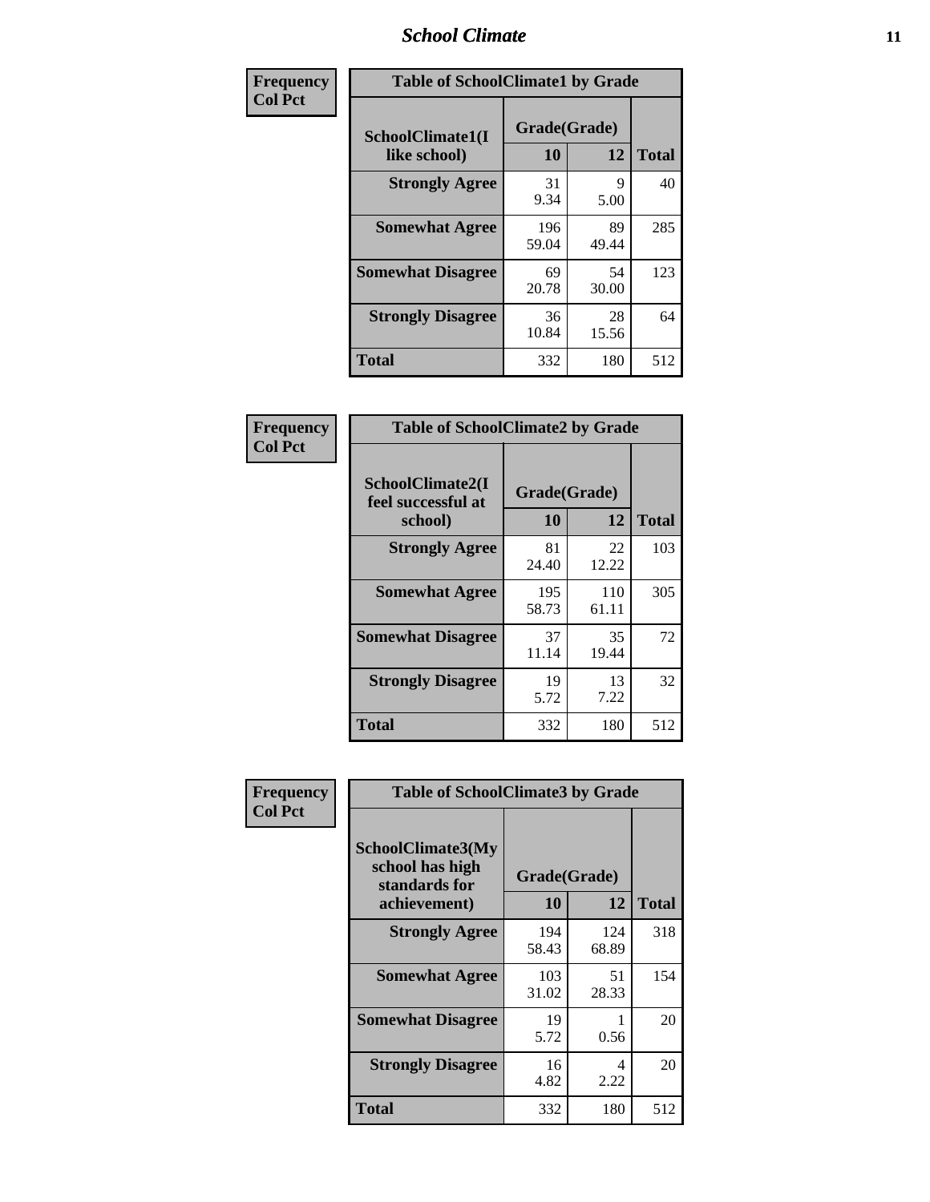| Frequency<br>Col Pct | Table of SchoolClimate1 by Grade | | |
|---|---|---|---|
| **SchoolClimate1(I like school)** | **Grade(Grade)** | | |
| | **10** | **12** | **Total** |
| **Strongly Agree** | 31<br>9.34 | 9<br>5.00 | 40 |
| **Somewhat Agree** | 196<br>59.04 | 89<br>49.44 | 285 |
| **Somewhat Disagree** | 69<br>20.78 | 54<br>30.00 | 123 |
| **Strongly Disagree** | 36<br>10.84 | 28<br>15.56 | 64 |
| **Total** | 332 | 180 | 512 |

| Frequency<br>Col Pct | Table of SchoolClimate2 by Grade | | |
|---|---|---|---|
| **SchoolClimate2(I feel successful at school)** | **Grade(Grade)** | | |
| | **10** | **12** | **Total** |
| **Strongly Agree** | 81<br>24.40 | 22<br>12.22 | 103 |
| **Somewhat Agree** | 195<br>58.73 | 110<br>61.11 | 305 |
| **Somewhat Disagree** | 37<br>11.14 | 35<br>19.44 | 72 |
| **Strongly Disagree** | 19<br>5.72 | 13<br>7.22 | 32 |
| **Total** | 332 | 180 | 512 |

| Frequency<br>Col Pct | Table of SchoolClimate3 by Grade | | |
|---|---|---|---|
| **SchoolClimate3(My school has high standards for achievement)** | **Grade(Grade)** | | |
| | **10** | **12** | **Total** |
| **Strongly Agree** | 194<br>58.43 | 124<br>68.89 | 318 |
| **Somewhat Agree** | 103<br>31.02 | 51<br>28.33 | 154 |
| **Somewhat Disagree** | 19<br>5.72 | 1<br>0.56 | 20 |
| **Strongly Disagree** | 16<br>4.82 | 4<br>2.22 | 20 |
| **Total** | 332 | 180 | 512 |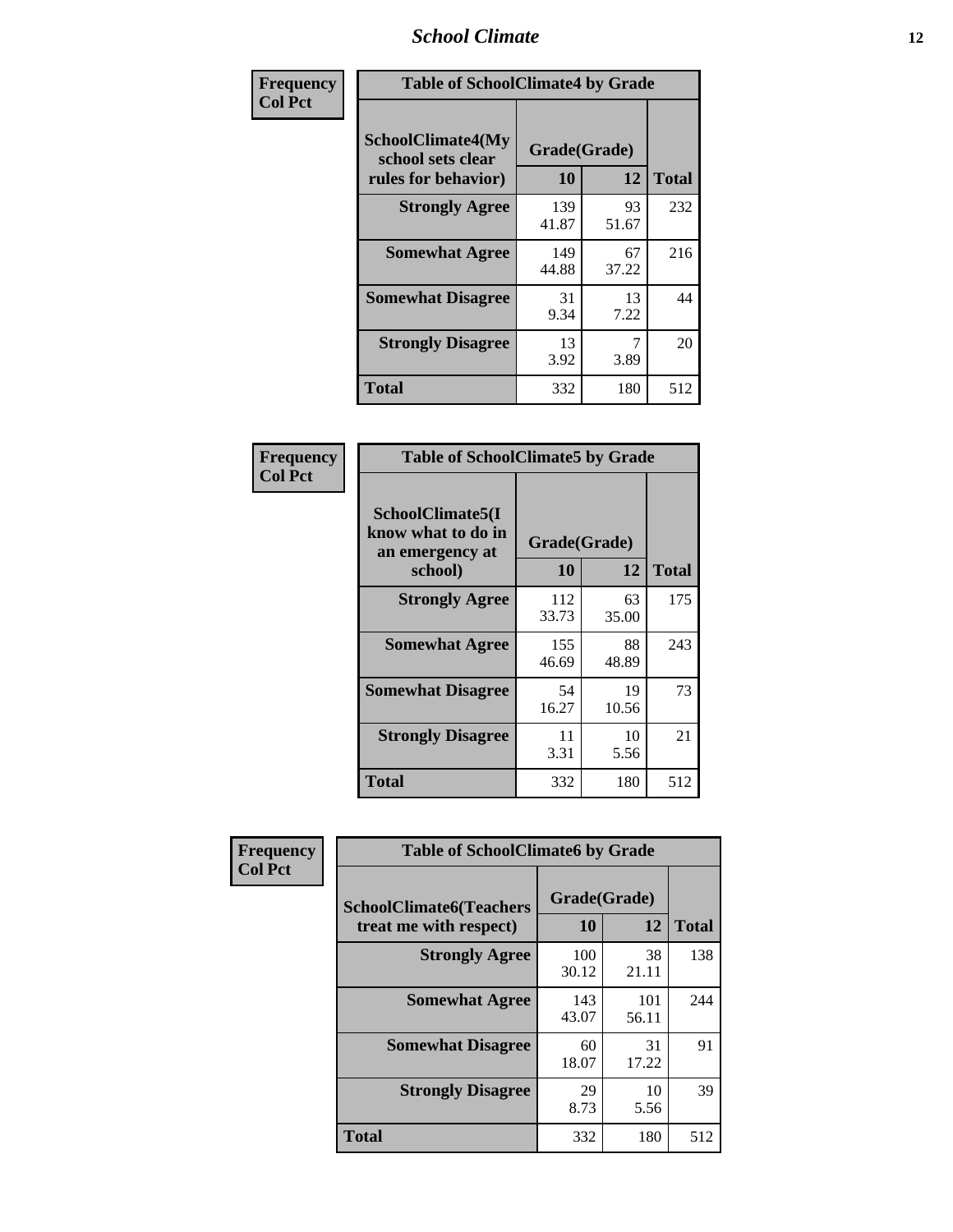| Frequency<br>Col Pct | Table of SchoolClimate4 by Grade | | |
|---|---|---|---|
| SchoolClimate4(My school sets clear rules for behavior) | Grade(Grade) | | |
| | 10 | 12 | Total |
| Strongly Agree | 139<br>41.87 | 93<br>51.67 | 232 |
| Somewhat Agree | 149<br>44.88 | 67<br>37.22 | 216 |
| Somewhat Disagree | 31<br>9.34 | 13<br>7.22 | 44 |
| Strongly Disagree | 13<br>3.92 | 7<br>3.89 | 20 |
| Total | 332 | 180 | 512 |

| Frequency<br>Col Pct | Table of SchoolClimate5 by Grade | | |
|---|---|---|---|
| SchoolClimate5(I know what to do in an emergency at school) | Grade(Grade) | | |
| | 10 | 12 | Total |
| Strongly Agree | 112<br>33.73 | 63<br>35.00 | 175 |
| Somewhat Agree | 155<br>46.69 | 88<br>48.89 | 243 |
| Somewhat Disagree | 54<br>16.27 | 19<br>10.56 | 73 |
| Strongly Disagree | 11<br>3.31 | 10<br>5.56 | 21 |
| Total | 332 | 180 | 512 |

| Frequency<br>Col Pct | Table of SchoolClimate6 by Grade | | |
|---|---|---|---|
| SchoolClimate6(Teachers treat me with respect) | Grade(Grade) | | |
| | 10 | 12 | Total |
| Strongly Agree | 100<br>30.12 | 38<br>21.11 | 138 |
| Somewhat Agree | 143<br>43.07 | 101<br>56.11 | 244 |
| Somewhat Disagree | 60<br>18.07 | 31<br>17.22 | 91 |
| Strongly Disagree | 29<br>8.73 | 10<br>5.56 | 39 |
| Total | 332 | 180 | 512 |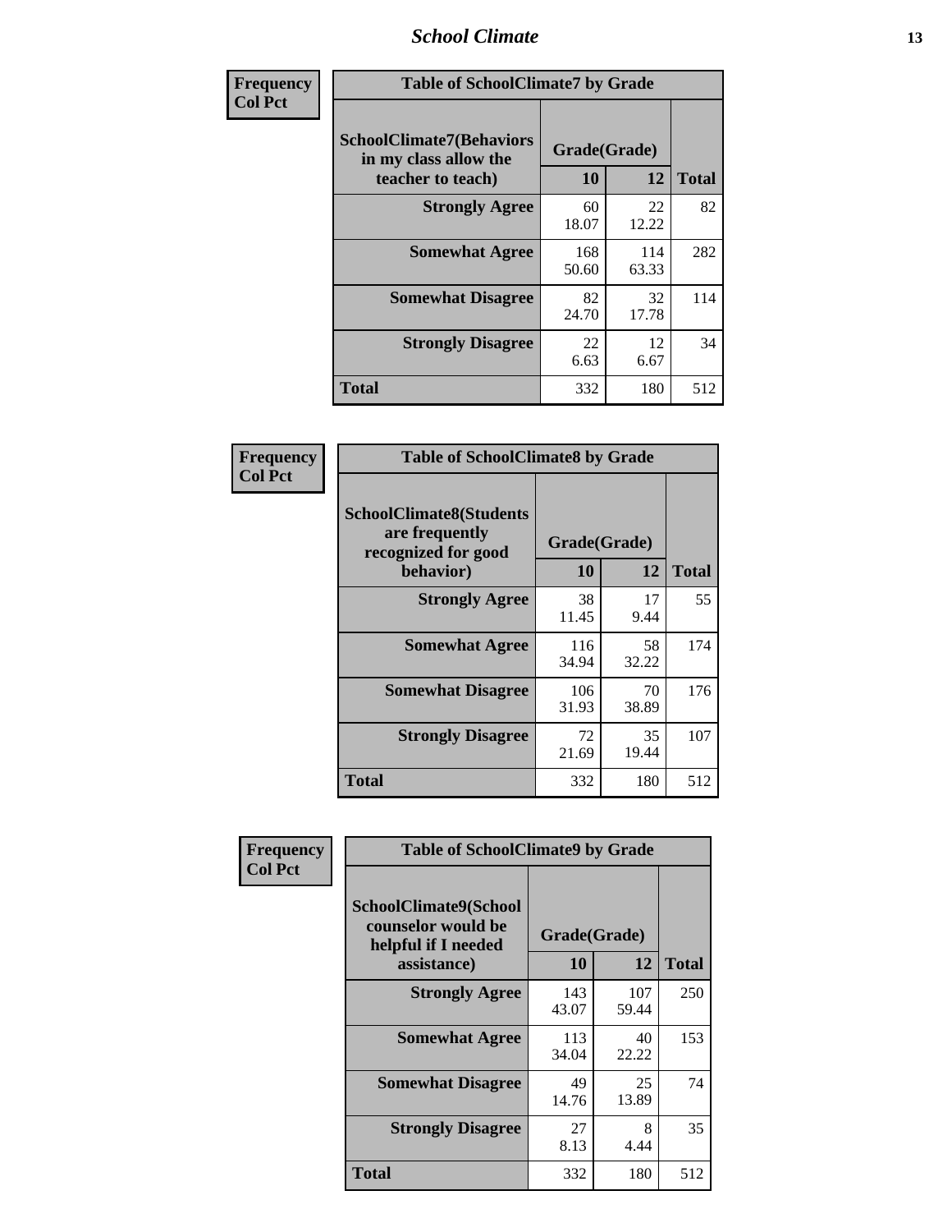| Frequency<br>Col Pct | Table of SchoolClimate7 by Grade | | |
|---|---|---|---|
| SchoolClimate7(Behaviors in my class allow the teacher to teach) | Grade(Grade) | | Total |
| | 10 | 12 | |
| Strongly Agree | 60<br>18.07 | 22<br>12.22 | 82 |
| Somewhat Agree | 168<br>50.60 | 114<br>63.33 | 282 |
| Somewhat Disagree | 82<br>24.70 | 32<br>17.78 | 114 |
| Strongly Disagree | 22<br>6.63 | 12<br>6.67 | 34 |
| Total | 332 | 180 | 512 |

| Frequency<br>Col Pct | Table of SchoolClimate8 by Grade | | |
|---|---|---|---|
| SchoolClimate8(Students are frequently recognized for good behavior) | Grade(Grade) | | Total |
| | 10 | 12 | |
| Strongly Agree | 38<br>11.45 | 17<br>9.44 | 55 |
| Somewhat Agree | 116<br>34.94 | 58<br>32.22 | 174 |
| Somewhat Disagree | 106<br>31.93 | 70<br>38.89 | 176 |
| Strongly Disagree | 72<br>21.69 | 35<br>19.44 | 107 |
| Total | 332 | 180 | 512 |

| Frequency<br>Col Pct | Table of SchoolClimate9 by Grade | | |
|---|---|---|---|
| SchoolClimate9(School counselor would be helpful if I needed assistance) | Grade(Grade) | | Total |
| | 10 | 12 | |
| Strongly Agree | 143<br>43.07 | 107<br>59.44 | 250 |
| Somewhat Agree | 113<br>34.04 | 40<br>22.22 | 153 |
| Somewhat Disagree | 49<br>14.76 | 25<br>13.89 | 74 |
| Strongly Disagree | 27<br>8.13 | 8<br>4.44 | 35 |
| Total | 332 | 180 | 512 |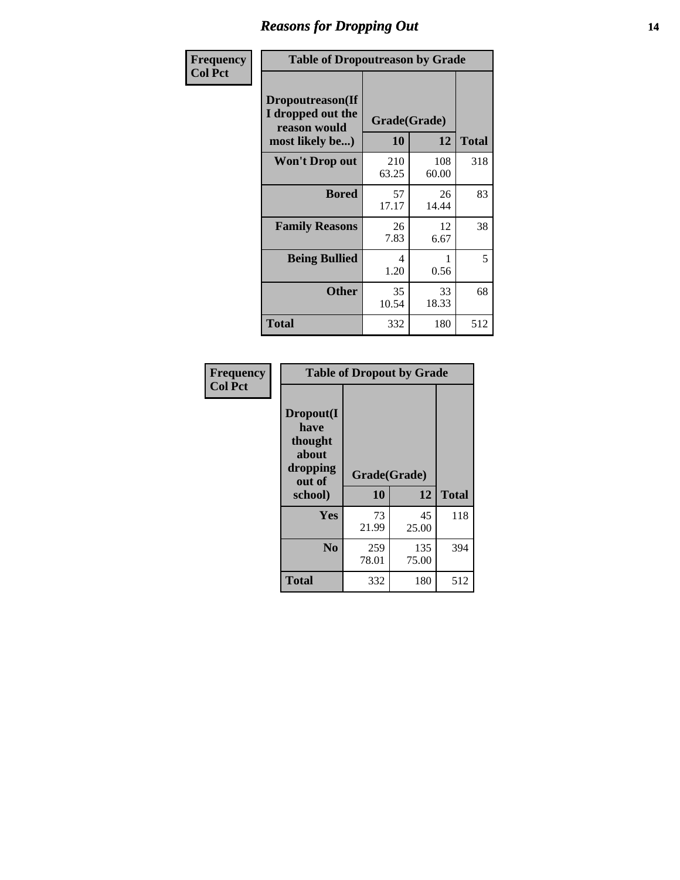# Reasons for Dropping Out

**Frequency**
**Col Pct**

| Table of Dropoutreason by Grade | | | |
|---|---|---|---|
| **Dropoutreason(If I dropped out the reason would most likely be...)** | **Grade(Grade)** | | **Total** |
| | **10** | **12** | |
| **Won't Drop out** | 210<br>63.25 | 108<br>60.00 | 318 |
| **Bored** | 57<br>17.17 | 26<br>14.44 | 83 |
| **Family Reasons** | 26<br>7.83 | 12<br>6.67 | 38 |
| **Being Bullied** | 4<br>1.20 | 1<br>0.56 | 5 |
| **Other** | 35<br>10.54 | 33<br>18.33 | 68 |
| **Total** | 332 | 180 | 512 |

**Frequency**
**Col Pct**

| Table of Dropout by Grade | | | |
|---|---|---|---|
| **Dropout(I have thought about dropping out of school)** | **Grade(Grade)** | | **Total** |
| | **10** | **12** | |
| **Yes** | 73<br>21.99 | 45<br>25.00 | 118 |
| **No** | 259<br>78.01 | 135<br>75.00 | 394 |
| **Total** | 332 | 180 | 512 |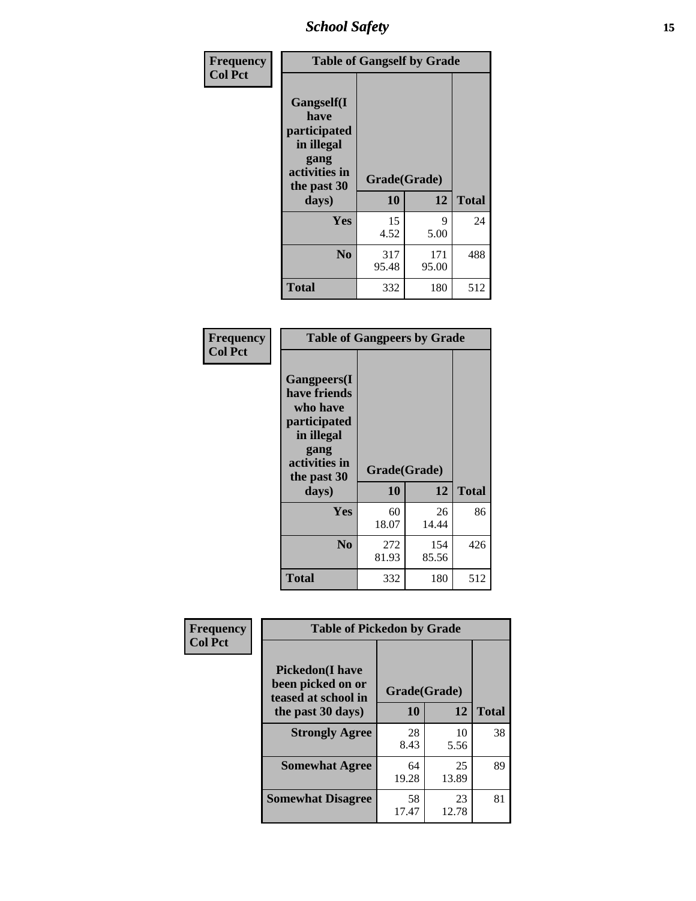| Frequency<br>Col Pct | Table of Gangself by Grade | | |
|---|---|---|---|
| Gangself(I have participated in illegal gang activities in the past 30 days) | Grade(Grade) | | |
| | 10 | 12 | Total |
| Yes | 15<br>4.52 | 9<br>5.00 | 24 |
| No | 317<br>95.48 | 171<br>95.00 | 488 |
| Total | 332 | 180 | 512 |

| Frequency<br>Col Pct | Table of Gangpeers by Grade | | |
|---|---|---|---|
| Gangpeers(I have friends who have participated in illegal gang activities in the past 30 days) | Grade(Grade) | | |
| | 10 | 12 | Total |
| Yes | 60<br>18.07 | 26<br>14.44 | 86 |
| No | 272<br>81.93 | 154<br>85.56 | 426 |
| Total | 332 | 180 | 512 |

| Frequency<br>Col Pct | Table of Pickedon by Grade | | |
|---|---|---|---|
| Pickedon(I have been picked on or teased at school in the past 30 days) | Grade(Grade) | | |
| | 10 | 12 | Total |
| Strongly Agree | 28<br>8.43 | 10<br>5.56 | 38 |
| Somewhat Agree | 64<br>19.28 | 25<br>13.89 | 89 |
| Somewhat Disagree | 58<br>17.47 | 23<br>12.78 | 81 |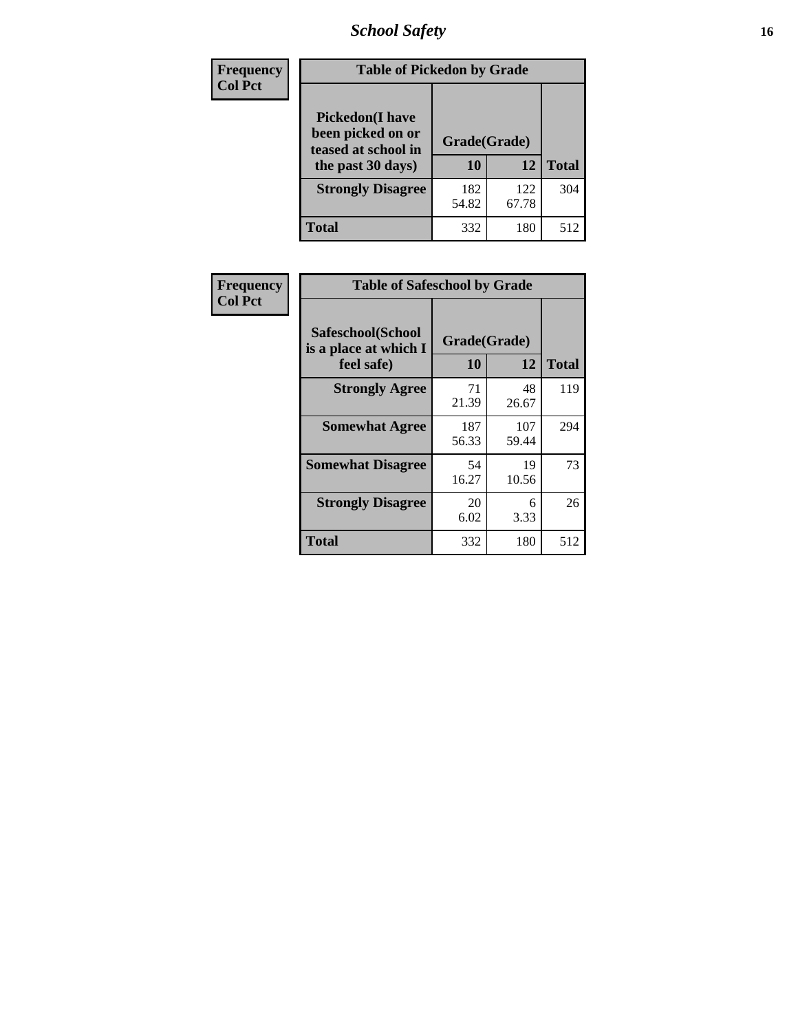| Frequency Col Pct | Table of Pickedon by Grade | | |
|---|---|---|---|
| Pickedon(I have been picked on or teased at school in the past 30 days) | Grade(Grade) | | |
| | 10 | 12 | Total |
| Strongly Disagree | 182<br>54.82 | 122<br>67.78 | 304 |
| Total | 332 | 180 | 512 |

| Frequency Col Pct | Table of Safeschool by Grade | | |
|---|---|---|---|
| Safeschool(School is a place at which I feel safe) | Grade(Grade) | | |
| | 10 | 12 | Total |
| Strongly Agree | 71<br>21.39 | 48<br>26.67 | 119 |
| Somewhat Agree | 187<br>56.33 | 107<br>59.44 | 294 |
| Somewhat Disagree | 54<br>16.27 | 19<br>10.56 | 73 |
| Strongly Disagree | 20<br>6.02 | 6<br>3.33 | 26 |
| Total | 332 | 180 | 512 |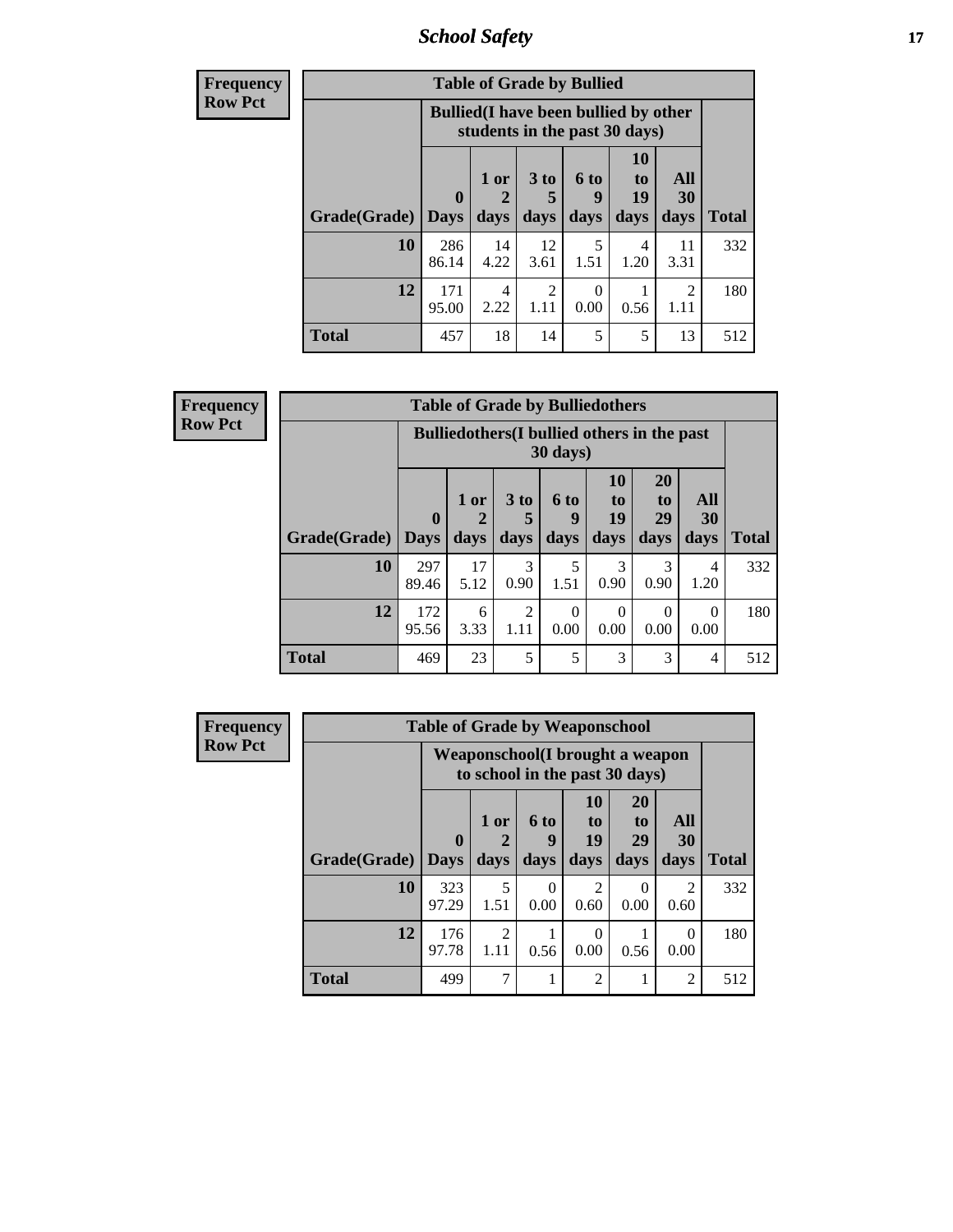| Frequency<br>Row Pct | Table of Grade by Bullied | | | | | | |
|---|---|---|---|---|---|---|---|
| | Bullied(I have been bullied by other students in the past 30 days) | | | | | | |
| Grade(Grade) | 0 Days | 1 or 2 days | 3 to 5 days | 6 to 9 days | 10 to 19 days | All 30 days | Total |
| 10 | 286<br>86.14 | 14<br>4.22 | 12<br>3.61 | 5<br>1.51 | 4<br>1.20 | 11<br>3.31 | 332 |
| 12 | 171<br>95.00 | 4<br>2.22 | 2<br>1.11 | 0<br>0.00 | 1<br>0.56 | 2<br>1.11 | 180 |
| Total | 457 | 18 | 14 | 5 | 5 | 13 | 512 |

| Frequency<br>Row Pct | Table of Grade by Bulliedothers | | | | | | | |
|---|---|---|---|---|---|---|---|---|
| | Bulliedothers(I bullied others in the past 30 days) | | | | | | | |
| Grade(Grade) | 0 Days | 1 or 2 days | 3 to 5 days | 6 to 9 days | 10 to 19 days | 20 to 29 days | All 30 days | Total |
| 10 | 297<br>89.46 | 17<br>5.12 | 3<br>0.90 | 5<br>1.51 | 3<br>0.90 | 3<br>0.90 | 4<br>1.20 | 332 |
| 12 | 172<br>95.56 | 6<br>3.33 | 2<br>1.11 | 0<br>0.00 | 0<br>0.00 | 0<br>0.00 | 0<br>0.00 | 180 |
| Total | 469 | 23 | 5 | 5 | 3 | 3 | 4 | 512 |

| Frequency<br>Row Pct | Table of Grade by Weaponschool | | | | | | |
|---|---|---|---|---|---|---|---|
| | Weaponschool(I brought a weapon to school in the past 30 days) | | | | | | |
| Grade(Grade) | 0 Days | 1 or 2 days | 6 to 9 days | 10 to 19 days | 20 to 29 days | All 30 days | Total |
| 10 | 323<br>97.29 | 5<br>1.51 | 0<br>0.00 | 2<br>0.60 | 0<br>0.00 | 2<br>0.60 | 332 |
| 12 | 176<br>97.78 | 2<br>1.11 | 1<br>0.56 | 0<br>0.00 | 1<br>0.56 | 0<br>0.00 | 180 |
| Total | 499 | 7 | 1 | 2 | 1 | 2 | 512 |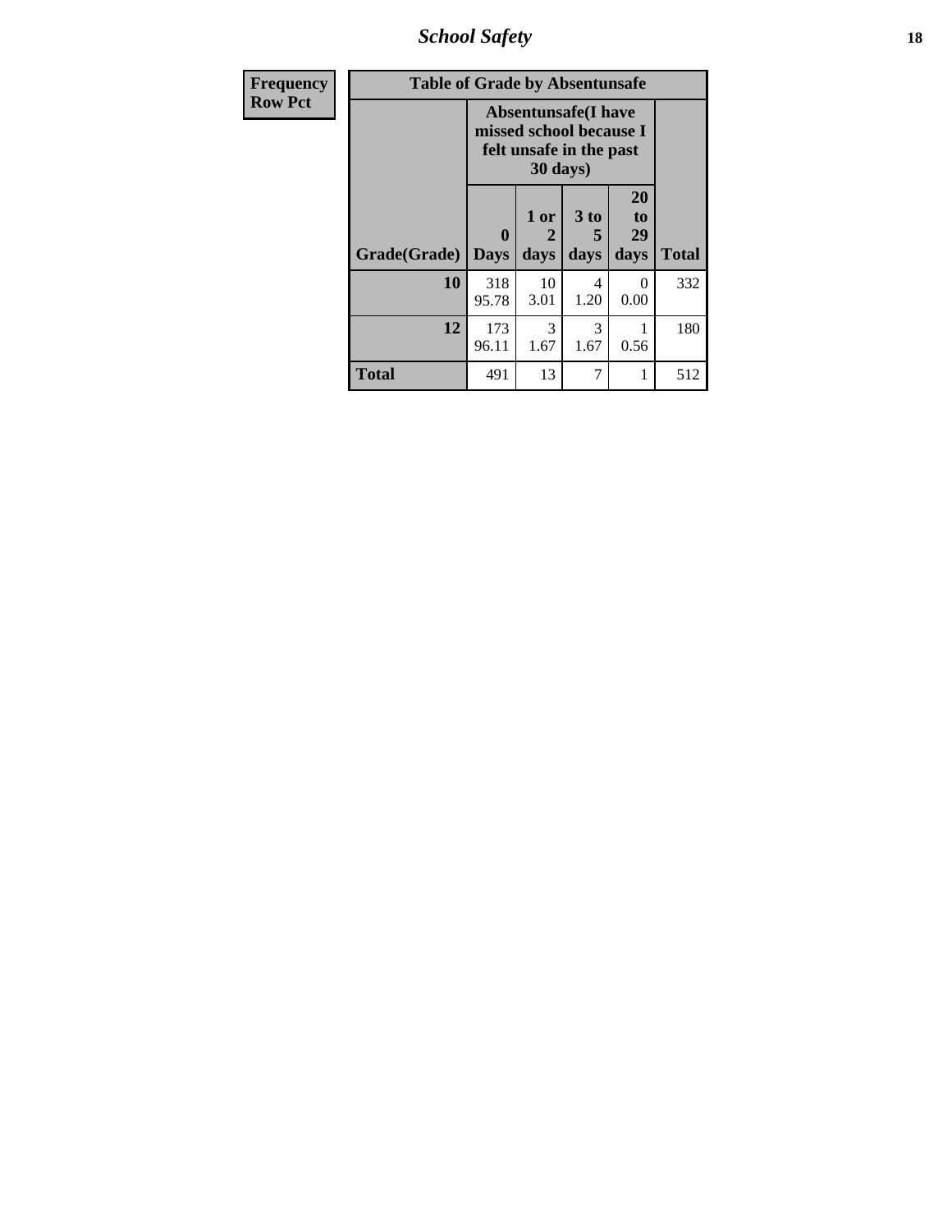| Frequency Row Pct | Table of Grade by Absentunsafe | | | | |
|---|---|---|---|---|---|
| | Absentunsafe(I have missed school because I felt unsafe in the past 30 days) | | | | |
| Grade(Grade) | 0 Days | 1 or 2 days | 3 to 5 days | 20 to 29 days | Total |
| 10 | 318<br>95.78 | 10<br>3.01 | 4<br>1.20 | 0<br>0.00 | 332 |
| 12 | 173<br>96.11 | 3<br>1.67 | 3<br>1.67 | 1<br>0.56 | 180 |
| Total | 491 | 13 | 7 | 1 | 512 |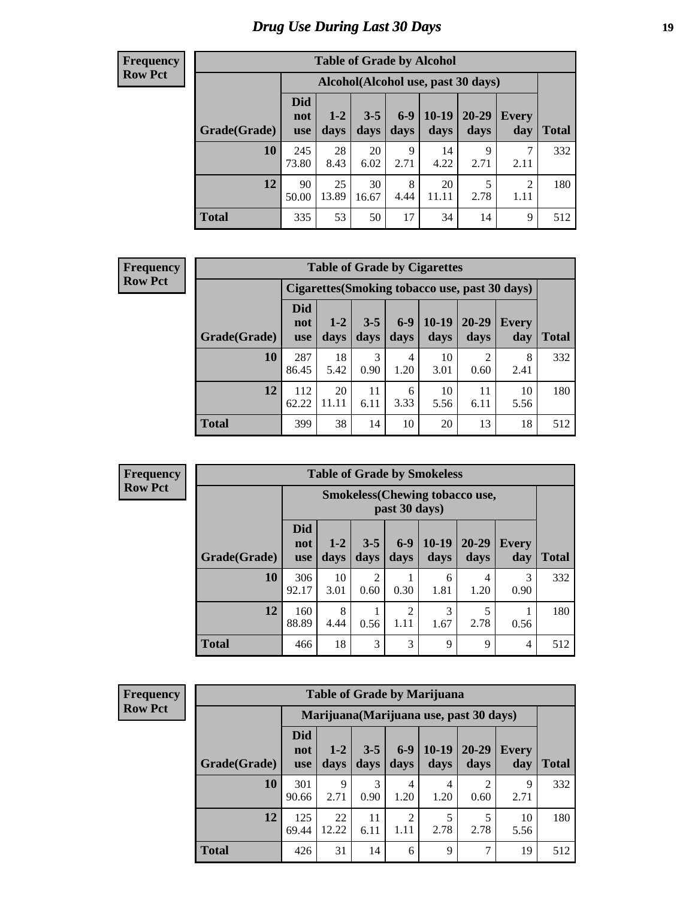# Drug Use During Last 30 Days

**Frequency**
**Row Pct**

| Table of Grade by Alcohol | | | | | | | | |
|---|---|---|---|---|---|---|---|---|
| | Alcohol(Alcohol use, past 30 days) | | | | | | | |
| Grade(Grade) | Did not use | 1-2 days | 3-5 days | 6-9 days | 10-19 days | 20-29 days | Every day | Total |
| 10 | 245<br>73.80 | 28<br>8.43 | 20<br>6.02 | 9<br>2.71 | 14<br>4.22 | 9<br>2.71 | 7<br>2.11 | 332 |
| 12 | 90<br>50.00 | 25<br>13.89 | 30<br>16.67 | 8<br>4.44 | 20<br>11.11 | 5<br>2.78 | 2<br>1.11 | 180 |
| Total | 335 | 53 | 50 | 17 | 34 | 14 | 9 | 512 |

**Frequency**
**Row Pct**

| Table of Grade by Cigarettes | | | | | | | | |
|---|---|---|---|---|---|---|---|---|
| | Cigarettes(Smoking tobacco use, past 30 days) | | | | | | | |
| Grade(Grade) | Did not use | 1-2 days | 3-5 days | 6-9 days | 10-19 days | 20-29 days | Every day | Total |
| 10 | 287<br>86.45 | 18<br>5.42 | 3<br>0.90 | 4<br>1.20 | 10<br>3.01 | 2<br>0.60 | 8<br>2.41 | 332 |
| 12 | 112<br>62.22 | 20<br>11.11 | 11<br>6.11 | 6<br>3.33 | 10<br>5.56 | 11<br>6.11 | 10<br>5.56 | 180 |
| Total | 399 | 38 | 14 | 10 | 20 | 13 | 18 | 512 |

**Frequency**
**Row Pct**

| Table of Grade by Smokeless | | | | | | | | |
|---|---|---|---|---|---|---|---|---|
| | Smokeless(Chewing tobacco use, past 30 days) | | | | | | | |
| Grade(Grade) | Did not use | 1-2 days | 3-5 days | 6-9 days | 10-19 days | 20-29 days | Every day | Total |
| 10 | 306<br>92.17 | 10<br>3.01 | 2<br>0.60 | 1<br>0.30 | 6<br>1.81 | 4<br>1.20 | 3<br>0.90 | 332 |
| 12 | 160<br>88.89 | 8<br>4.44 | 1<br>0.56 | 2<br>1.11 | 3<br>1.67 | 5<br>2.78 | 1<br>0.56 | 180 |
| Total | 466 | 18 | 3 | 3 | 9 | 9 | 4 | 512 |

**Frequency**
**Row Pct**

| Table of Grade by Marijuana | | | | | | | | |
|---|---|---|---|---|---|---|---|---|
| | Marijuana(Marijuana use, past 30 days) | | | | | | | |
| Grade(Grade) | Did not use | 1-2 days | 3-5 days | 6-9 days | 10-19 days | 20-29 days | Every day | Total |
| 10 | 301<br>90.66 | 9<br>2.71 | 3<br>0.90 | 4<br>1.20 | 4<br>1.20 | 2<br>0.60 | 9<br>2.71 | 332 |
| 12 | 125<br>69.44 | 22<br>12.22 | 11<br>6.11 | 2<br>1.11 | 5<br>2.78 | 5<br>2.78 | 10<br>5.56 | 180 |
| Total | 426 | 31 | 14 | 6 | 9 | 7 | 19 | 512 |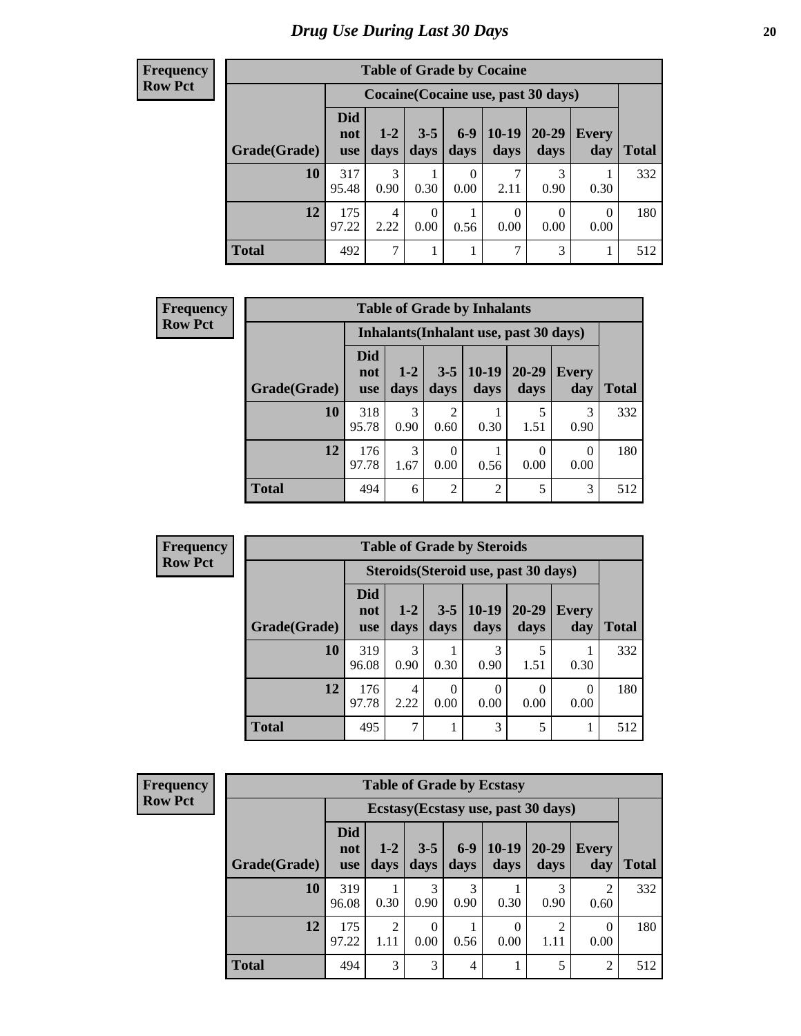# Drug Use During Last 30 Days

**Frequency**
**Row Pct**

| Table of Grade by Cocaine | | | | | | | | |
|---|---|---|---|---|---|---|---|---|
| | Cocaine(Cocaine use, past 30 days) | | | | | | | |
| Grade(Grade) | Did not use | 1-2 days | 3-5 days | 6-9 days | 10-19 days | 20-29 days | Every day | Total |
| 10 | 317<br>95.48 | 3<br>0.90 | 1<br>0.30 | 0<br>0.00 | 7<br>2.11 | 3<br>0.90 | 1<br>0.30 | 332 |
| 12 | 175<br>97.22 | 4<br>2.22 | 0<br>0.00 | 1<br>0.56 | 0<br>0.00 | 0<br>0.00 | 0<br>0.00 | 180 |
| Total | 492 | 7 | 1 | 1 | 7 | 3 | 1 | 512 |

**Frequency**
**Row Pct**

| Table of Grade by Inhalants | | | | | | | |
|---|---|---|---|---|---|---|---|
| | Inhalants(Inhalant use, past 30 days) | | | | | | |
| Grade(Grade) | Did not use | 1-2 days | 3-5 days | 10-19 days | 20-29 days | Every day | Total |
| 10 | 318<br>95.78 | 3<br>0.90 | 2<br>0.60 | 1<br>0.30 | 5<br>1.51 | 3<br>0.90 | 332 |
| 12 | 176<br>97.78 | 3<br>1.67 | 0<br>0.00 | 1<br>0.56 | 0<br>0.00 | 0<br>0.00 | 180 |
| Total | 494 | 6 | 2 | 2 | 5 | 3 | 512 |

**Frequency**
**Row Pct**

| Table of Grade by Steroids | | | | | | | |
|---|---|---|---|---|---|---|---|
| | Steroids(Steroid use, past 30 days) | | | | | | |
| Grade(Grade) | Did not use | 1-2 days | 3-5 days | 10-19 days | 20-29 days | Every day | Total |
| 10 | 319<br>96.08 | 3<br>0.90 | 1<br>0.30 | 3<br>0.90 | 5<br>1.51 | 1<br>0.30 | 332 |
| 12 | 176<br>97.78 | 4<br>2.22 | 0<br>0.00 | 0<br>0.00 | 0<br>0.00 | 0<br>0.00 | 180 |
| Total | 495 | 7 | 1 | 3 | 5 | 1 | 512 |

**Frequency**
**Row Pct**

| Table of Grade by Ecstasy | | | | | | | | |
|---|---|---|---|---|---|---|---|---|
| | Ecstasy(Ecstasy use, past 30 days) | | | | | | | |
| Grade(Grade) | Did not use | 1-2 days | 3-5 days | 6-9 days | 10-19 days | 20-29 days | Every day | Total |
| 10 | 319<br>96.08 | 1<br>0.30 | 3<br>0.90 | 3<br>0.90 | 1<br>0.30 | 3<br>0.90 | 2<br>0.60 | 332 |
| 12 | 175<br>97.22 | 2<br>1.11 | 0<br>0.00 | 1<br>0.56 | 0<br>0.00 | 2<br>1.11 | 0<br>0.00 | 180 |
| Total | 494 | 3 | 3 | 4 | 1 | 5 | 2 | 512 |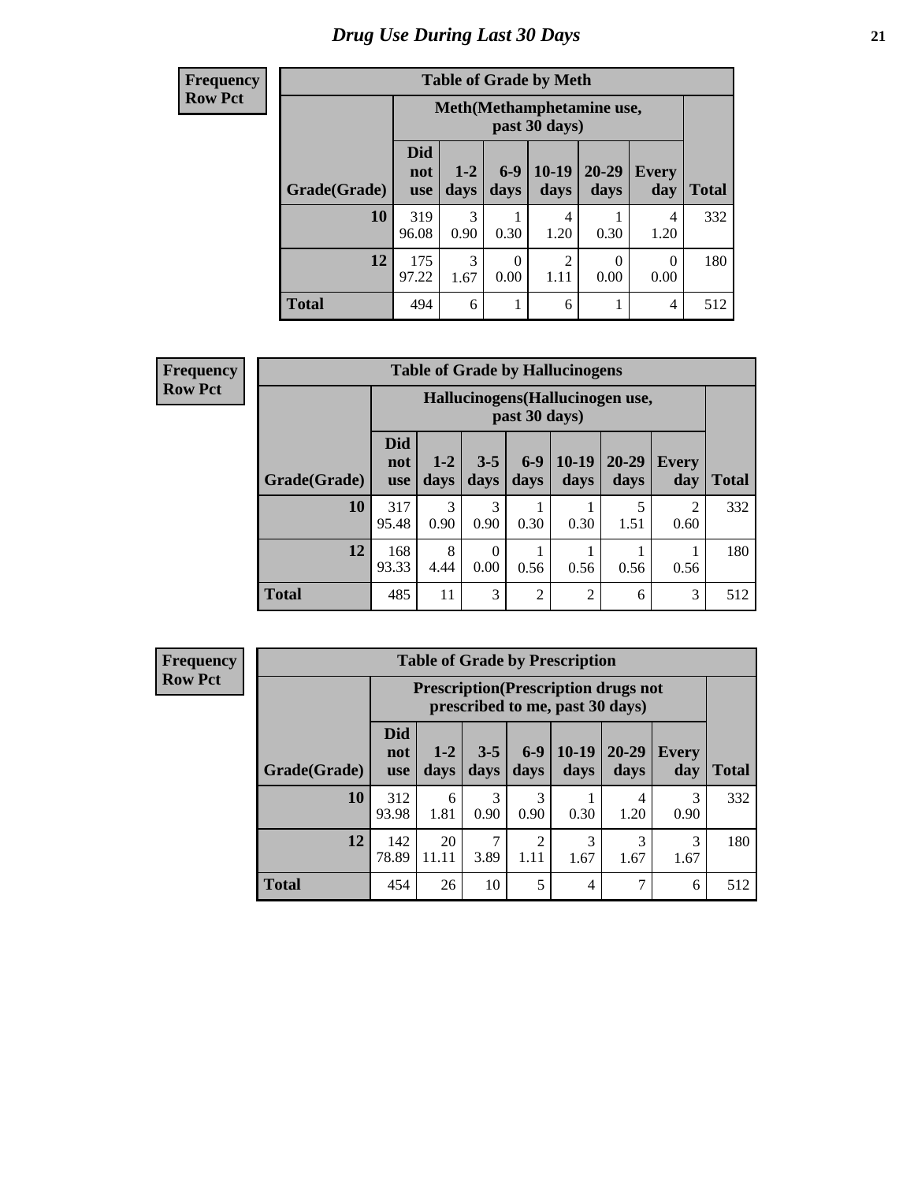# Drug Use During Last 30 Days

**Frequency**
**Row Pct**

| Table of Grade by Meth | | | | | | | |
|---|---|---|---|---|---|---|---|
| | Meth(Methamphetamine use, past 30 days) | | | | | | |
| Grade(Grade) | Did not use | 1-2 days | 6-9 days | 10-19 days | 20-29 days | Every day | Total |
| 10 | 319<br>96.08 | 3<br>0.90 | 1<br>0.30 | 4<br>1.20 | 1<br>0.30 | 4<br>1.20 | 332 |
| 12 | 175<br>97.22 | 3<br>1.67 | 0<br>0.00 | 2<br>1.11 | 0<br>0.00 | 0<br>0.00 | 180 |
| Total | 494 | 6 | 1 | 6 | 1 | 4 | 512 |

**Frequency**
**Row Pct**

| Table of Grade by Hallucinogens | | | | | | | | |
|---|---|---|---|---|---|---|---|---|
| | Hallucinogens(Hallucinogen use, past 30 days) | | | | | | | |
| Grade(Grade) | Did not use | 1-2 days | 3-5 days | 6-9 days | 10-19 days | 20-29 days | Every day | Total |
| 10 | 317<br>95.48 | 3<br>0.90 | 3<br>0.90 | 1<br>0.30 | 1<br>0.30 | 5<br>1.51 | 2<br>0.60 | 332 |
| 12 | 168<br>93.33 | 8<br>4.44 | 0<br>0.00 | 1<br>0.56 | 1<br>0.56 | 1<br>0.56 | 1<br>0.56 | 180 |
| Total | 485 | 11 | 3 | 2 | 2 | 6 | 3 | 512 |

**Frequency**
**Row Pct**

| Table of Grade by Prescription | | | | | | | | |
|---|---|---|---|---|---|---|---|---|
| | Prescription(Prescription drugs not prescribed to me, past 30 days) | | | | | | | |
| Grade(Grade) | Did not use | 1-2 days | 3-5 days | 6-9 days | 10-19 days | 20-29 days | Every day | Total |
| 10 | 312<br>93.98 | 6<br>1.81 | 3<br>0.90 | 3<br>0.90 | 1<br>0.30 | 4<br>1.20 | 3<br>0.90 | 332 |
| 12 | 142<br>78.89 | 20<br>11.11 | 7<br>3.89 | 2<br>1.11 | 3<br>1.67 | 3<br>1.67 | 3<br>1.67 | 180 |
| Total | 454 | 26 | 10 | 5 | 4 | 7 | 6 | 512 |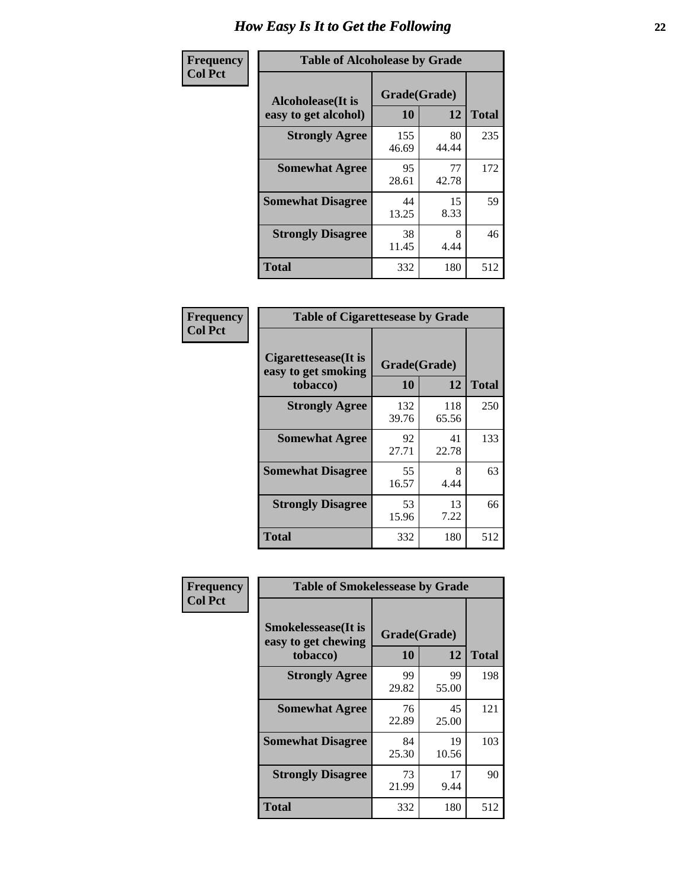# How Easy Is It to Get the Following

**Frequency Col Pct**

**Table of Alcoholease by Grade**

| Alcoholease(It is easy to get alcohol) | Grade(Grade) | | Total |
|---|---|---|---|
| | 10 | 12 | |
| Strongly Agree | 155<br>46.69 | 80<br>44.44 | 235 |
| Somewhat Agree | 95<br>28.61 | 77<br>42.78 | 172 |
| Somewhat Disagree | 44<br>13.25 | 15<br>8.33 | 59 |
| Strongly Disagree | 38<br>11.45 | 8<br>4.44 | 46 |
| Total | 332 | 180 | 512 |

**Frequency Col Pct**

**Table of Cigarettesease by Grade**

| Cigarettesease(It is easy to get smoking tobacco) | Grade(Grade) | | Total |
|---|---|---|---|
| | 10 | 12 | |
| Strongly Agree | 132<br>39.76 | 118<br>65.56 | 250 |
| Somewhat Agree | 92<br>27.71 | 41<br>22.78 | 133 |
| Somewhat Disagree | 55<br>16.57 | 8<br>4.44 | 63 |
| Strongly Disagree | 53<br>15.96 | 13<br>7.22 | 66 |
| Total | 332 | 180 | 512 |

**Frequency Col Pct**

**Table of Smokelessease by Grade**

| Smokelessease(It is easy to get chewing tobacco) | Grade(Grade) | | Total |
|---|---|---|---|
| | 10 | 12 | |
| Strongly Agree | 99<br>29.82 | 99<br>55.00 | 198 |
| Somewhat Agree | 76<br>22.89 | 45<br>25.00 | 121 |
| Somewhat Disagree | 84<br>25.30 | 19<br>10.56 | 103 |
| Strongly Disagree | 73<br>21.99 | 17<br>9.44 | 90 |
| Total | 332 | 180 | 512 |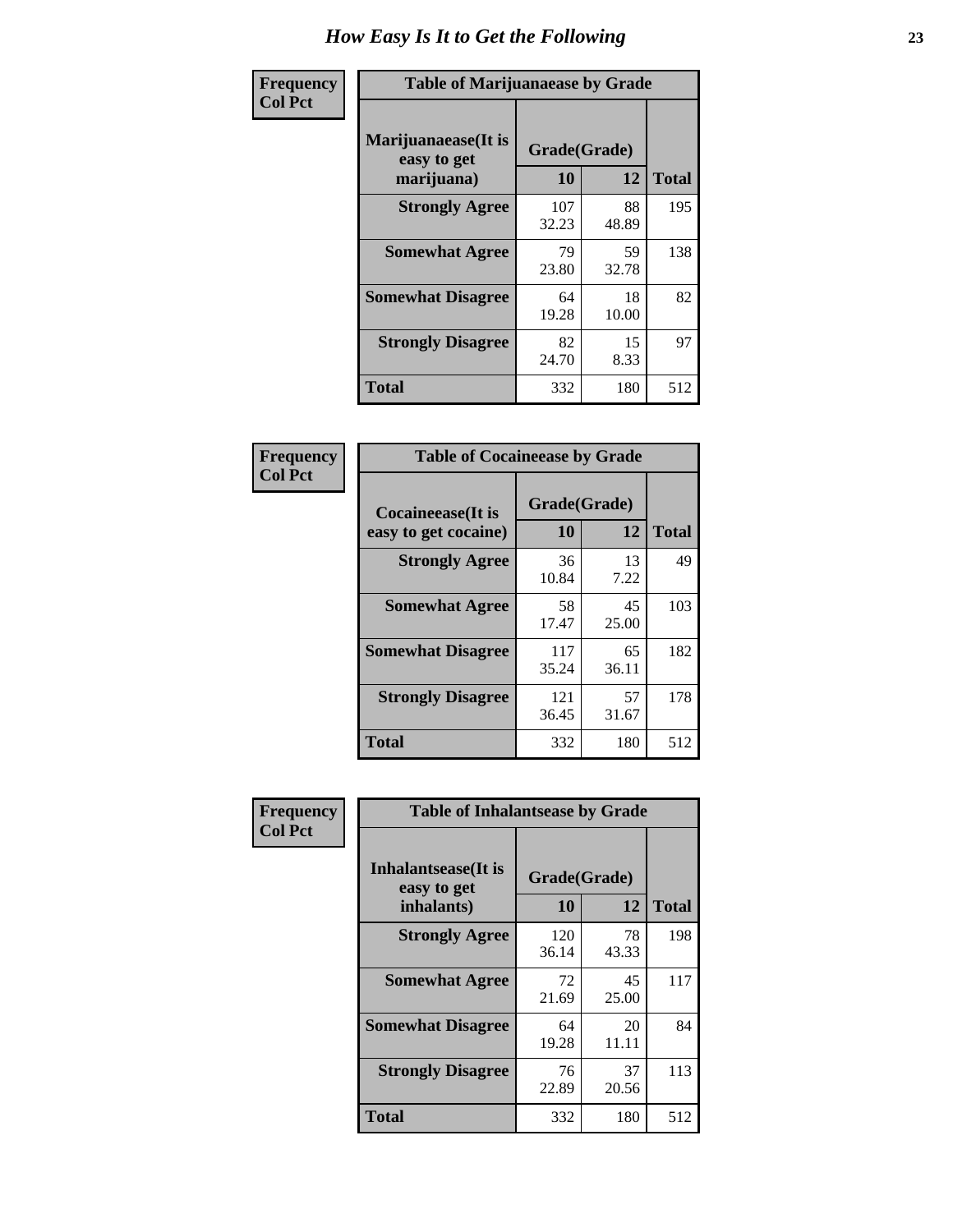# How Easy Is It to Get the Following

**Frequency**
**Col Pct**

**Table of Marijuanaease by Grade**

| Marijuanaease(It is easy to get marijuana) | Grade(Grade) | | Total |
|---|---|---|---|
| | 10 | 12 | |
| **Strongly Agree** | 107<br>32.23 | 88<br>48.89 | 195 |
| **Somewhat Agree** | 79<br>23.80 | 59<br>32.78 | 138 |
| **Somewhat Disagree** | 64<br>19.28 | 18<br>10.00 | 82 |
| **Strongly Disagree** | 82<br>24.70 | 15<br>8.33 | 97 |
| **Total** | 332 | 180 | 512 |

**Frequency**
**Col Pct**

**Table of Cocaineease by Grade**

| Cocaineease(It is easy to get cocaine) | Grade(Grade) | | Total |
|---|---|---|---|
| | 10 | 12 | |
| **Strongly Agree** | 36<br>10.84 | 13<br>7.22 | 49 |
| **Somewhat Agree** | 58<br>17.47 | 45<br>25.00 | 103 |
| **Somewhat Disagree** | 117<br>35.24 | 65<br>36.11 | 182 |
| **Strongly Disagree** | 121<br>36.45 | 57<br>31.67 | 178 |
| **Total** | 332 | 180 | 512 |

**Frequency**
**Col Pct**

**Table of Inhalantsease by Grade**

| Inhalantsease(It is easy to get inhalants) | Grade(Grade) | | Total |
|---|---|---|---|
| | 10 | 12 | |
| **Strongly Agree** | 120<br>36.14 | 78<br>43.33 | 198 |
| **Somewhat Agree** | 72<br>21.69 | 45<br>25.00 | 117 |
| **Somewhat Disagree** | 64<br>19.28 | 20<br>11.11 | 84 |
| **Strongly Disagree** | 76<br>22.89 | 37<br>20.56 | 113 |
| **Total** | 332 | 180 | 512 |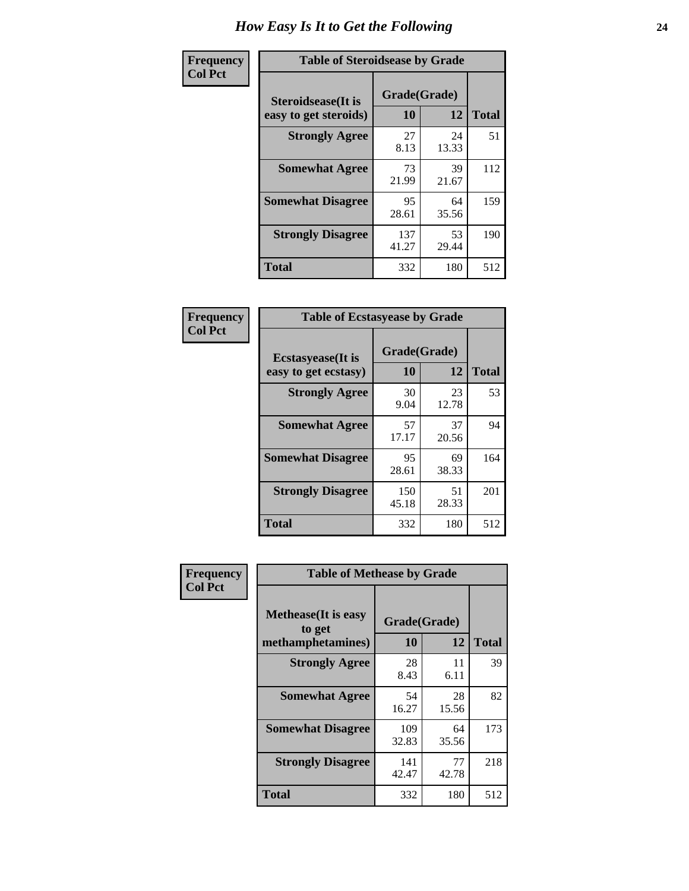# How Easy Is It to Get the Following

**Frequency**
**Col Pct**

| Table of Steroidsease by Grade | | | |
|---|---|---|---|
| Steroidsease(It is easy to get steroids) | Grade(Grade) | | Total |
| | 10 | 12 | |
| **Strongly Agree** | 27<br>8.13 | 24<br>13.33 | 51 |
| **Somewhat Agree** | 73<br>21.99 | 39<br>21.67 | 112 |
| **Somewhat Disagree** | 95<br>28.61 | 64<br>35.56 | 159 |
| **Strongly Disagree** | 137<br>41.27 | 53<br>29.44 | 190 |
| **Total** | 332 | 180 | 512 |

**Frequency**
**Col Pct**

| Table of Ecstasyease by Grade | | | |
|---|---|---|---|
| Ecstasyease(It is easy to get ecstasy) | Grade(Grade) | | Total |
| | 10 | 12 | |
| **Strongly Agree** | 30<br>9.04 | 23<br>12.78 | 53 |
| **Somewhat Agree** | 57<br>17.17 | 37<br>20.56 | 94 |
| **Somewhat Disagree** | 95<br>28.61 | 69<br>38.33 | 164 |
| **Strongly Disagree** | 150<br>45.18 | 51<br>28.33 | 201 |
| **Total** | 332 | 180 | 512 |

**Frequency**
**Col Pct**

| Table of Methease by Grade | | | |
|---|---|---|---|
| Methease(It is easy to get methamphetamines) | Grade(Grade) | | Total |
| | 10 | 12 | |
| **Strongly Agree** | 28<br>8.43 | 11<br>6.11 | 39 |
| **Somewhat Agree** | 54<br>16.27 | 28<br>15.56 | 82 |
| **Somewhat Disagree** | 109<br>32.83 | 64<br>35.56 | 173 |
| **Strongly Disagree** | 141<br>42.47 | 77<br>42.78 | 218 |
| **Total** | 332 | 180 | 512 |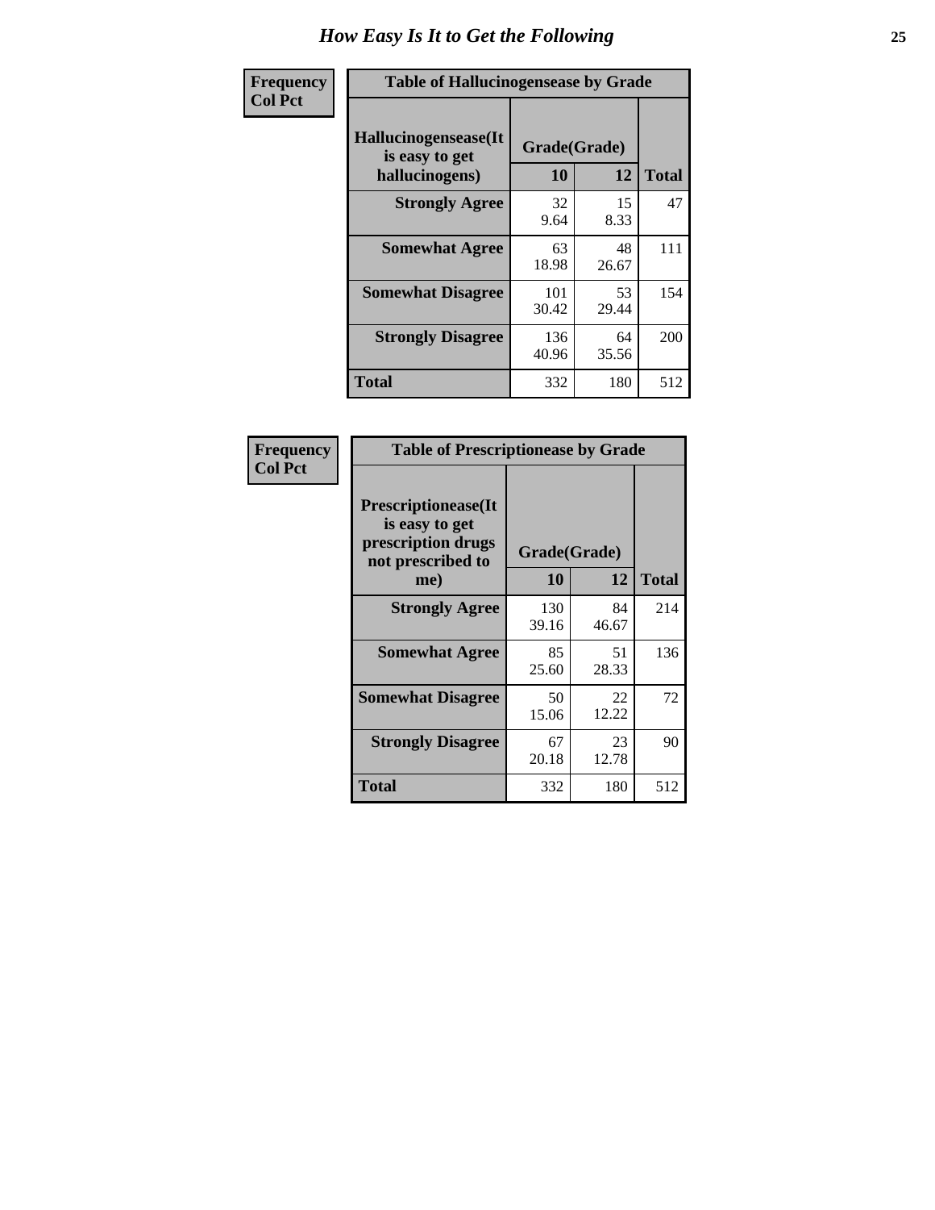# How Easy Is It to Get the Following

**Frequency**
**Col Pct**

| Table of Hallucinogensease by Grade | | | |
|---|---|---|---|
| **Hallucinogensease(It is easy to get hallucinogens)** | **Grade(Grade)** | | **Total** |
| | **10** | **12** | |
| **Strongly Agree** | 32<br>9.64 | 15<br>8.33 | 47 |
| **Somewhat Agree** | 63<br>18.98 | 48<br>26.67 | 111 |
| **Somewhat Disagree** | 101<br>30.42 | 53<br>29.44 | 154 |
| **Strongly Disagree** | 136<br>40.96 | 64<br>35.56 | 200 |
| **Total** | 332 | 180 | 512 |

**Frequency**
**Col Pct**

| Table of Prescriptionease by Grade | | | |
|---|---|---|---|
| **Prescriptionease(It is easy to get prescription drugs not prescribed to me)** | **Grade(Grade)** | | **Total** |
| | **10** | **12** | |
| **Strongly Agree** | 130<br>39.16 | 84<br>46.67 | 214 |
| **Somewhat Agree** | 85<br>25.60 | 51<br>28.33 | 136 |
| **Somewhat Disagree** | 50<br>15.06 | 22<br>12.22 | 72 |
| **Strongly Disagree** | 67<br>20.18 | 23<br>12.78 | 90 |
| **Total** | 332 | 180 | 512 |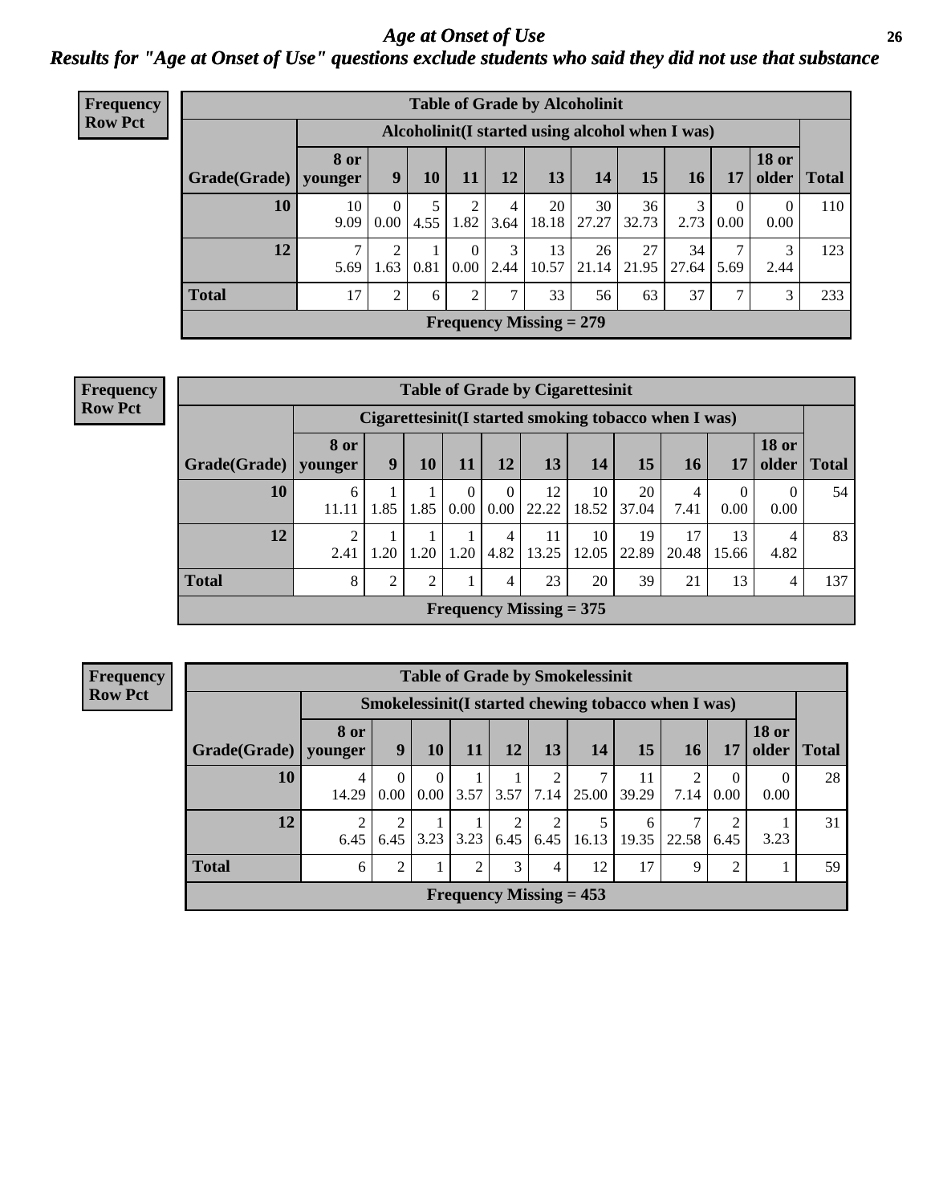# Age at Onset of Use

## Results for "Age at Onset of Use" questions exclude students who said they did not use that substance

**Frequency**
**Row Pct**

**Table of Grade by Alcoholinit**

| Grade(Grade) | Alcoholinit(I started using alcohol when I was) | | | | | | | | | | | Total |
|---|---|---|---|---|---|---|---|---|---|---|---|---|
| | 8 or younger | 9 | 10 | 11 | 12 | 13 | 14 | 15 | 16 | 17 | 18 or older | |
| 10 | 10<br>9.09 | 0<br>0.00 | 5<br>4.55 | 2<br>1.82 | 4<br>3.64 | 20<br>18.18 | 30<br>27.27 | 36<br>32.73 | 3<br>2.73 | 0<br>0.00 | 0<br>0.00 | 110 |
| 12 | 7<br>5.69 | 2<br>1.63 | 1<br>0.81 | 0<br>0.00 | 3<br>2.44 | 13<br>10.57 | 26<br>21.14 | 27<br>21.95 | 34<br>27.64 | 7<br>5.69 | 3<br>2.44 | 123 |
| **Total** | 17 | 2 | 6 | 2 | 7 | 33 | 56 | 63 | 37 | 7 | 3 | 233 |

**Frequency Missing = 279**

**Frequency**
**Row Pct**

**Table of Grade by Cigarettesinit**

| Grade(Grade) | Cigarettesinit(I started smoking tobacco when I was) | | | | | | | | | | | Total |
|---|---|---|---|---|---|---|---|---|---|---|---|---|
| | 8 or younger | 9 | 10 | 11 | 12 | 13 | 14 | 15 | 16 | 17 | 18 or older | |
| 10 | 6<br>11.11 | 1<br>1.85 | 1<br>1.85 | 0<br>0.00 | 0<br>0.00 | 12<br>22.22 | 10<br>18.52 | 20<br>37.04 | 4<br>7.41 | 0<br>0.00 | 0<br>0.00 | 54 |
| 12 | 2<br>2.41 | 1<br>1.20 | 1<br>1.20 | 1<br>1.20 | 4<br>4.82 | 11<br>13.25 | 10<br>12.05 | 19<br>22.89 | 17<br>20.48 | 13<br>15.66 | 4<br>4.82 | 83 |
| **Total** | 8 | 2 | 2 | 1 | 4 | 23 | 20 | 39 | 21 | 13 | 4 | 137 |

**Frequency Missing = 375**

**Frequency**
**Row Pct**

**Table of Grade by Smokelessinit**

| Grade(Grade) | Smokelessinit(I started chewing tobacco when I was) | | | | | | | | | | | Total |
|---|---|---|---|---|---|---|---|---|---|---|---|---|
| | 8 or younger | 9 | 10 | 11 | 12 | 13 | 14 | 15 | 16 | 17 | 18 or older | |
| 10 | 4<br>14.29 | 0<br>0.00 | 0<br>0.00 | 1<br>3.57 | 1<br>3.57 | 2<br>7.14 | 7<br>25.00 | 11<br>39.29 | 2<br>7.14 | 0<br>0.00 | 0<br>0.00 | 28 |
| 12 | 2<br>6.45 | 2<br>6.45 | 1<br>3.23 | 1<br>3.23 | 2<br>6.45 | 2<br>6.45 | 5<br>16.13 | 6<br>19.35 | 7<br>22.58 | 2<br>6.45 | 1<br>3.23 | 31 |
| **Total** | 6 | 2 | 1 | 2 | 3 | 4 | 12 | 17 | 9 | 2 | 1 | 59 |

**Frequency Missing = 453**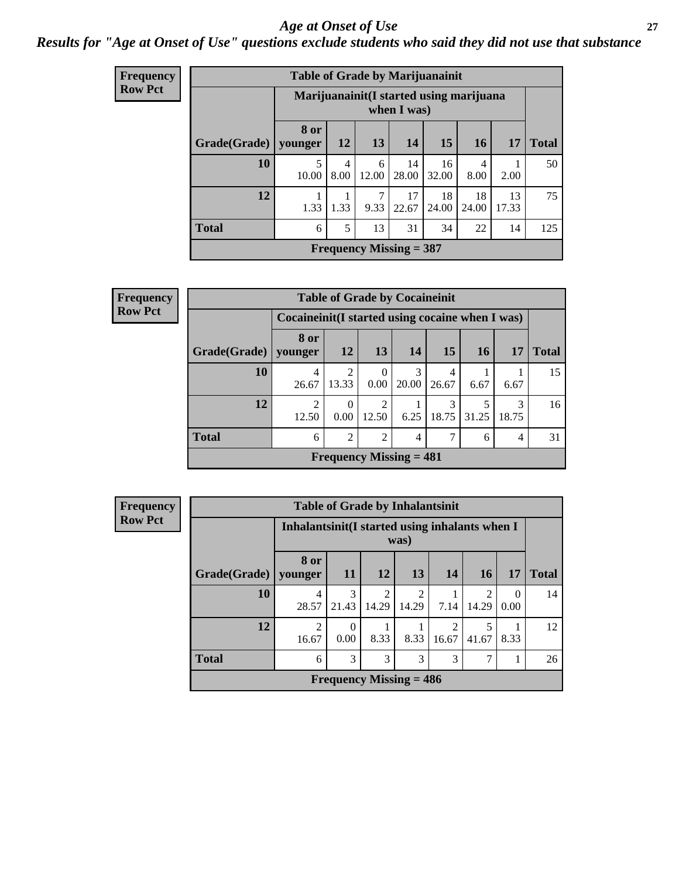# *Age at Onset of Use*

***Results for "Age at Onset of Use" questions exclude students who said they did not use that substance***

**Frequency**
**Row Pct**

| Table of Grade by Marijuanainit | | | | | | | | |
|---|---|---|---|---|---|---|---|---|
| | Marijuanainit(I started using marijuana when I was) | | | | | | | |
| Grade(Grade) | 8 or younger | 12 | 13 | 14 | 15 | 16 | 17 | Total |
| 10 | 5<br>10.00 | 4<br>8.00 | 6<br>12.00 | 14<br>28.00 | 16<br>32.00 | 4<br>8.00 | 1<br>2.00 | 50 |
| 12 | 1<br>1.33 | 1<br>1.33 | 7<br>9.33 | 17<br>22.67 | 18<br>24.00 | 18<br>24.00 | 13<br>17.33 | 75 |
| Total | 6 | 5 | 13 | 31 | 34 | 22 | 14 | 125 |
| Frequency Missing = 387 | | | | | | | | |

**Frequency**
**Row Pct**

| Table of Grade by Cocaineinit | | | | | | | | |
|---|---|---|---|---|---|---|---|---|
| | Cocaineinit(I started using cocaine when I was) | | | | | | | |
| Grade(Grade) | 8 or younger | 12 | 13 | 14 | 15 | 16 | 17 | Total |
| 10 | 4<br>26.67 | 2<br>13.33 | 0<br>0.00 | 3<br>20.00 | 4<br>26.67 | 1<br>6.67 | 1<br>6.67 | 15 |
| 12 | 2<br>12.50 | 0<br>0.00 | 2<br>12.50 | 1<br>6.25 | 3<br>18.75 | 5<br>31.25 | 3<br>18.75 | 16 |
| Total | 6 | 2 | 2 | 4 | 7 | 6 | 4 | 31 |
| Frequency Missing = 481 | | | | | | | | |

**Frequency**
**Row Pct**

| Table of Grade by Inhalantsinit | | | | | | | | |
|---|---|---|---|---|---|---|---|---|
| | Inhalantsinit(I started using inhalants when I was) | | | | | | | |
| Grade(Grade) | 8 or younger | 11 | 12 | 13 | 14 | 16 | 17 | Total |
| 10 | 4<br>28.57 | 3<br>21.43 | 2<br>14.29 | 2<br>14.29 | 1<br>7.14 | 2<br>14.29 | 0<br>0.00 | 14 |
| 12 | 2<br>16.67 | 0<br>0.00 | 1<br>8.33 | 1<br>8.33 | 2<br>16.67 | 5<br>41.67 | 1<br>8.33 | 12 |
| Total | 6 | 3 | 3 | 3 | 3 | 7 | 1 | 26 |
| Frequency Missing = 486 | | | | | | | | |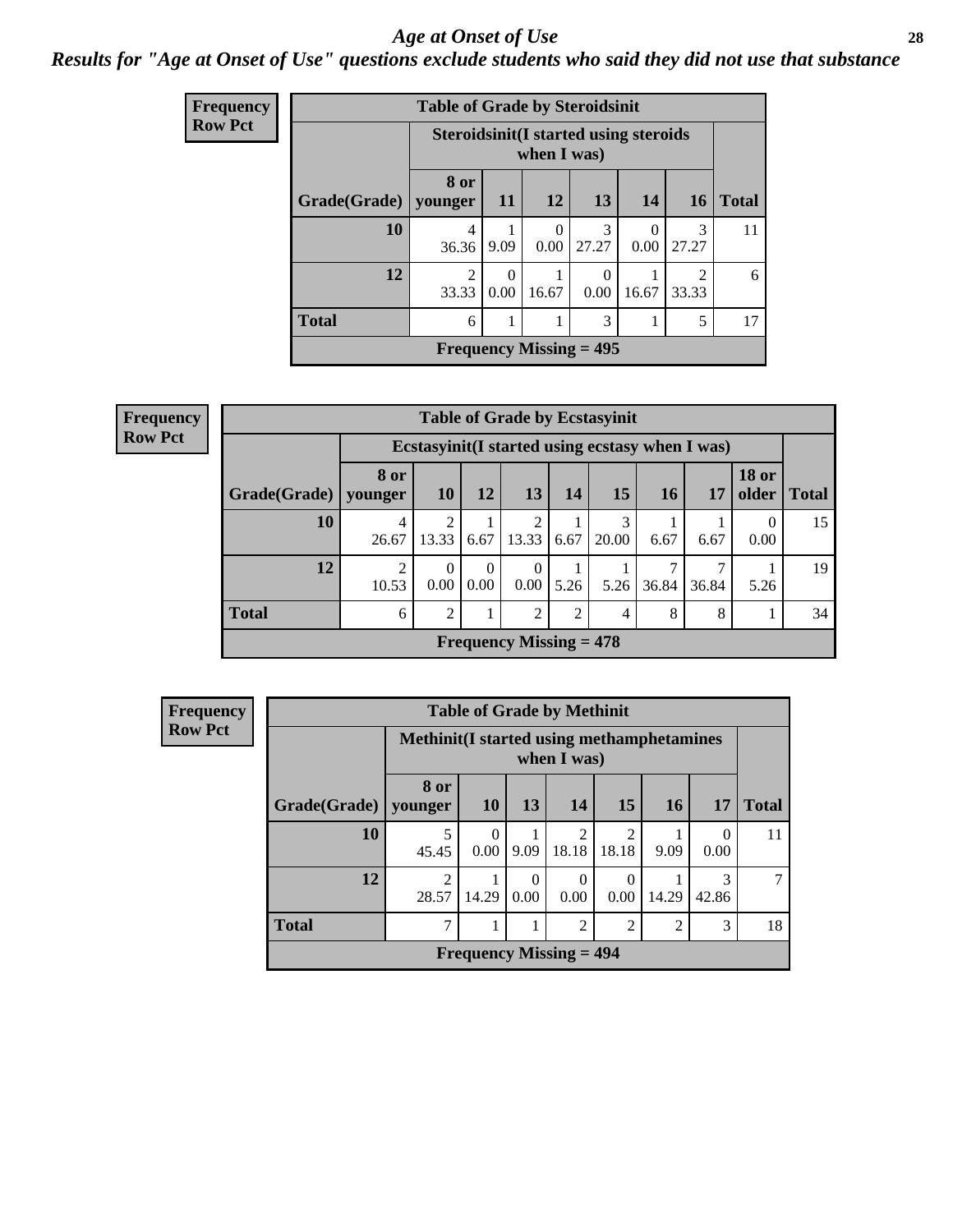## *Age at Onset of Use*

### *Results for "Age at Onset of Use" questions exclude students who said they did not use that substance*

**Frequency**
**Row Pct**

**Table of Grade by Steroidsinit**

| Grade(Grade) | Steroidsinit(I started using steroids when I was) | | | | | | Total |
|---|---|---|---|---|---|---|---|
| | 8 or younger | 11 | 12 | 13 | 14 | 16 | |
| 10 | 4<br>36.36 | 1<br>9.09 | 0<br>0.00 | 3<br>27.27 | 0<br>0.00 | 3<br>27.27 | 11 |
| 12 | 2<br>33.33 | 0<br>0.00 | 1<br>16.67 | 0<br>0.00 | 1<br>16.67 | 2<br>33.33 | 6 |
| Total | 6 | 1 | 1 | 3 | 1 | 5 | 17 |

**Frequency Missing = 495**

**Frequency**
**Row Pct**

**Table of Grade by Ecstasyinit**

| Grade(Grade) | Ecstasyinit(I started using ecstasy when I was) | | | | | | | | | Total |
|---|---|---|---|---|---|---|---|---|---|---|
| | 8 or younger | 10 | 12 | 13 | 14 | 15 | 16 | 17 | 18 or older | |
| 10 | 4<br>26.67 | 2<br>13.33 | 1<br>6.67 | 2<br>13.33 | 1<br>6.67 | 3<br>20.00 | 1<br>6.67 | 1<br>6.67 | 0<br>0.00 | 15 |
| 12 | 2<br>10.53 | 0<br>0.00 | 0<br>0.00 | 0<br>0.00 | 1<br>5.26 | 1<br>5.26 | 7<br>36.84 | 7<br>36.84 | 1<br>5.26 | 19 |
| Total | 6 | 2 | 1 | 2 | 2 | 4 | 8 | 8 | 1 | 34 |

**Frequency Missing = 478**

**Frequency**
**Row Pct**

**Table of Grade by Methinit**

| Grade(Grade) | Methinit(I started using methamphetamines when I was) | | | | | | | Total |
|---|---|---|---|---|---|---|---|---|
| | 8 or younger | 10 | 13 | 14 | 15 | 16 | 17 | |
| 10 | 5<br>45.45 | 0<br>0.00 | 1<br>9.09 | 2<br>18.18 | 2<br>18.18 | 1<br>9.09 | 0<br>0.00 | 11 |
| 12 | 2<br>28.57 | 1<br>14.29 | 0<br>0.00 | 0<br>0.00 | 0<br>0.00 | 1<br>14.29 | 3<br>42.86 | 7 |
| Total | 7 | 1 | 1 | 2 | 2 | 2 | 3 | 18 |

**Frequency Missing = 494**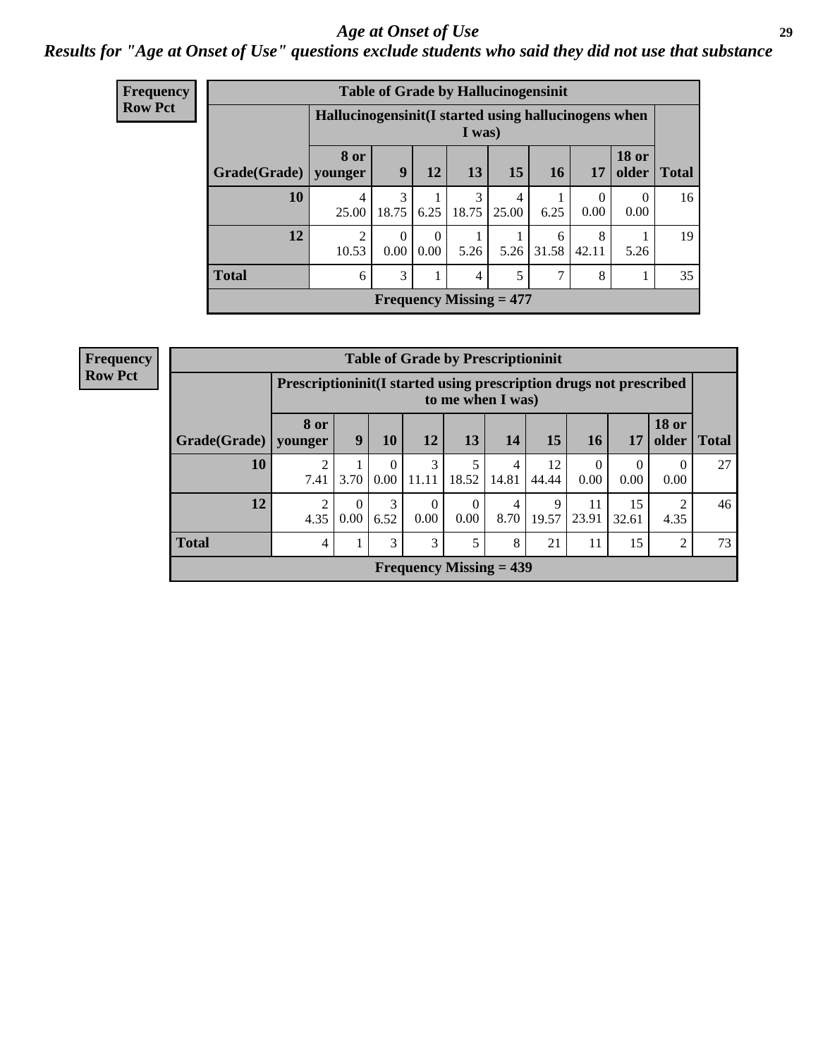# Age at Onset of Use

## Results for "Age at Onset of Use" questions exclude students who said they did not use that substance

**Frequency**
**Row Pct**

| Table of Grade by Hallucinogensinit | | | | | | | | | |
|---|---|---|---|---|---|---|---|---|---|
| | Hallucinogensinit(I started using hallucinogens when I was) | | | | | | | | |
| Grade(Grade) | 8 or younger | 9 | 12 | 13 | 15 | 16 | 17 | 18 or older | Total |
| 10 | 4<br>25.00 | 3<br>18.75 | 1<br>6.25 | 3<br>18.75 | 4<br>25.00 | 1<br>6.25 | 0<br>0.00 | 0<br>0.00 | 16 |
| 12 | 2<br>10.53 | 0<br>0.00 | 0<br>0.00 | 1<br>5.26 | 1<br>5.26 | 6<br>31.58 | 8<br>42.11 | 1<br>5.26 | 19 |
| Total | 6 | 3 | 1 | 4 | 5 | 7 | 8 | 1 | 35 |
| Frequency Missing = 477 | | | | | | | | | |

**Frequency**
**Row Pct**

| Table of Grade by Prescriptioninit | | | | | | | | | | | |
|---|---|---|---|---|---|---|---|---|---|---|---|
| | Prescriptioninit(I started using prescription drugs not prescribed to me when I was) | | | | | | | | | | |
| Grade(Grade) | 8 or younger | 9 | 10 | 12 | 13 | 14 | 15 | 16 | 17 | 18 or older | Total |
| 10 | 2<br>7.41 | 1<br>3.70 | 0<br>0.00 | 3<br>11.11 | 5<br>18.52 | 4<br>14.81 | 12<br>44.44 | 0<br>0.00 | 0<br>0.00 | 0<br>0.00 | 27 |
| 12 | 2<br>4.35 | 0<br>0.00 | 3<br>6.52 | 0<br>0.00 | 0<br>0.00 | 4<br>8.70 | 9<br>19.57 | 11<br>23.91 | 15<br>32.61 | 2<br>4.35 | 46 |
| Total | 4 | 1 | 3 | 3 | 5 | 8 | 21 | 11 | 15 | 2 | 73 |
| Frequency Missing = 439 | | | | | | | | | | | |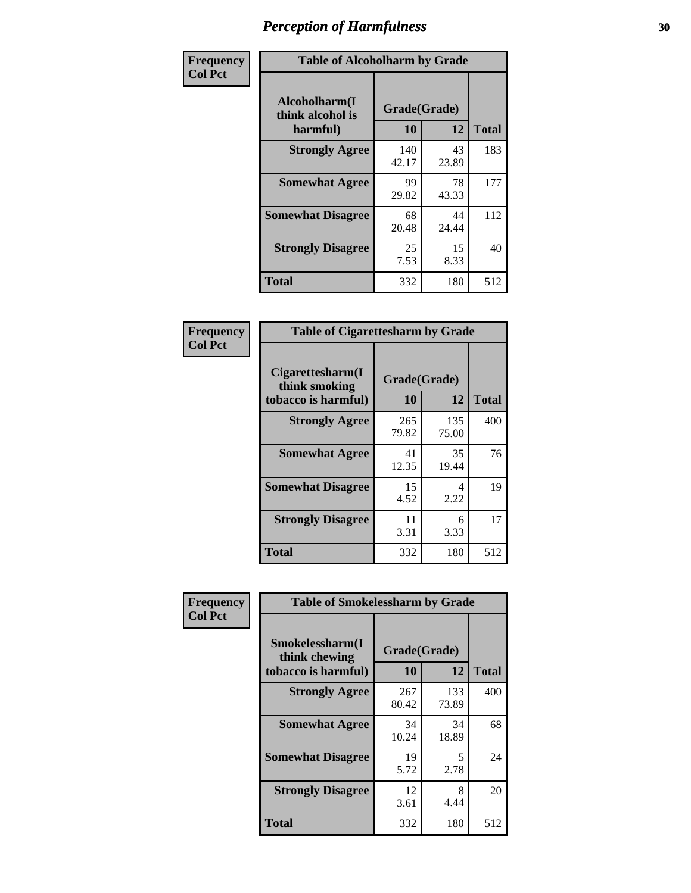# Perception of Harmfulness

**Frequency**
**Col Pct**

**Table of Alcoholharm by Grade**

| Alcoholharm(I think alcohol is harmful) | Grade(Grade) | | Total |
|---|---|---|---|
| | 10 | 12 | |
| **Strongly Agree** | 140<br>42.17 | 43<br>23.89 | 183 |
| **Somewhat Agree** | 99<br>29.82 | 78<br>43.33 | 177 |
| **Somewhat Disagree** | 68<br>20.48 | 44<br>24.44 | 112 |
| **Strongly Disagree** | 25<br>7.53 | 15<br>8.33 | 40 |
| **Total** | 332 | 180 | 512 |

**Frequency**
**Col Pct**

**Table of Cigarettesharm by Grade**

| Cigarettesharm(I think smoking tobacco is harmful) | Grade(Grade) | | Total |
|---|---|---|---|
| | 10 | 12 | |
| **Strongly Agree** | 265<br>79.82 | 135<br>75.00 | 400 |
| **Somewhat Agree** | 41<br>12.35 | 35<br>19.44 | 76 |
| **Somewhat Disagree** | 15<br>4.52 | 4<br>2.22 | 19 |
| **Strongly Disagree** | 11<br>3.31 | 6<br>3.33 | 17 |
| **Total** | 332 | 180 | 512 |

**Frequency**
**Col Pct**

**Table of Smokelessharm by Grade**

| Smokelessharm(I think chewing tobacco is harmful) | Grade(Grade) | | Total |
|---|---|---|---|
| | 10 | 12 | |
| **Strongly Agree** | 267<br>80.42 | 133<br>73.89 | 400 |
| **Somewhat Agree** | 34<br>10.24 | 34<br>18.89 | 68 |
| **Somewhat Disagree** | 19<br>5.72 | 5<br>2.78 | 24 |
| **Strongly Disagree** | 12<br>3.61 | 8<br>4.44 | 20 |
| **Total** | 332 | 180 | 512 |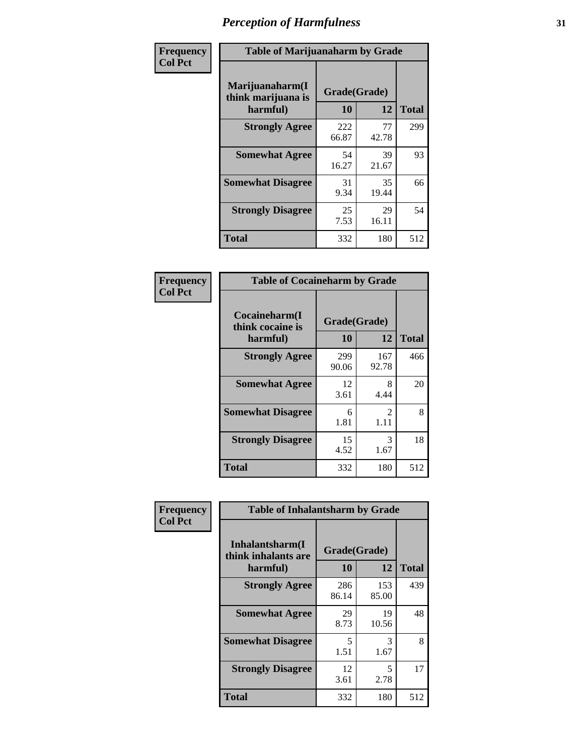# Perception of Harmfulness

**Frequency Col Pct**

| Table of Marijuanaharm by Grade | | | |
|---|---|---|---|
| Marijuanaharm(I think marijuana is harmful) | Grade(Grade) | | |
| | 10 | 12 | Total |
| **Strongly Agree** | 222<br>66.87 | 77<br>42.78 | 299 |
| **Somewhat Agree** | 54<br>16.27 | 39<br>21.67 | 93 |
| **Somewhat Disagree** | 31<br>9.34 | 35<br>19.44 | 66 |
| **Strongly Disagree** | 25<br>7.53 | 29<br>16.11 | 54 |
| **Total** | 332 | 180 | 512 |

**Frequency Col Pct**

| Table of Cocaineharm by Grade | | | |
|---|---|---|---|
| Cocaineharm(I think cocaine is harmful) | Grade(Grade) | | |
| | 10 | 12 | Total |
| **Strongly Agree** | 299<br>90.06 | 167<br>92.78 | 466 |
| **Somewhat Agree** | 12<br>3.61 | 8<br>4.44 | 20 |
| **Somewhat Disagree** | 6<br>1.81 | 2<br>1.11 | 8 |
| **Strongly Disagree** | 15<br>4.52 | 3<br>1.67 | 18 |
| **Total** | 332 | 180 | 512 |

**Frequency Col Pct**

| Table of Inhalantsharm by Grade | | | |
|---|---|---|---|
| Inhalantsharm(I think inhalants are harmful) | Grade(Grade) | | |
| | 10 | 12 | Total |
| **Strongly Agree** | 286<br>86.14 | 153<br>85.00 | 439 |
| **Somewhat Agree** | 29<br>8.73 | 19<br>10.56 | 48 |
| **Somewhat Disagree** | 5<br>1.51 | 3<br>1.67 | 8 |
| **Strongly Disagree** | 12<br>3.61 | 5<br>2.78 | 17 |
| **Total** | 332 | 180 | 512 |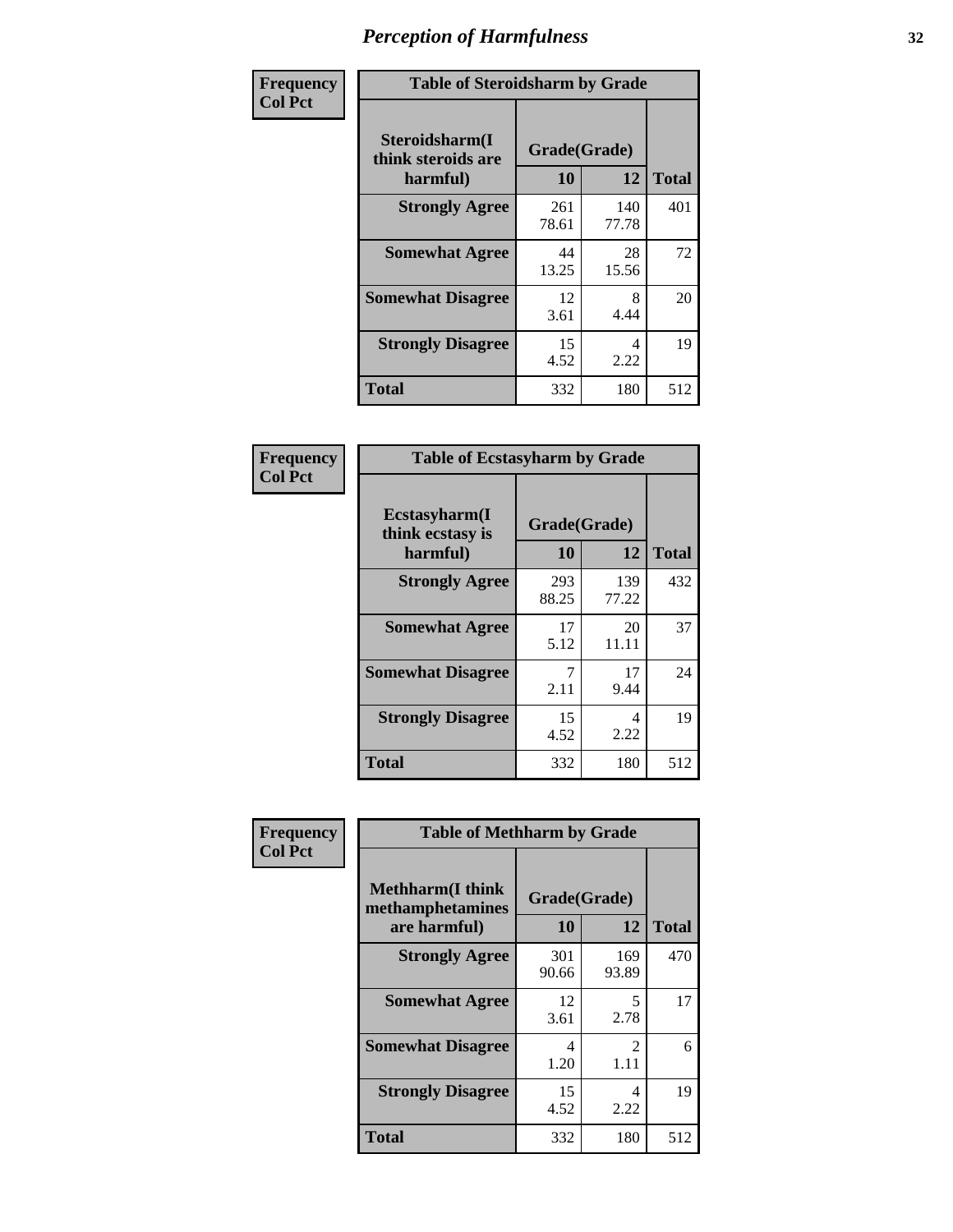# Perception of Harmfulness

**Frequency**
**Col Pct**

| Table of Steroidsharm by Grade | | | |
|---|---|---|---|
| Steroidsharm(I think steroids are harmful) | Grade(Grade) | | |
| | 10 | 12 | Total |
| Strongly Agree | 261<br>78.61 | 140<br>77.78 | 401 |
| Somewhat Agree | 44<br>13.25 | 28<br>15.56 | 72 |
| Somewhat Disagree | 12<br>3.61 | 8<br>4.44 | 20 |
| Strongly Disagree | 15<br>4.52 | 4<br>2.22 | 19 |
| Total | 332 | 180 | 512 |

**Frequency**
**Col Pct**

| Table of Ecstasyharm by Grade | | | |
|---|---|---|---|
| Ecstasyharm(I think ecstasy is harmful) | Grade(Grade) | | |
| | 10 | 12 | Total |
| Strongly Agree | 293<br>88.25 | 139<br>77.22 | 432 |
| Somewhat Agree | 17<br>5.12 | 20<br>11.11 | 37 |
| Somewhat Disagree | 7<br>2.11 | 17<br>9.44 | 24 |
| Strongly Disagree | 15<br>4.52 | 4<br>2.22 | 19 |
| Total | 332 | 180 | 512 |

**Frequency**
**Col Pct**

| Table of Methharm by Grade | | | |
|---|---|---|---|
| Methharm(I think methamphetamines are harmful) | Grade(Grade) | | |
| | 10 | 12 | Total |
| Strongly Agree | 301<br>90.66 | 169<br>93.89 | 470 |
| Somewhat Agree | 12<br>3.61 | 5<br>2.78 | 17 |
| Somewhat Disagree | 4<br>1.20 | 2<br>1.11 | 6 |
| Strongly Disagree | 15<br>4.52 | 4<br>2.22 | 19 |
| Total | 332 | 180 | 512 |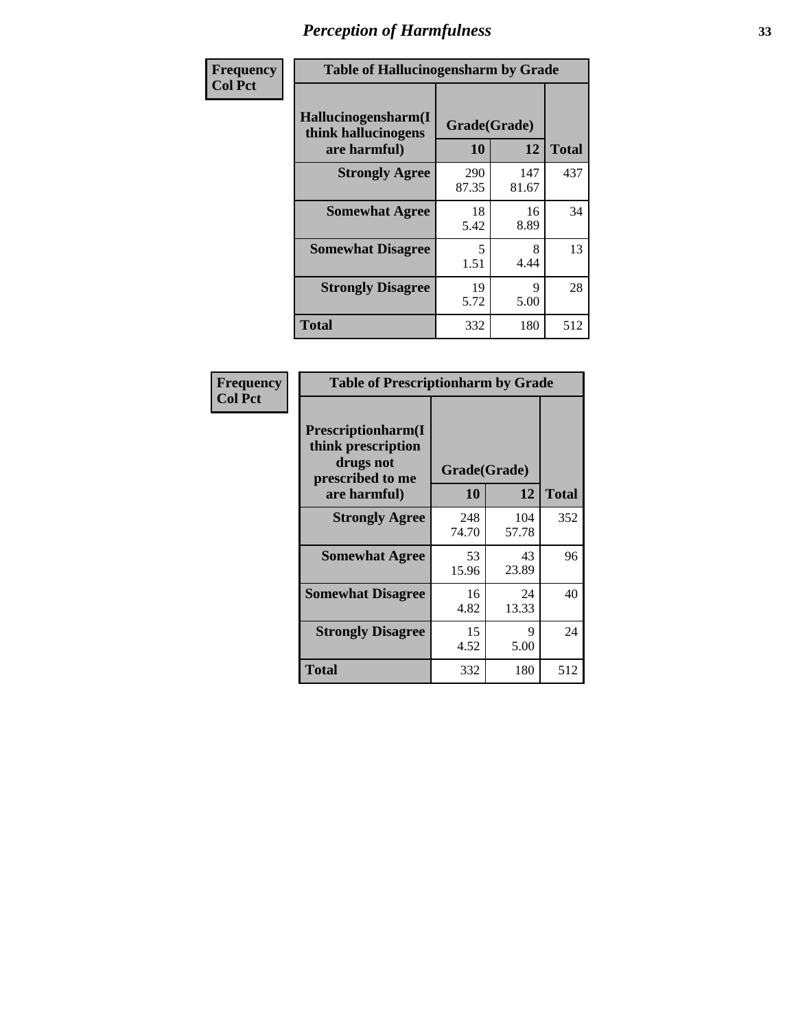# Perception of Harmfulness

| Frequency<br>Col Pct | Table of Hallucinogensharm by Grade | | |
|---|---|---|---|
| Hallucinogensharm(I think hallucinogens are harmful) | Grade(Grade) | | |
| | 10 | 12 | Total |
| Strongly Agree | 290<br>87.35 | 147<br>81.67 | 437 |
| Somewhat Agree | 18<br>5.42 | 16<br>8.89 | 34 |
| Somewhat Disagree | 5<br>1.51 | 8<br>4.44 | 13 |
| Strongly Disagree | 19<br>5.72 | 9<br>5.00 | 28 |
| Total | 332 | 180 | 512 |

| Frequency<br>Col Pct | Table of Prescriptionharm by Grade | | |
|---|---|---|---|
| Prescriptionharm(I think prescription drugs not prescribed to me are harmful) | Grade(Grade) | | |
| | 10 | 12 | Total |
| Strongly Agree | 248<br>74.70 | 104<br>57.78 | 352 |
| Somewhat Agree | 53<br>15.96 | 43<br>23.89 | 96 |
| Somewhat Disagree | 16<br>4.82 | 24<br>13.33 | 40 |
| Strongly Disagree | 15<br>4.52 | 9<br>5.00 | 24 |
| Total | 332 | 180 | 512 |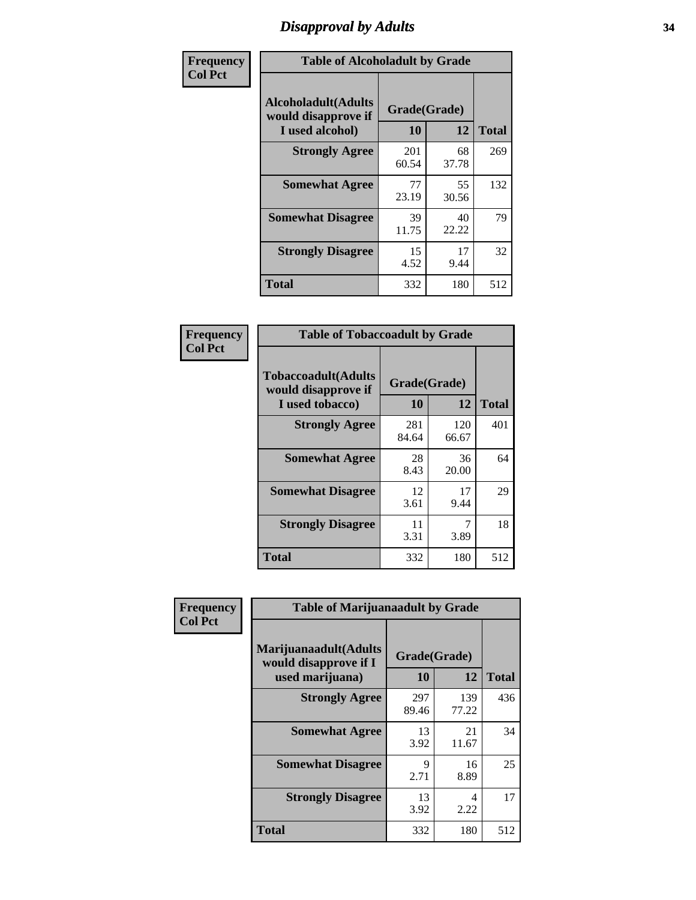# Disapproval by Adults

Frequency
Col Pct

**Table of Alcoholadult by Grade**

| Alcoholadult(Adults would disapprove if I used alcohol) | Grade(Grade) | | Total |
|---|---|---|---|
| | 10 | 12 | |
| Strongly Agree | 201<br>60.54 | 68<br>37.78 | 269 |
| Somewhat Agree | 77<br>23.19 | 55<br>30.56 | 132 |
| Somewhat Disagree | 39<br>11.75 | 40<br>22.22 | 79 |
| Strongly Disagree | 15<br>4.52 | 17<br>9.44 | 32 |
| Total | 332 | 180 | 512 |

Frequency
Col Pct

**Table of Tobaccoadult by Grade**

| Tobaccoadult(Adults would disapprove if I used tobacco) | Grade(Grade) | | Total |
|---|---|---|---|
| | 10 | 12 | |
| Strongly Agree | 281<br>84.64 | 120<br>66.67 | 401 |
| Somewhat Agree | 28<br>8.43 | 36<br>20.00 | 64 |
| Somewhat Disagree | 12<br>3.61 | 17<br>9.44 | 29 |
| Strongly Disagree | 11<br>3.31 | 7<br>3.89 | 18 |
| Total | 332 | 180 | 512 |

Frequency
Col Pct

**Table of Marijuanaadult by Grade**

| Marijuanaadult(Adults would disapprove if I used marijuana) | Grade(Grade) | | Total |
|---|---|---|---|
| | 10 | 12 | |
| Strongly Agree | 297<br>89.46 | 139<br>77.22 | 436 |
| Somewhat Agree | 13<br>3.92 | 21<br>11.67 | 34 |
| Somewhat Disagree | 9<br>2.71 | 16<br>8.89 | 25 |
| Strongly Disagree | 13<br>3.92 | 4<br>2.22 | 17 |
| Total | 332 | 180 | 512 |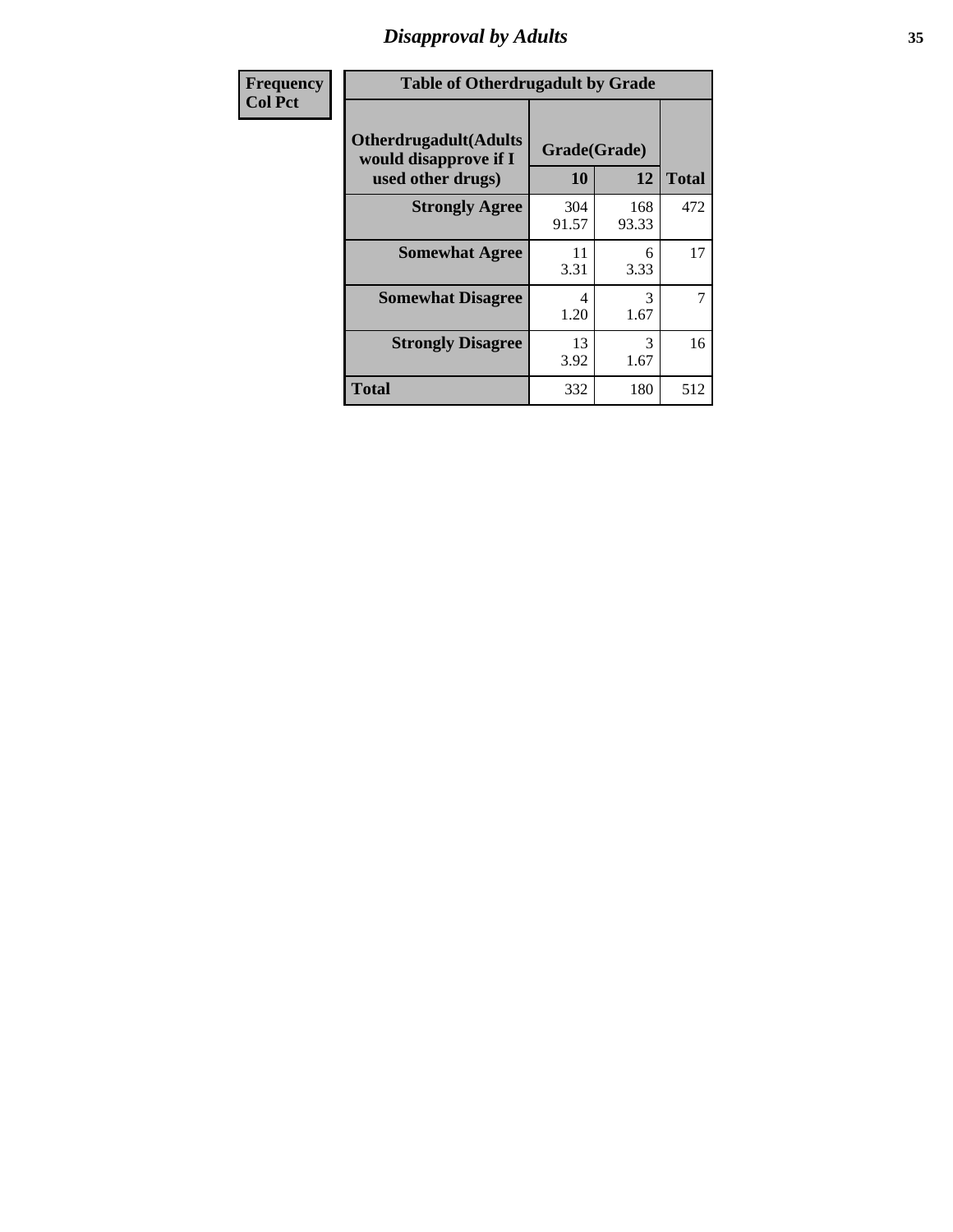## Disapproval by Adults

| Frequency Col Pct | Table of Otherdrugadult by Grade | | | |
|---|---|---|---|---|
| | Otherdrugadult(Adults would disapprove if I used other drugs) | Grade(Grade) | | |
| | | 10 | 12 | Total |
| | Strongly Agree | 304<br>91.57 | 168<br>93.33 | 472 |
| | Somewhat Agree | 11<br>3.31 | 6<br>3.33 | 17 |
| | Somewhat Disagree | 4<br>1.20 | 3<br>1.67 | 7 |
| | Strongly Disagree | 13<br>3.92 | 3<br>1.67 | 16 |
| | Total | 332 | 180 | 512 |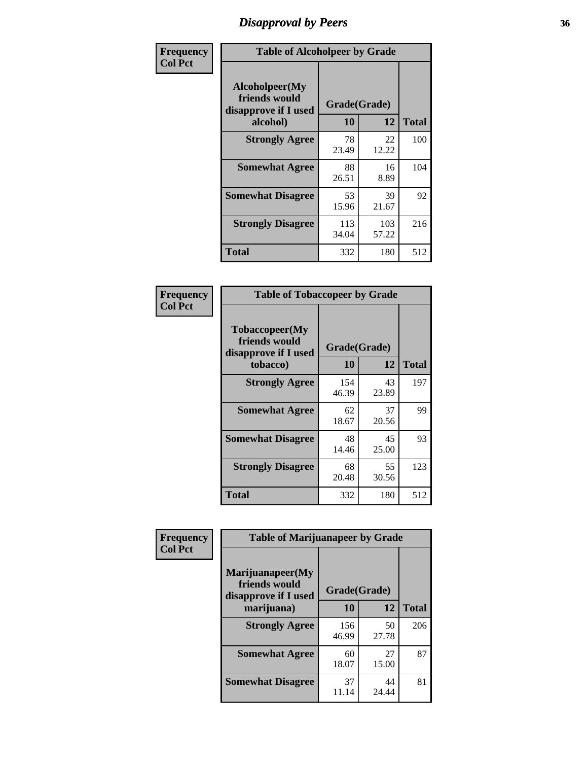# Disapproval by Peers

| Frequency<br>Col Pct |
|---|

**Table of Alcoholpeer by Grade**

| Alcoholpeer(My friends would disapprove if I used alcohol) | Grade(Grade) 10 | 12 | Total |
|---|---|---|---|
| **Strongly Agree** | 78<br>23.49 | 22<br>12.22 | 100 |
| **Somewhat Agree** | 88<br>26.51 | 16<br>8.89 | 104 |
| **Somewhat Disagree** | 53<br>15.96 | 39<br>21.67 | 92 |
| **Strongly Disagree** | 113<br>34.04 | 103<br>57.22 | 216 |
| **Total** | 332 | 180 | 512 |

| Frequency<br>Col Pct |
|---|

**Table of Tobaccopeer by Grade**

| Tobaccopeer(My friends would disapprove if I used tobacco) | Grade(Grade) 10 | 12 | Total |
|---|---|---|---|
| **Strongly Agree** | 154<br>46.39 | 43<br>23.89 | 197 |
| **Somewhat Agree** | 62<br>18.67 | 37<br>20.56 | 99 |
| **Somewhat Disagree** | 48<br>14.46 | 45<br>25.00 | 93 |
| **Strongly Disagree** | 68<br>20.48 | 55<br>30.56 | 123 |
| **Total** | 332 | 180 | 512 |

| Frequency<br>Col Pct |
|---|

**Table of Marijuanapeer by Grade**

| Marijuanapeer(My friends would disapprove if I used marijuana) | Grade(Grade) 10 | 12 | Total |
|---|---|---|---|
| **Strongly Agree** | 156<br>46.99 | 50<br>27.78 | 206 |
| **Somewhat Agree** | 60<br>18.07 | 27<br>15.00 | 87 |
| **Somewhat Disagree** | 37<br>11.14 | 44<br>24.44 | 81 |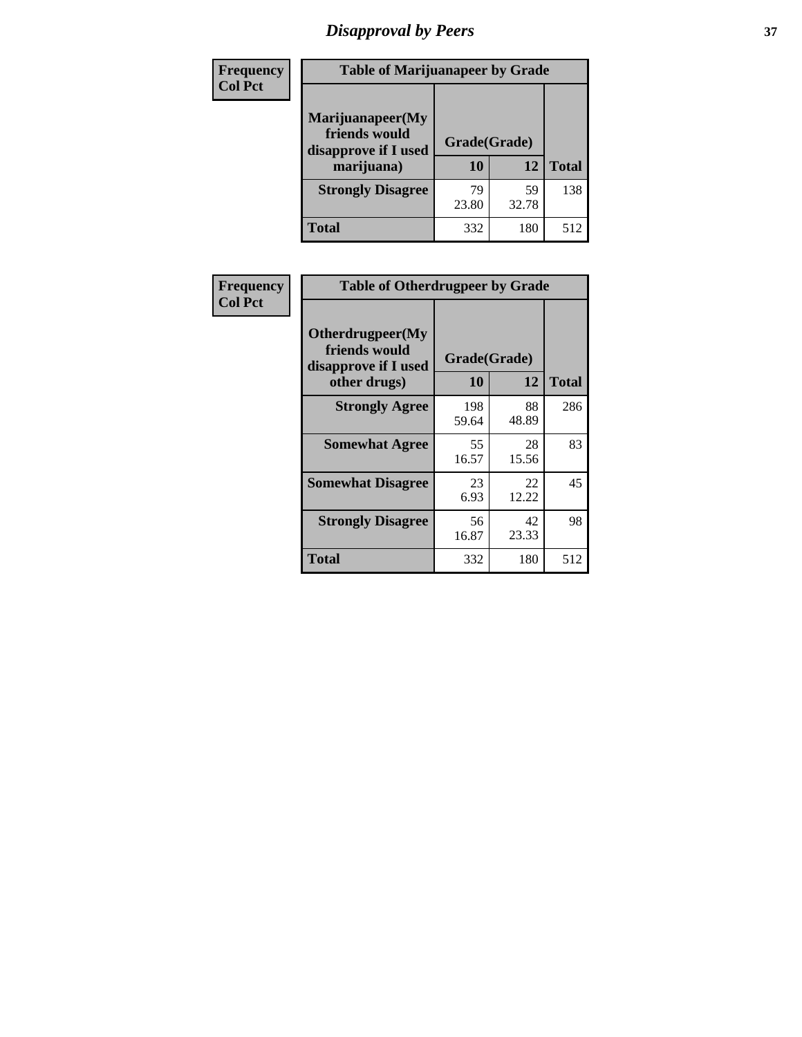# Disapproval by Peers

| Frequency<br>Col Pct | Table of Marijuanapeer by Grade | | |
|---|---|---|---|
| Marijuanapeer(My friends would disapprove if I used marijuana) | Grade(Grade) | | |
| | 10 | 12 | Total |
| Strongly Disagree | 79<br>23.80 | 59<br>32.78 | 138 |
| Total | 332 | 180 | 512 |

| Frequency<br>Col Pct | Table of Otherdrugpeer by Grade | | |
|---|---|---|---|
| Otherdrugpeer(My friends would disapprove if I used other drugs) | Grade(Grade) | | |
| | 10 | 12 | Total |
| Strongly Agree | 198<br>59.64 | 88<br>48.89 | 286 |
| Somewhat Agree | 55<br>16.57 | 28<br>15.56 | 83 |
| Somewhat Disagree | 23<br>6.93 | 22<br>12.22 | 45 |
| Strongly Disagree | 56<br>16.87 | 42<br>23.33 | 98 |
| Total | 332 | 180 | 512 |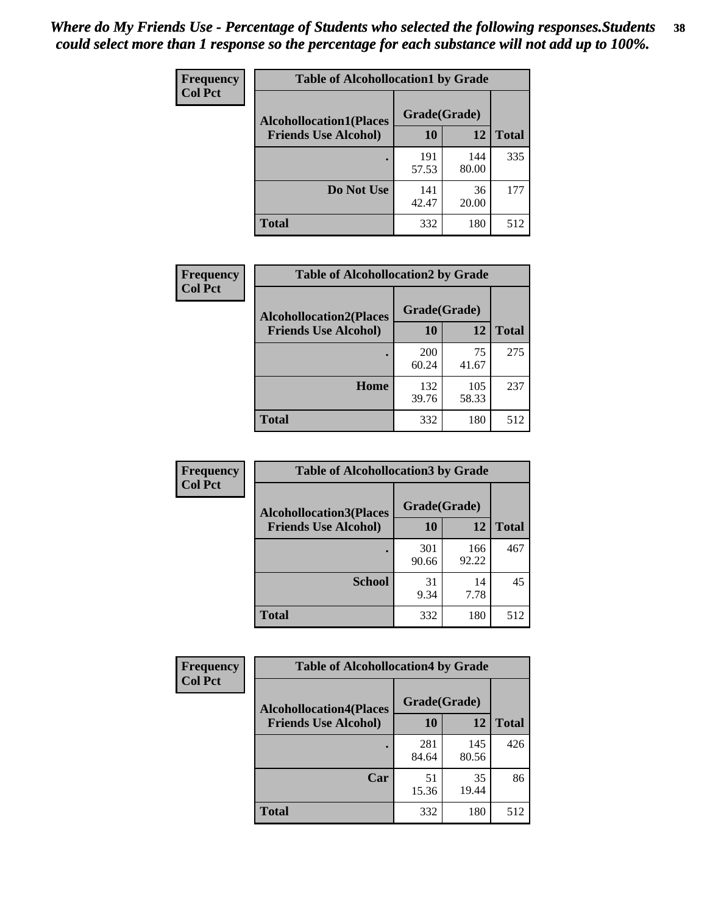*Where do My Friends Use - Percentage of Students who selected the following responses.Students could select more than 1 response so the percentage for each substance will not add up to 100%.*

**Frequency**
**Col Pct**

**Table of Alcohollocation1 by Grade**

| Alcohollocation1(Places Friends Use Alcohol) | Grade(Grade) 10 | 12 | Total |
|---|---|---|---|
| . | 191<br>57.53 | 144<br>80.00 | 335 |
| Do Not Use | 141<br>42.47 | 36<br>20.00 | 177 |
| Total | 332 | 180 | 512 |

**Frequency**
**Col Pct**

**Table of Alcohollocation2 by Grade**

| Alcohollocation2(Places Friends Use Alcohol) | Grade(Grade) 10 | 12 | Total |
|---|---|---|---|
| . | 200<br>60.24 | 75<br>41.67 | 275 |
| Home | 132<br>39.76 | 105<br>58.33 | 237 |
| Total | 332 | 180 | 512 |

**Frequency**
**Col Pct**

**Table of Alcohollocation3 by Grade**

| Alcohollocation3(Places Friends Use Alcohol) | Grade(Grade) 10 | 12 | Total |
|---|---|---|---|
| . | 301<br>90.66 | 166<br>92.22 | 467 |
| School | 31<br>9.34 | 14<br>7.78 | 45 |
| Total | 332 | 180 | 512 |

**Frequency**
**Col Pct**

**Table of Alcohollocation4 by Grade**

| Alcohollocation4(Places Friends Use Alcohol) | Grade(Grade) 10 | 12 | Total |
|---|---|---|---|
| . | 281<br>84.64 | 145<br>80.56 | 426 |
| Car | 51<br>15.36 | 35<br>19.44 | 86 |
| Total | 332 | 180 | 512 |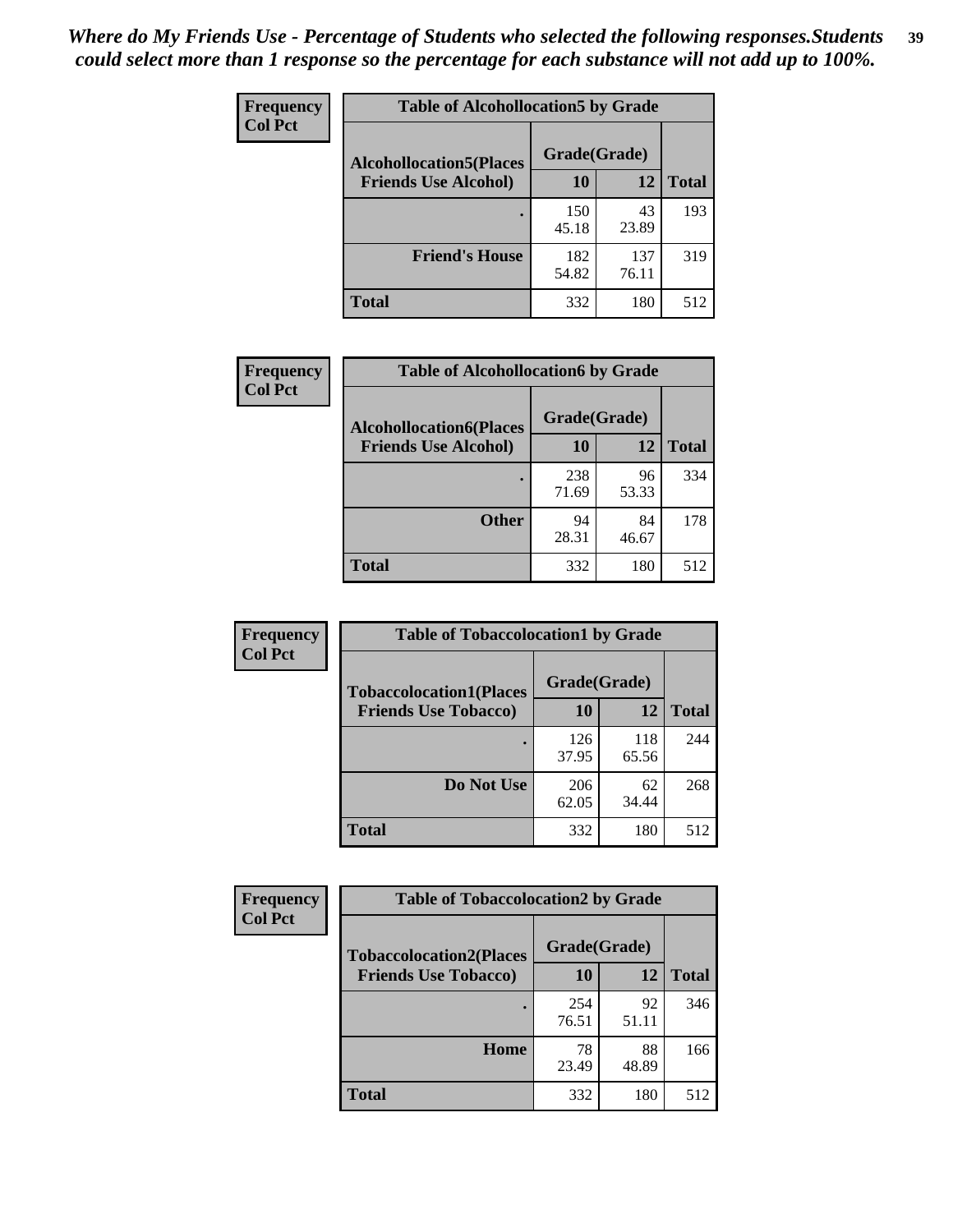*Where do My Friends Use - Percentage of Students who selected the following responses.Students could select more than 1 response so the percentage for each substance will not add up to 100%.*

**Frequency**
**Col Pct**

| Table of Alcohollocation5 by Grade | | | |
|---|---|---|---|
| **Alcohollocation5(Places Friends Use Alcohol)** | **Grade(Grade)** | | |
| | **10** | **12** | **Total** |
| . | 150<br>45.18 | 43<br>23.89 | 193 |
| **Friend's House** | 182<br>54.82 | 137<br>76.11 | 319 |
| **Total** | 332 | 180 | 512 |

**Frequency**
**Col Pct**

| Table of Alcohollocation6 by Grade | | | |
|---|---|---|---|
| **Alcohollocation6(Places Friends Use Alcohol)** | **Grade(Grade)** | | |
| | **10** | **12** | **Total** |
| . | 238<br>71.69 | 96<br>53.33 | 334 |
| **Other** | 94<br>28.31 | 84<br>46.67 | 178 |
| **Total** | 332 | 180 | 512 |

**Frequency**
**Col Pct**

| Table of Tobaccolocation1 by Grade | | | |
|---|---|---|---|
| **Tobaccolocation1(Places Friends Use Tobacco)** | **Grade(Grade)** | | |
| | **10** | **12** | **Total** |
| . | 126<br>37.95 | 118<br>65.56 | 244 |
| **Do Not Use** | 206<br>62.05 | 62<br>34.44 | 268 |
| **Total** | 332 | 180 | 512 |

**Frequency**
**Col Pct**

| Table of Tobaccolocation2 by Grade | | | |
|---|---|---|---|
| **Tobaccolocation2(Places Friends Use Tobacco)** | **Grade(Grade)** | | |
| | **10** | **12** | **Total** |
| . | 254<br>76.51 | 92<br>51.11 | 346 |
| **Home** | 78<br>23.49 | 88<br>48.89 | 166 |
| **Total** | 332 | 180 | 512 |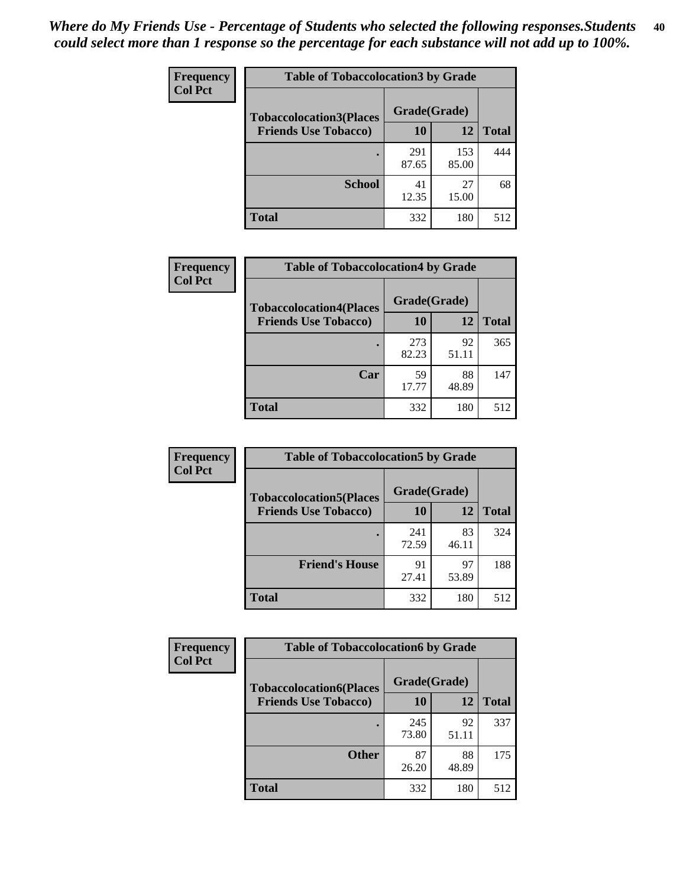*Where do My Friends Use - Percentage of Students who selected the following responses.Students could select more than 1 response so the percentage for each substance will not add up to 100%.*

**Frequency**
**Col Pct**

**Table of Tobaccolocation3 by Grade**

| Tobaccolocation3(Places Friends Use Tobacco) | Grade(Grade) 10 | 12 | Total |
|---|---|---|---|
| . | 291<br>87.65 | 153<br>85.00 | 444 |
| School | 41<br>12.35 | 27<br>15.00 | 68 |
| Total | 332 | 180 | 512 |

**Frequency**
**Col Pct**

**Table of Tobaccolocation4 by Grade**

| Tobaccolocation4(Places Friends Use Tobacco) | Grade(Grade) 10 | 12 | Total |
|---|---|---|---|
| . | 273<br>82.23 | 92<br>51.11 | 365 |
| Car | 59<br>17.77 | 88<br>48.89 | 147 |
| Total | 332 | 180 | 512 |

**Frequency**
**Col Pct**

**Table of Tobaccolocation5 by Grade**

| Tobaccolocation5(Places Friends Use Tobacco) | Grade(Grade) 10 | 12 | Total |
|---|---|---|---|
| . | 241<br>72.59 | 83<br>46.11 | 324 |
| Friend's House | 91<br>27.41 | 97<br>53.89 | 188 |
| Total | 332 | 180 | 512 |

**Frequency**
**Col Pct**

**Table of Tobaccolocation6 by Grade**

| Tobaccolocation6(Places Friends Use Tobacco) | Grade(Grade) 10 | 12 | Total |
|---|---|---|---|
| . | 245<br>73.80 | 92<br>51.11 | 337 |
| Other | 87<br>26.20 | 88<br>48.89 | 175 |
| Total | 332 | 180 | 512 |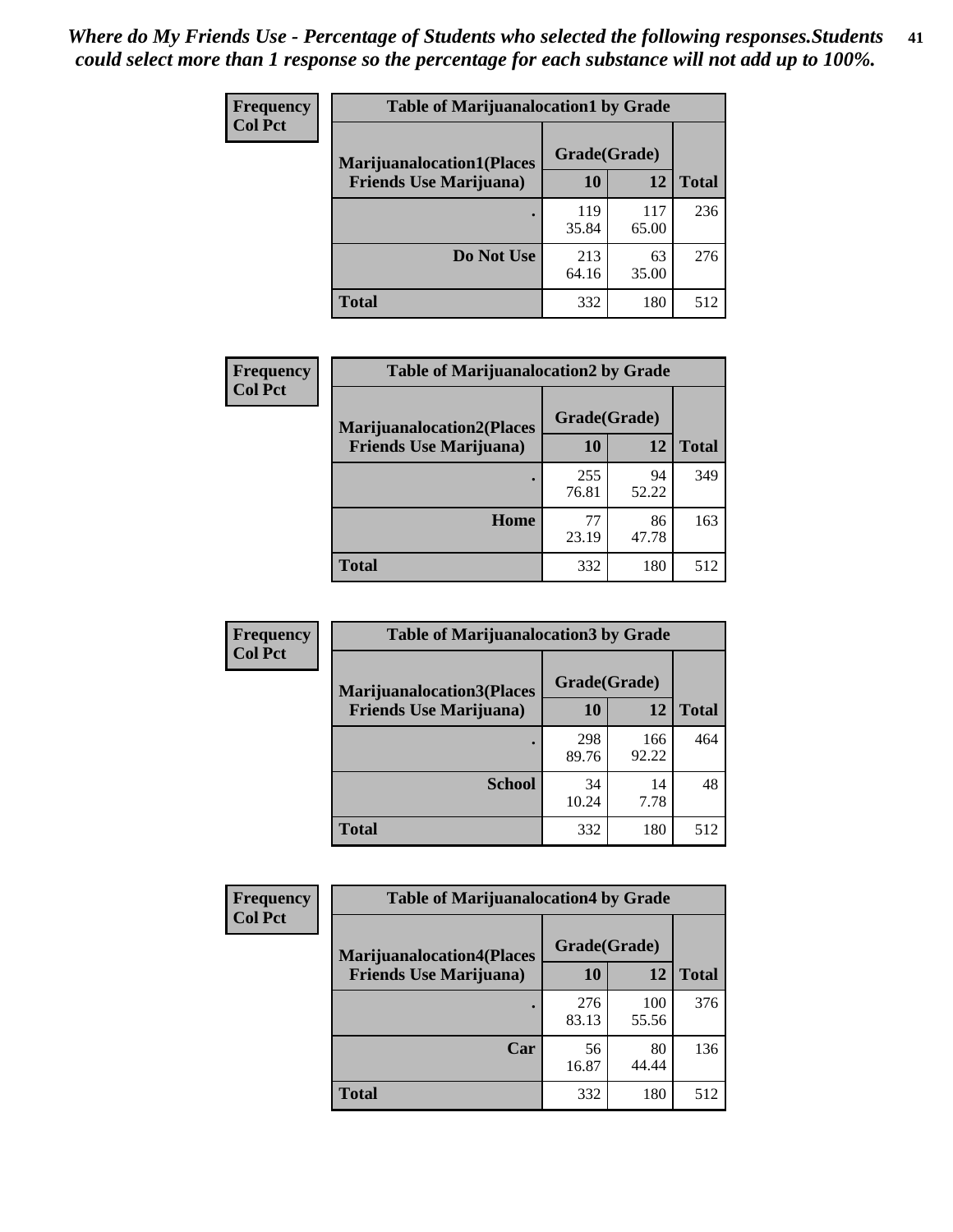*Where do My Friends Use - Percentage of Students who selected the following responses.Students could select more than 1 response so the percentage for each substance will not add up to 100%.*

**Frequency**
**Col Pct**

| Table of Marijuanalocation1 by Grade | | | |
|---|---|---|---|
| **Marijuanalocation1(Places Friends Use Marijuana)** | **Grade(Grade)** | | **Total** |
| | **10** | **12** | |
| **.** | 119<br>35.84 | 117<br>65.00 | 236 |
| **Do Not Use** | 213<br>64.16 | 63<br>35.00 | 276 |
| **Total** | 332 | 180 | 512 |

**Frequency**
**Col Pct**

| Table of Marijuanalocation2 by Grade | | | |
|---|---|---|---|
| **Marijuanalocation2(Places Friends Use Marijuana)** | **Grade(Grade)** | | **Total** |
| | **10** | **12** | |
| **.** | 255<br>76.81 | 94<br>52.22 | 349 |
| **Home** | 77<br>23.19 | 86<br>47.78 | 163 |
| **Total** | 332 | 180 | 512 |

**Frequency**
**Col Pct**

| Table of Marijuanalocation3 by Grade | | | |
|---|---|---|---|
| **Marijuanalocation3(Places Friends Use Marijuana)** | **Grade(Grade)** | | **Total** |
| | **10** | **12** | |
| **.** | 298<br>89.76 | 166<br>92.22 | 464 |
| **School** | 34<br>10.24 | 14<br>7.78 | 48 |
| **Total** | 332 | 180 | 512 |

**Frequency**
**Col Pct**

| Table of Marijuanalocation4 by Grade | | | |
|---|---|---|---|
| **Marijuanalocation4(Places Friends Use Marijuana)** | **Grade(Grade)** | | **Total** |
| | **10** | **12** | |
| **.** | 276<br>83.13 | 100<br>55.56 | 376 |
| **Car** | 56<br>16.87 | 80<br>44.44 | 136 |
| **Total** | 332 | 180 | 512 |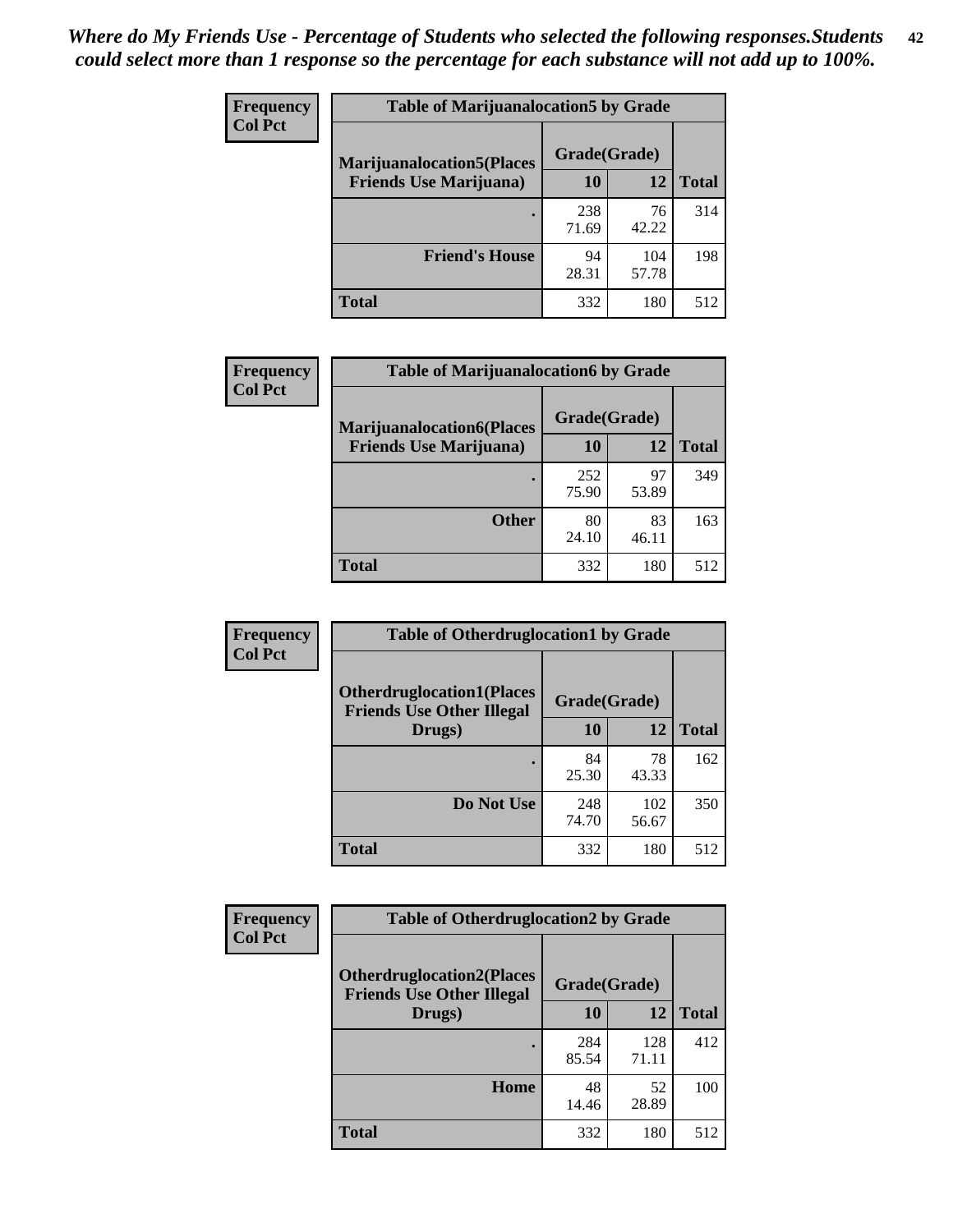*Where do My Friends Use - Percentage of Students who selected the following responses.Students could select more than 1 response so the percentage for each substance will not add up to 100%.*

**Frequency**
**Col Pct**

| Table of Marijuanalocation5 by Grade | | | |
|---|---|---|---|
| **Marijuanalocation5(Places Friends Use Marijuana)** | **Grade(Grade)** | | |
| | **10** | **12** | **Total** |
| **.** | 238<br>71.69 | 76<br>42.22 | 314 |
| **Friend's House** | 94<br>28.31 | 104<br>57.78 | 198 |
| **Total** | 332 | 180 | 512 |

**Frequency**
**Col Pct**

| Table of Marijuanalocation6 by Grade | | | |
|---|---|---|---|
| **Marijuanalocation6(Places Friends Use Marijuana)** | **Grade(Grade)** | | |
| | **10** | **12** | **Total** |
| **.** | 252<br>75.90 | 97<br>53.89 | 349 |
| **Other** | 80<br>24.10 | 83<br>46.11 | 163 |
| **Total** | 332 | 180 | 512 |

**Frequency**
**Col Pct**

| Table of Otherdruglocation1 by Grade | | | |
|---|---|---|---|
| **Otherdruglocation1(Places Friends Use Other Illegal Drugs)** | **Grade(Grade)** | | |
| | **10** | **12** | **Total** |
| **.** | 84<br>25.30 | 78<br>43.33 | 162 |
| **Do Not Use** | 248<br>74.70 | 102<br>56.67 | 350 |
| **Total** | 332 | 180 | 512 |

**Frequency**
**Col Pct**

| Table of Otherdruglocation2 by Grade | | | |
|---|---|---|---|
| **Otherdruglocation2(Places Friends Use Other Illegal Drugs)** | **Grade(Grade)** | | |
| | **10** | **12** | **Total** |
| **.** | 284<br>85.54 | 128<br>71.11 | 412 |
| **Home** | 48<br>14.46 | 52<br>28.89 | 100 |
| **Total** | 332 | 180 | 512 |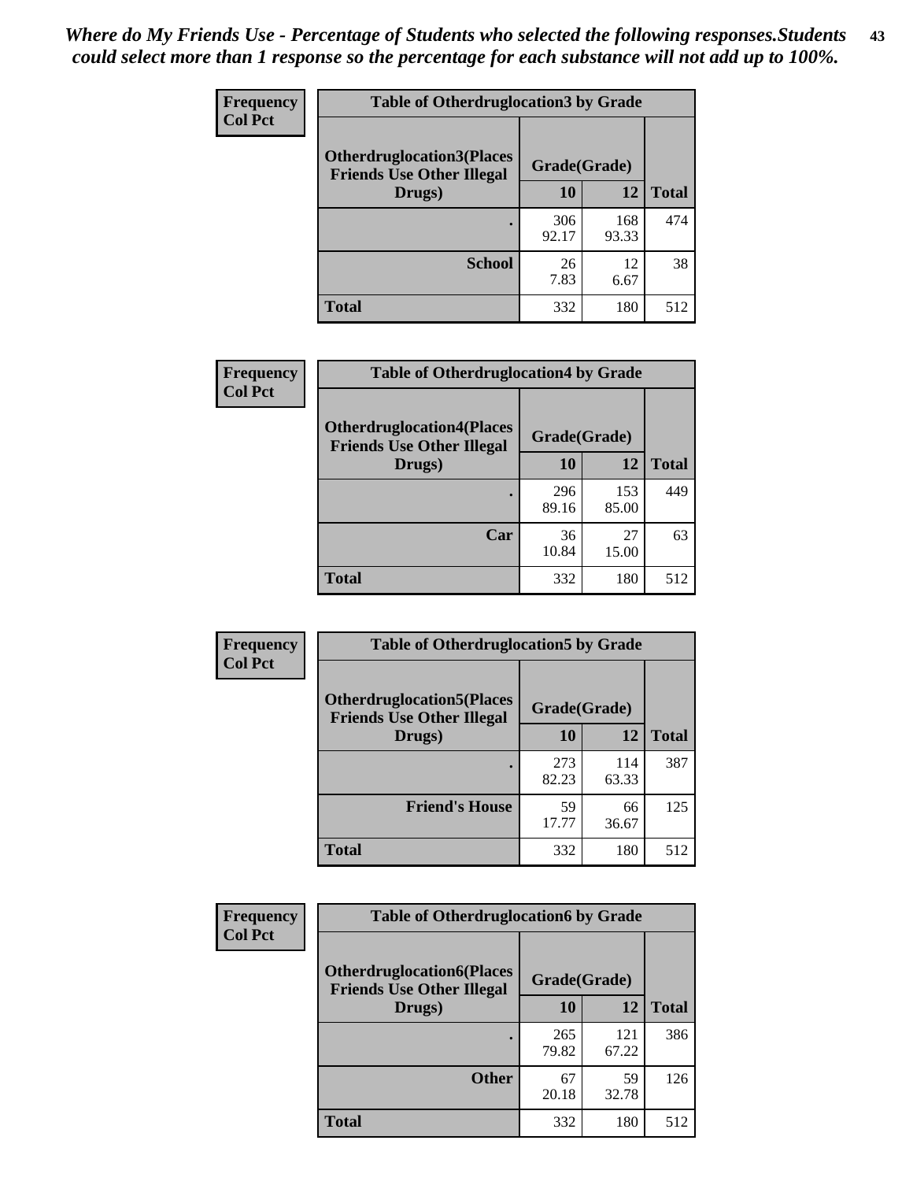*Where do My Friends Use - Percentage of Students who selected the following responses.Students could select more than 1 response so the percentage for each substance will not add up to 100%.*

**Frequency**
**Col Pct**

| Table of Otherdruglocation3 by Grade | | | |
|---|---|---|---|
| **Otherdruglocation3(Places Friends Use Other Illegal Drugs)** | **Grade(Grade)** | | |
| | **10** | **12** | **Total** |
| **.** | 306<br>92.17 | 168<br>93.33 | 474 |
| **School** | 26<br>7.83 | 12<br>6.67 | 38 |
| **Total** | 332 | 180 | 512 |

**Frequency**
**Col Pct**

| Table of Otherdruglocation4 by Grade | | | |
|---|---|---|---|
| **Otherdruglocation4(Places Friends Use Other Illegal Drugs)** | **Grade(Grade)** | | |
| | **10** | **12** | **Total** |
| **.** | 296<br>89.16 | 153<br>85.00 | 449 |
| **Car** | 36<br>10.84 | 27<br>15.00 | 63 |
| **Total** | 332 | 180 | 512 |

**Frequency**
**Col Pct**

| Table of Otherdruglocation5 by Grade | | | |
|---|---|---|---|
| **Otherdruglocation5(Places Friends Use Other Illegal Drugs)** | **Grade(Grade)** | | |
| | **10** | **12** | **Total** |
| **.** | 273<br>82.23 | 114<br>63.33 | 387 |
| **Friend's House** | 59<br>17.77 | 66<br>36.67 | 125 |
| **Total** | 332 | 180 | 512 |

**Frequency**
**Col Pct**

| Table of Otherdruglocation6 by Grade | | | |
|---|---|---|---|
| **Otherdruglocation6(Places Friends Use Other Illegal Drugs)** | **Grade(Grade)** | | |
| | **10** | **12** | **Total** |
| **.** | 265<br>79.82 | 121<br>67.22 | 386 |
| **Other** | 67<br>20.18 | 59<br>32.78 | 126 |
| **Total** | 332 | 180 | 512 |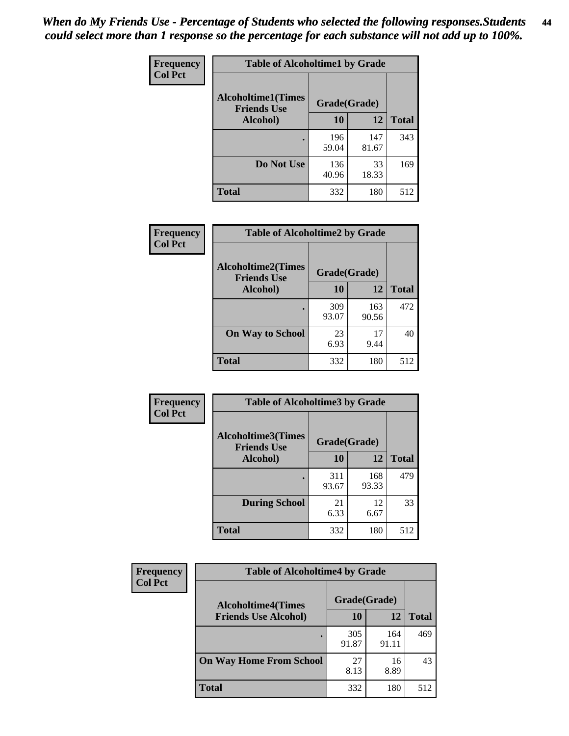*When do My Friends Use - Percentage of Students who selected the following responses.Students could select more than 1 response so the percentage for each substance will not add up to 100%.*

**Frequency**
**Col Pct**

**Table of Alcoholtime1 by Grade**

| Alcoholtime1(Times Friends Use Alcohol) | Grade(Grade) | | Total |
|---|---|---|---|
| | 10 | 12 | |
| . | 196<br>59.04 | 147<br>81.67 | 343 |
| Do Not Use | 136<br>40.96 | 33<br>18.33 | 169 |
| Total | 332 | 180 | 512 |

**Frequency**
**Col Pct**

**Table of Alcoholtime2 by Grade**

| Alcoholtime2(Times Friends Use Alcohol) | Grade(Grade) | | Total |
|---|---|---|---|
| | 10 | 12 | |
| . | 309<br>93.07 | 163<br>90.56 | 472 |
| On Way to School | 23<br>6.93 | 17<br>9.44 | 40 |
| Total | 332 | 180 | 512 |

**Frequency**
**Col Pct**

**Table of Alcoholtime3 by Grade**

| Alcoholtime3(Times Friends Use Alcohol) | Grade(Grade) | | Total |
|---|---|---|---|
| | 10 | 12 | |
| . | 311<br>93.67 | 168<br>93.33 | 479 |
| During School | 21<br>6.33 | 12<br>6.67 | 33 |
| Total | 332 | 180 | 512 |

**Frequency**
**Col Pct**

**Table of Alcoholtime4 by Grade**

| Alcoholtime4(Times Friends Use Alcohol) | Grade(Grade) | | Total |
|---|---|---|---|
| | 10 | 12 | |
| . | 305<br>91.87 | 164<br>91.11 | 469 |
| On Way Home From School | 27<br>8.13 | 16<br>8.89 | 43 |
| Total | 332 | 180 | 512 |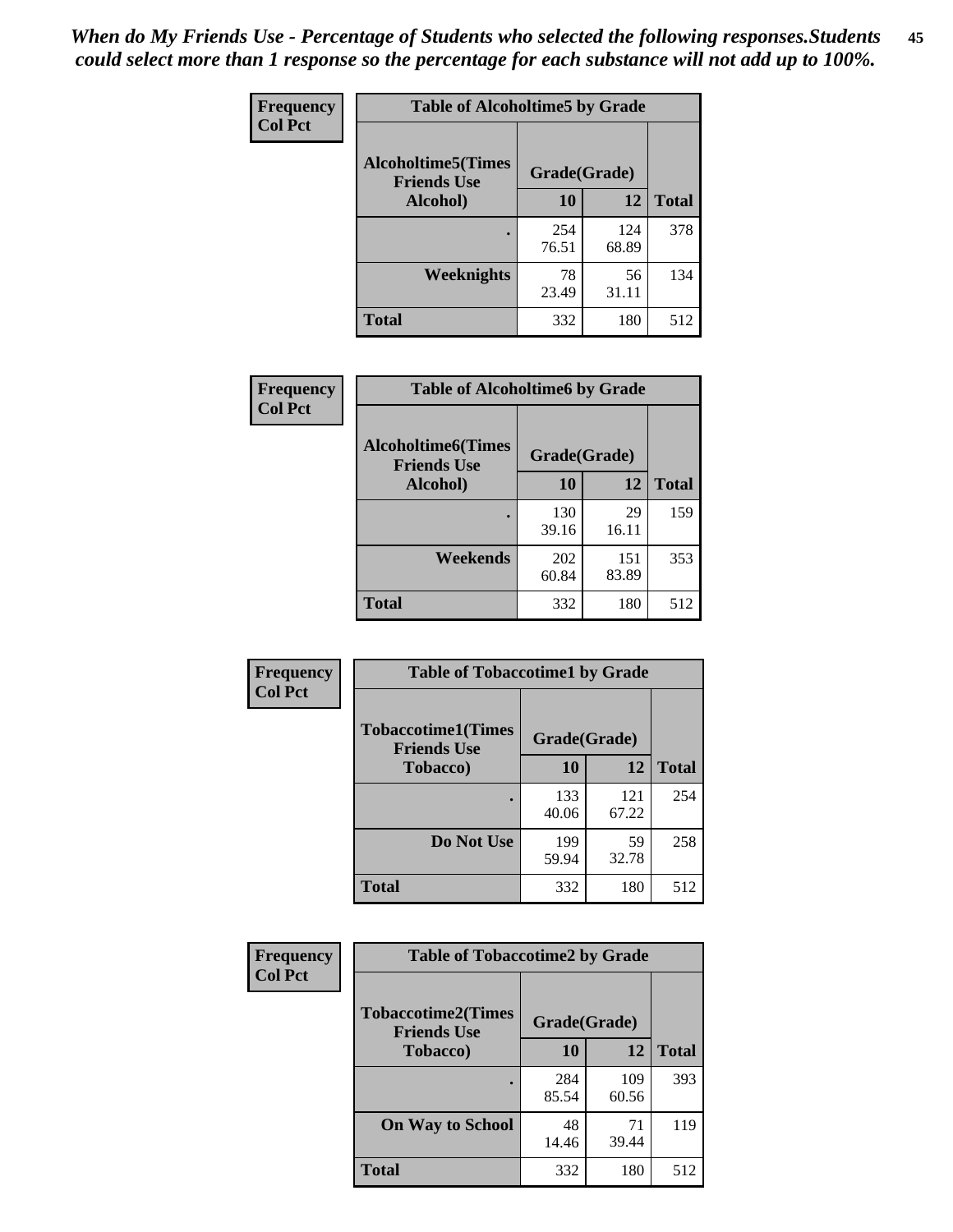*When do My Friends Use - Percentage of Students who selected the following responses.Students could select more than 1 response so the percentage for each substance will not add up to 100%.*

**Frequency**
**Col Pct**

| Table of Alcoholtime5 by Grade | | | |
|---|---|---|---|
| **Alcoholtime5(Times Friends Use Alcohol)** | **Grade(Grade)** | | |
| | **10** | **12** | **Total** |
| **.** | 254<br>76.51 | 124<br>68.89 | 378 |
| **Weeknights** | 78<br>23.49 | 56<br>31.11 | 134 |
| **Total** | 332 | 180 | 512 |

**Frequency**
**Col Pct**

| Table of Alcoholtime6 by Grade | | | |
|---|---|---|---|
| **Alcoholtime6(Times Friends Use Alcohol)** | **Grade(Grade)** | | |
| | **10** | **12** | **Total** |
| **.** | 130<br>39.16 | 29<br>16.11 | 159 |
| **Weekends** | 202<br>60.84 | 151<br>83.89 | 353 |
| **Total** | 332 | 180 | 512 |

**Frequency**
**Col Pct**

| Table of Tobaccotime1 by Grade | | | |
|---|---|---|---|
| **Tobaccotime1(Times Friends Use Tobacco)** | **Grade(Grade)** | | |
| | **10** | **12** | **Total** |
| **.** | 133<br>40.06 | 121<br>67.22 | 254 |
| **Do Not Use** | 199<br>59.94 | 59<br>32.78 | 258 |
| **Total** | 332 | 180 | 512 |

**Frequency**
**Col Pct**

| Table of Tobaccotime2 by Grade | | | |
|---|---|---|---|
| **Tobaccotime2(Times Friends Use Tobacco)** | **Grade(Grade)** | | |
| | **10** | **12** | **Total** |
| **.** | 284<br>85.54 | 109<br>60.56 | 393 |
| **On Way to School** | 48<br>14.46 | 71<br>39.44 | 119 |
| **Total** | 332 | 180 | 512 |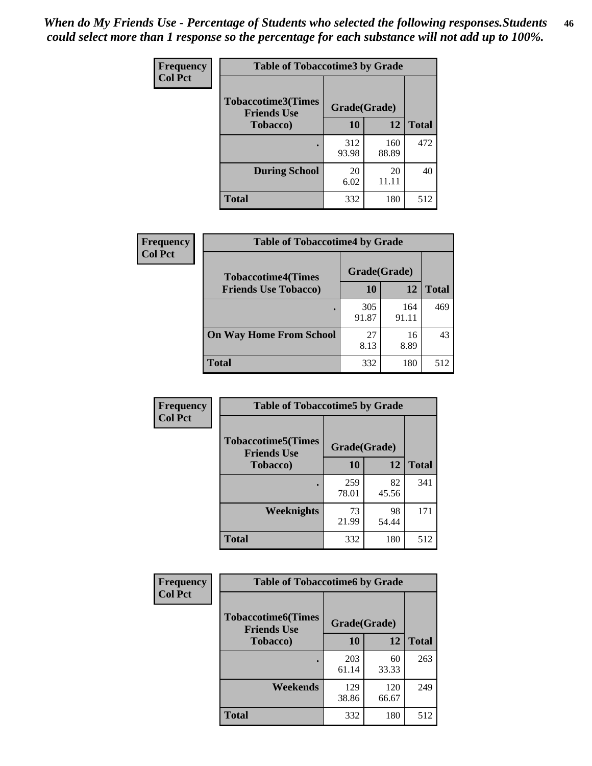*When do My Friends Use - Percentage of Students who selected the following responses.Students could select more than 1 response so the percentage for each substance will not add up to 100%.*

**Frequency**
**Col Pct**

| Table of Tobaccotime3 by Grade | | | |
|---|---|---|---|
| **Tobaccotime3(Times Friends Use Tobacco)** | **Grade(Grade)** | | **Total** |
| | **10** | **12** | |
| **.** | 312<br>93.98 | 160<br>88.89 | 472 |
| **During School** | 20<br>6.02 | 20<br>11.11 | 40 |
| **Total** | 332 | 180 | 512 |

**Frequency**
**Col Pct**

| Table of Tobaccotime4 by Grade | | | |
|---|---|---|---|
| **Tobaccotime4(Times Friends Use Tobacco)** | **Grade(Grade)** | | **Total** |
| | **10** | **12** | |
| **.** | 305<br>91.87 | 164<br>91.11 | 469 |
| **On Way Home From School** | 27<br>8.13 | 16<br>8.89 | 43 |
| **Total** | 332 | 180 | 512 |

**Frequency**
**Col Pct**

| Table of Tobaccotime5 by Grade | | | |
|---|---|---|---|
| **Tobaccotime5(Times Friends Use Tobacco)** | **Grade(Grade)** | | **Total** |
| | **10** | **12** | |
| **.** | 259<br>78.01 | 82<br>45.56 | 341 |
| **Weeknights** | 73<br>21.99 | 98<br>54.44 | 171 |
| **Total** | 332 | 180 | 512 |

**Frequency**
**Col Pct**

| Table of Tobaccotime6 by Grade | | | |
|---|---|---|---|
| **Tobaccotime6(Times Friends Use Tobacco)** | **Grade(Grade)** | | **Total** |
| | **10** | **12** | |
| **.** | 203<br>61.14 | 60<br>33.33 | 263 |
| **Weekends** | 129<br>38.86 | 120<br>66.67 | 249 |
| **Total** | 332 | 180 | 512 |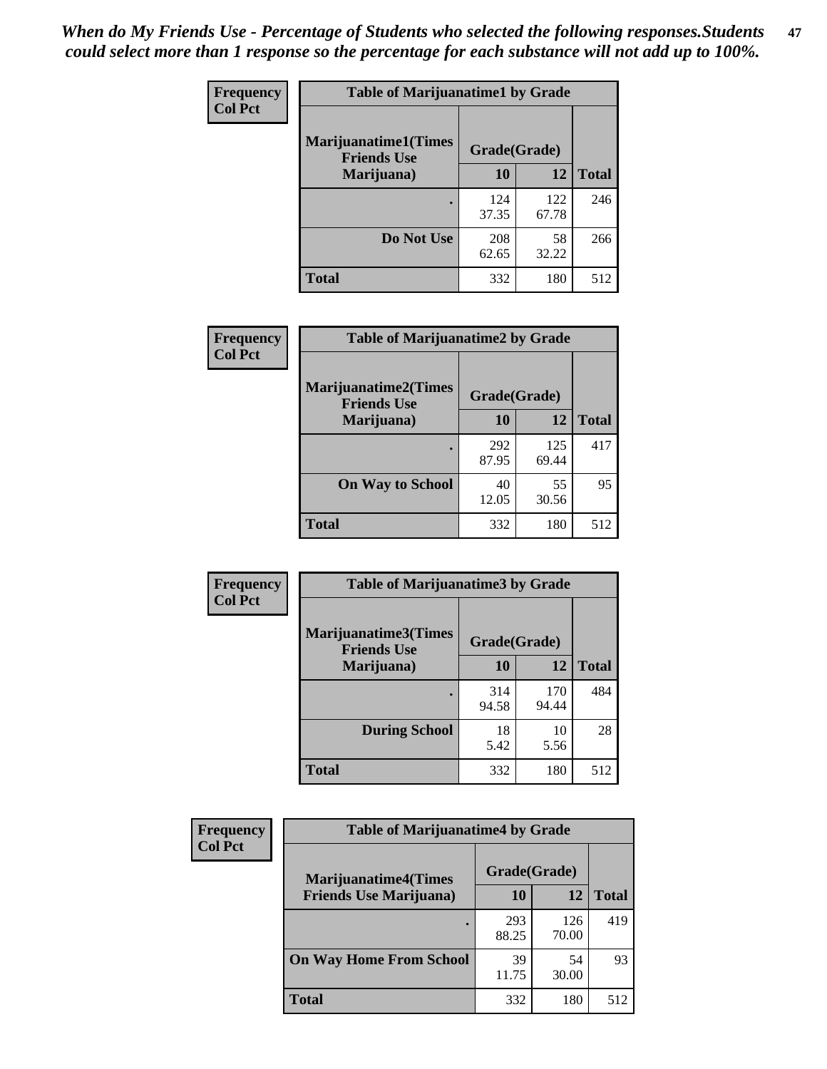*When do My Friends Use - Percentage of Students who selected the following responses.Students could select more than 1 response so the percentage for each substance will not add up to 100%.*

| Frequency<br>Col Pct | Table of Marijuanatime1 by Grade | | |
|---|---|---|---|
| **Marijuanatime1(Times Friends Use Marijuana)** | **Grade(Grade)** | | |
| | **10** | **12** | **Total** |
| **.** | 124<br>37.35 | 122<br>67.78 | 246 |
| **Do Not Use** | 208<br>62.65 | 58<br>32.22 | 266 |
| **Total** | 332 | 180 | 512 |

| Frequency<br>Col Pct | Table of Marijuanatime2 by Grade | | |
|---|---|---|---|
| **Marijuanatime2(Times Friends Use Marijuana)** | **Grade(Grade)** | | |
| | **10** | **12** | **Total** |
| **.** | 292<br>87.95 | 125<br>69.44 | 417 |
| **On Way to School** | 40<br>12.05 | 55<br>30.56 | 95 |
| **Total** | 332 | 180 | 512 |

| Frequency<br>Col Pct | Table of Marijuanatime3 by Grade | | |
|---|---|---|---|
| **Marijuanatime3(Times Friends Use Marijuana)** | **Grade(Grade)** | | |
| | **10** | **12** | **Total** |
| **.** | 314<br>94.58 | 170<br>94.44 | 484 |
| **During School** | 18<br>5.42 | 10<br>5.56 | 28 |
| **Total** | 332 | 180 | 512 |

| Frequency<br>Col Pct | Table of Marijuanatime4 by Grade | | |
|---|---|---|---|
| **Marijuanatime4(Times Friends Use Marijuana)** | **Grade(Grade)** | | |
| | **10** | **12** | **Total** |
| **.** | 293<br>88.25 | 126<br>70.00 | 419 |
| **On Way Home From School** | 39<br>11.75 | 54<br>30.00 | 93 |
| **Total** | 332 | 180 | 512 |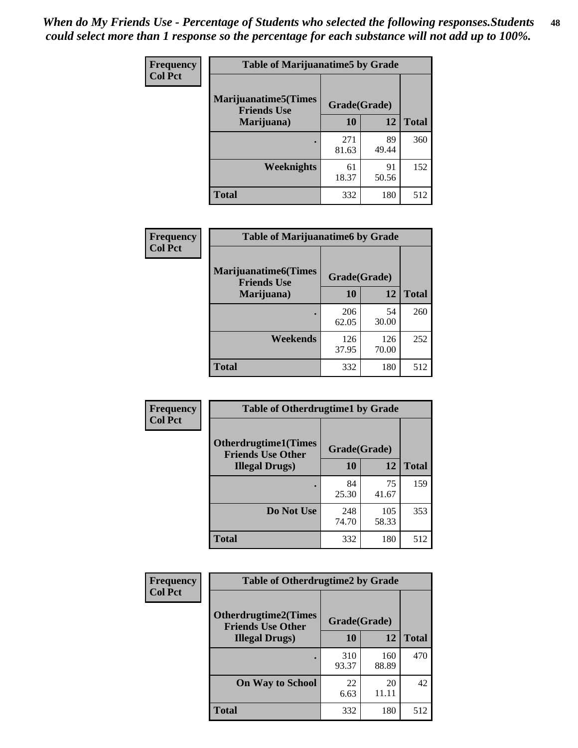*When do My Friends Use - Percentage of Students who selected the following responses.Students could select more than 1 response so the percentage for each substance will not add up to 100%.*

**Frequency**
**Col Pct**

| Table of Marijuanatime5 by Grade | | | |
|---|---|---|---|
| **Marijuanatime5(Times Friends Use Marijuana)** | **Grade(Grade)** | | |
| | **10** | **12** | **Total** |
| **.** | 271<br>81.63 | 89<br>49.44 | 360 |
| **Weeknights** | 61<br>18.37 | 91<br>50.56 | 152 |
| **Total** | 332 | 180 | 512 |

**Frequency**
**Col Pct**

| Table of Marijuanatime6 by Grade | | | |
|---|---|---|---|
| **Marijuanatime6(Times Friends Use Marijuana)** | **Grade(Grade)** | | |
| | **10** | **12** | **Total** |
| **.** | 206<br>62.05 | 54<br>30.00 | 260 |
| **Weekends** | 126<br>37.95 | 126<br>70.00 | 252 |
| **Total** | 332 | 180 | 512 |

**Frequency**
**Col Pct**

| Table of Otherdrugtime1 by Grade | | | |
|---|---|---|---|
| **Otherdrugtime1(Times Friends Use Other Illegal Drugs)** | **Grade(Grade)** | | |
| | **10** | **12** | **Total** |
| **.** | 84<br>25.30 | 75<br>41.67 | 159 |
| **Do Not Use** | 248<br>74.70 | 105<br>58.33 | 353 |
| **Total** | 332 | 180 | 512 |

**Frequency**
**Col Pct**

| Table of Otherdrugtime2 by Grade | | | |
|---|---|---|---|
| **Otherdrugtime2(Times Friends Use Other Illegal Drugs)** | **Grade(Grade)** | | |
| | **10** | **12** | **Total** |
| **.** | 310<br>93.37 | 160<br>88.89 | 470 |
| **On Way to School** | 22<br>6.63 | 20<br>11.11 | 42 |
| **Total** | 332 | 180 | 512 |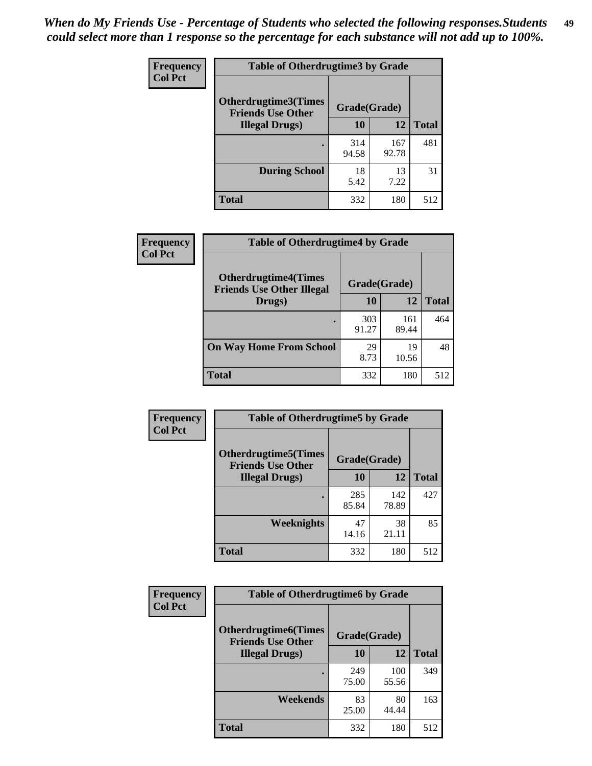*When do My Friends Use - Percentage of Students who selected the following responses.Students could select more than 1 response so the percentage for each substance will not add up to 100%.*

**Frequency**
**Col Pct**

**Table of Otherdrugtime3 by Grade**

| Otherdrugtime3(Times Friends Use Other Illegal Drugs) | Grade(Grade) | | Total |
|---|---|---|---|
| | 10 | 12 | |
| . | 314<br>94.58 | 167<br>92.78 | 481 |
| During School | 18<br>5.42 | 13<br>7.22 | 31 |
| Total | 332 | 180 | 512 |

**Frequency**
**Col Pct**

**Table of Otherdrugtime4 by Grade**

| Otherdrugtime4(Times Friends Use Other Illegal Drugs) | Grade(Grade) | | Total |
|---|---|---|---|
| | 10 | 12 | |
| . | 303<br>91.27 | 161<br>89.44 | 464 |
| On Way Home From School | 29<br>8.73 | 19<br>10.56 | 48 |
| Total | 332 | 180 | 512 |

**Frequency**
**Col Pct**

**Table of Otherdrugtime5 by Grade**

| Otherdrugtime5(Times Friends Use Other Illegal Drugs) | Grade(Grade) | | Total |
|---|---|---|---|
| | 10 | 12 | |
| . | 285<br>85.84 | 142<br>78.89 | 427 |
| Weeknights | 47<br>14.16 | 38<br>21.11 | 85 |
| Total | 332 | 180 | 512 |

**Frequency**
**Col Pct**

**Table of Otherdrugtime6 by Grade**

| Otherdrugtime6(Times Friends Use Other Illegal Drugs) | Grade(Grade) | | Total |
|---|---|---|---|
| | 10 | 12 | |
| . | 249<br>75.00 | 100<br>55.56 | 349 |
| Weekends | 83<br>25.00 | 80<br>44.44 | 163 |
| Total | 332 | 180 | 512 |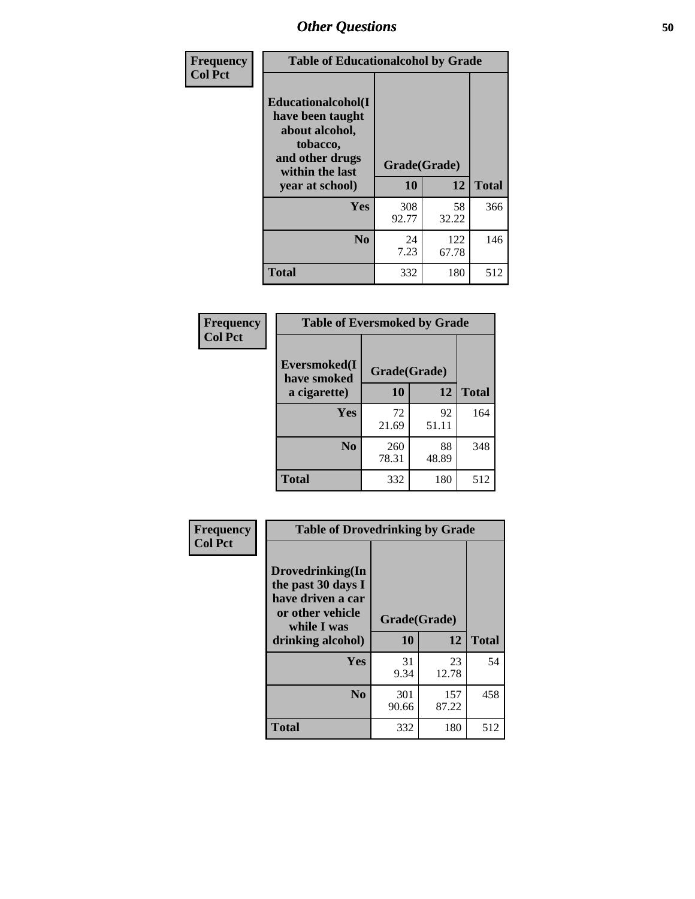## Other Questions

Frequency
Col Pct

**Table of Educationalalcohol by Grade**

| Educationalalcohol(I have been taught about alcohol, tobacco, and other drugs within the last year at school) | Grade(Grade) | | |
|---|---|---|---|
| | 10 | 12 | Total |
| Yes | 308<br>92.77 | 58<br>32.22 | 366 |
| No | 24<br>7.23 | 122<br>67.78 | 146 |
| Total | 332 | 180 | 512 |

Frequency
Col Pct

**Table of Eversmoked by Grade**

| Eversmoked(I have smoked a cigarette) | Grade(Grade) | | |
|---|---|---|---|
| | 10 | 12 | Total |
| Yes | 72<br>21.69 | 92<br>51.11 | 164 |
| No | 260<br>78.31 | 88<br>48.89 | 348 |
| Total | 332 | 180 | 512 |

Frequency
Col Pct

**Table of Drovedrinking by Grade**

| Drovedrinking(In the past 30 days I have driven a car or other vehicle while I was drinking alcohol) | Grade(Grade) | | |
|---|---|---|---|
| | 10 | 12 | Total |
| Yes | 31<br>9.34 | 23<br>12.78 | 54 |
| No | 301<br>90.66 | 157<br>87.22 | 458 |
| Total | 332 | 180 | 512 |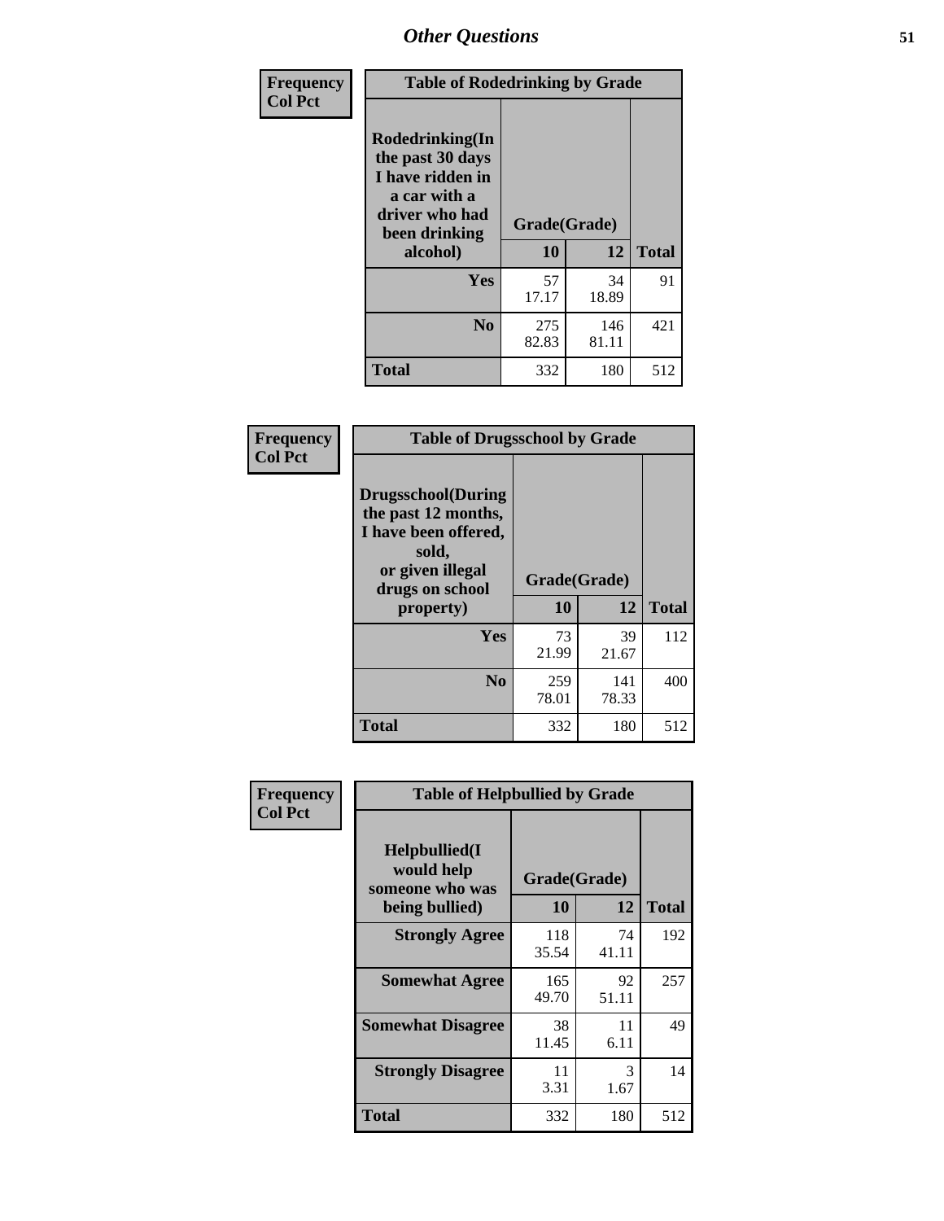## Other Questions

**Frequency**
**Col Pct**

| Table of Rodedrinking by Grade | | | |
|---|---|---|---|
| **Rodedrinking(In the past 30 days I have ridden in a car with a driver who had been drinking alcohol)** | **Grade(Grade)** | | |
| | **10** | **12** | **Total** |
| **Yes** | 57<br>17.17 | 34<br>18.89 | 91 |
| **No** | 275<br>82.83 | 146<br>81.11 | 421 |
| **Total** | 332 | 180 | 512 |

**Frequency**
**Col Pct**

| Table of Drugsschool by Grade | | | |
|---|---|---|---|
| **Drugsschool(During the past 12 months, I have been offered, sold, or given illegal drugs on school property)** | **Grade(Grade)** | | |
| | **10** | **12** | **Total** |
| **Yes** | 73<br>21.99 | 39<br>21.67 | 112 |
| **No** | 259<br>78.01 | 141<br>78.33 | 400 |
| **Total** | 332 | 180 | 512 |

**Frequency**
**Col Pct**

| Table of Helpbullied by Grade | | | |
|---|---|---|---|
| **Helpbullied(I would help someone who was being bullied)** | **Grade(Grade)** | | |
| | **10** | **12** | **Total** |
| **Strongly Agree** | 118<br>35.54 | 74<br>41.11 | 192 |
| **Somewhat Agree** | 165<br>49.70 | 92<br>51.11 | 257 |
| **Somewhat Disagree** | 38<br>11.45 | 11<br>6.11 | 49 |
| **Strongly Disagree** | 11<br>3.31 | 3<br>1.67 | 14 |
| **Total** | 332 | 180 | 512 |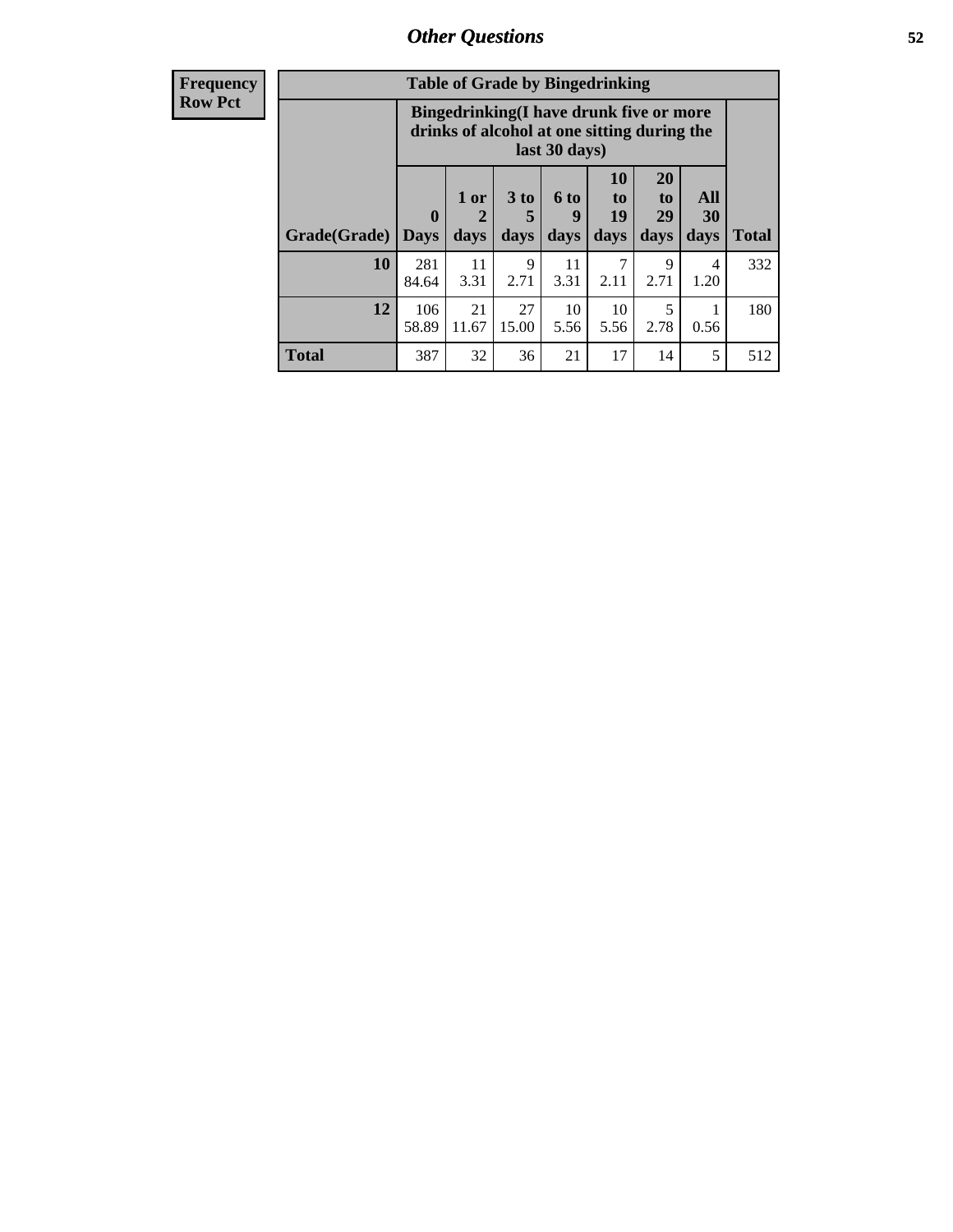## Other Questions

| Frequency Row Pct |
|---|

**Table of Grade by Bingedrinking**

| | Bingedrinking(I have drunk five or more drinks of alcohol at one sitting during the last 30 days) | | | | | | | |
|---|---|---|---|---|---|---|---|---|
| Grade(Grade) | 0 Days | 1 or 2 days | 3 to 5 days | 6 to 9 days | 10 to 19 days | 20 to 29 days | All 30 days | Total |
| 10 | 281<br>84.64 | 11<br>3.31 | 9<br>2.71 | 11<br>3.31 | 7<br>2.11 | 9<br>2.71 | 4<br>1.20 | 332 |
| 12 | 106<br>58.89 | 21<br>11.67 | 27<br>15.00 | 10<br>5.56 | 10<br>5.56 | 5<br>2.78 | 1<br>0.56 | 180 |
| Total | 387 | 32 | 36 | 21 | 17 | 14 | 5 | 512 |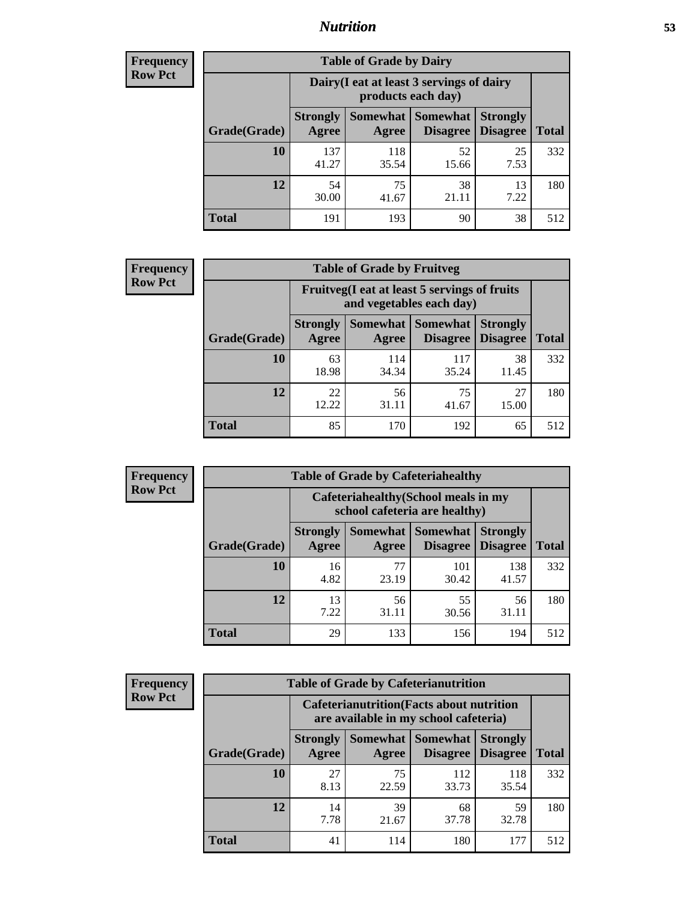| Frequency<br>Row Pct |
|---|

**Table of Grade by Dairy**

| Grade(Grade) | Dairy(I eat at least 3 servings of dairy products each day) | | | | Total |
|---|---|---|---|---|---|
| | Strongly Agree | Somewhat Agree | Somewhat Disagree | Strongly Disagree | |
| 10 | 137<br>41.27 | 118<br>35.54 | 52<br>15.66 | 25<br>7.53 | 332 |
| 12 | 54<br>30.00 | 75<br>41.67 | 38<br>21.11 | 13<br>7.22 | 180 |
| Total | 191 | 193 | 90 | 38 | 512 |

| Frequency<br>Row Pct |
|---|

**Table of Grade by Fruitveg**

| Grade(Grade) | Fruitveg(I eat at least 5 servings of fruits and vegetables each day) | | | | Total |
|---|---|---|---|---|---|
| | Strongly Agree | Somewhat Agree | Somewhat Disagree | Strongly Disagree | |
| 10 | 63<br>18.98 | 114<br>34.34 | 117<br>35.24 | 38<br>11.45 | 332 |
| 12 | 22<br>12.22 | 56<br>31.11 | 75<br>41.67 | 27<br>15.00 | 180 |
| Total | 85 | 170 | 192 | 65 | 512 |

| Frequency<br>Row Pct |
|---|

**Table of Grade by Cafeteriahealthy**

| Grade(Grade) | Cafeteriahealthy(School meals in my school cafeteria are healthy) | | | | Total |
|---|---|---|---|---|---|
| | Strongly Agree | Somewhat Agree | Somewhat Disagree | Strongly Disagree | |
| 10 | 16<br>4.82 | 77<br>23.19 | 101<br>30.42 | 138<br>41.57 | 332 |
| 12 | 13<br>7.22 | 56<br>31.11 | 55<br>30.56 | 56<br>31.11 | 180 |
| Total | 29 | 133 | 156 | 194 | 512 |

| Frequency<br>Row Pct |
|---|

**Table of Grade by Cafeterianutrition**

| Grade(Grade) | Cafeterianutrition(Facts about nutrition are available in my school cafeteria) | | | | Total |
|---|---|---|---|---|---|
| | Strongly Agree | Somewhat Agree | Somewhat Disagree | Strongly Disagree | |
| 10 | 27<br>8.13 | 75<br>22.59 | 112<br>33.73 | 118<br>35.54 | 332 |
| 12 | 14<br>7.78 | 39<br>21.67 | 68<br>37.78 | 59<br>32.78 | 180 |
| Total | 41 | 114 | 180 | 177 | 512 |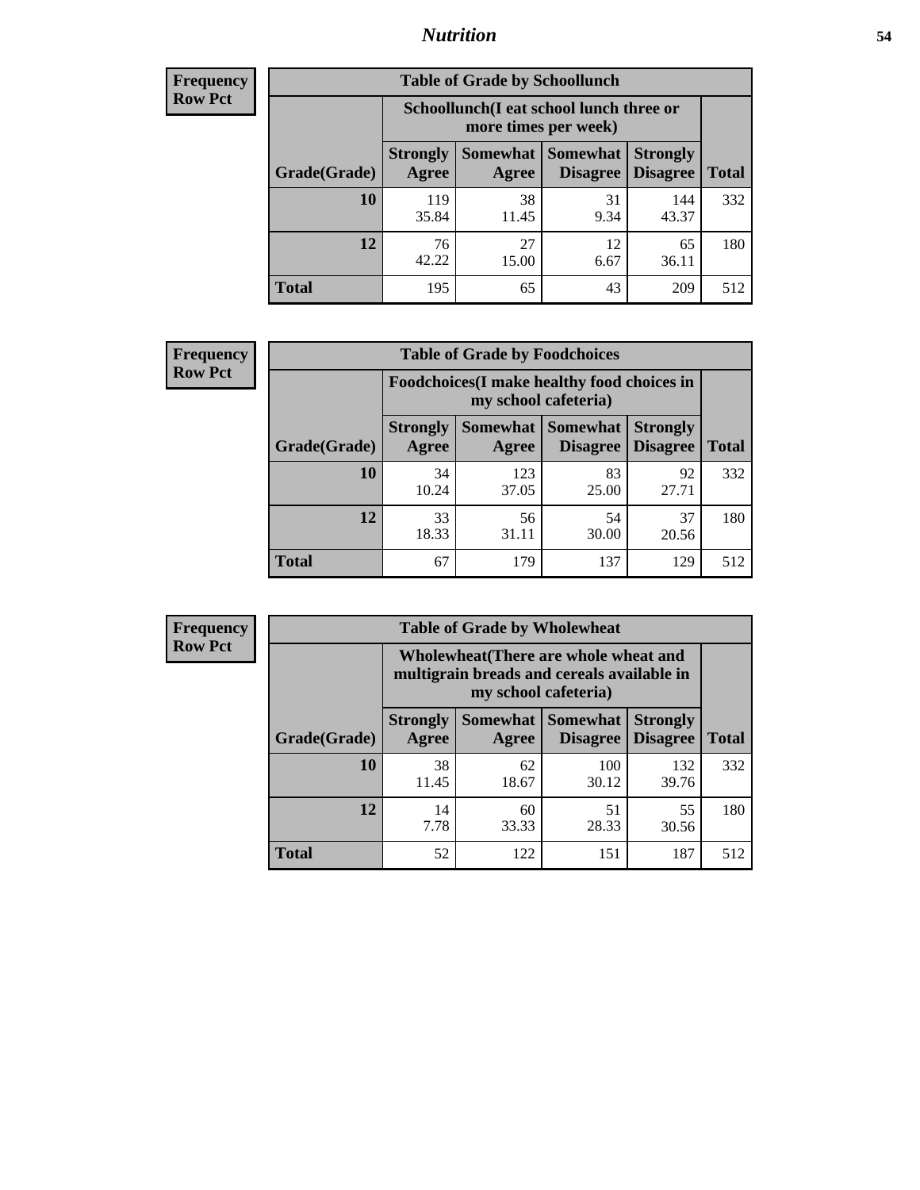**Frequency**
**Row Pct**

| Table of Grade by Schoollunch | | | | | |
|---|---|---|---|---|---|
| | Schoollunch(I eat school lunch three or more times per week) | | | | |
| Grade(Grade) | Strongly Agree | Somewhat Agree | Somewhat Disagree | Strongly Disagree | Total |
| 10 | 119<br>35.84 | 38<br>11.45 | 31<br>9.34 | 144<br>43.37 | 332 |
| 12 | 76<br>42.22 | 27<br>15.00 | 12<br>6.67 | 65<br>36.11 | 180 |
| Total | 195 | 65 | 43 | 209 | 512 |

**Frequency**
**Row Pct**

| Table of Grade by Foodchoices | | | | | |
|---|---|---|---|---|---|
| | Foodchoices(I make healthy food choices in my school cafeteria) | | | | |
| Grade(Grade) | Strongly Agree | Somewhat Agree | Somewhat Disagree | Strongly Disagree | Total |
| 10 | 34<br>10.24 | 123<br>37.05 | 83<br>25.00 | 92<br>27.71 | 332 |
| 12 | 33<br>18.33 | 56<br>31.11 | 54<br>30.00 | 37<br>20.56 | 180 |
| Total | 67 | 179 | 137 | 129 | 512 |

**Frequency**
**Row Pct**

| Table of Grade by Wholewheat | | | | | |
|---|---|---|---|---|---|
| | Wholewheat(There are whole wheat and multigrain breads and cereals available in my school cafeteria) | | | | |
| Grade(Grade) | Strongly Agree | Somewhat Agree | Somewhat Disagree | Strongly Disagree | Total |
| 10 | 38<br>11.45 | 62<br>18.67 | 100<br>30.12 | 132<br>39.76 | 332 |
| 12 | 14<br>7.78 | 60<br>33.33 | 51<br>28.33 | 55<br>30.56 | 180 |
| Total | 52 | 122 | 151 | 187 | 512 |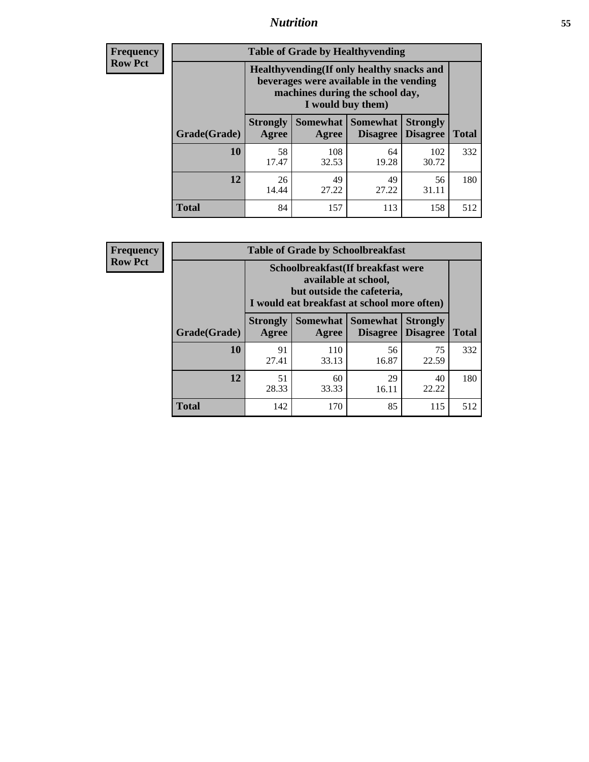**Frequency**
**Row Pct**

| Table of Grade by Healthyvending | | | | | |
|---|---|---|---|---|---|
| | Healthyvending(If only healthy snacks and beverages were available in the vending machines during the school day, I would buy them) | | | | |
| Grade(Grade) | Strongly Agree | Somewhat Agree | Somewhat Disagree | Strongly Disagree | Total |
| **10** | 58<br>17.47 | 108<br>32.53 | 64<br>19.28 | 102<br>30.72 | 332 |
| **12** | 26<br>14.44 | 49<br>27.22 | 49<br>27.22 | 56<br>31.11 | 180 |
| **Total** | 84 | 157 | 113 | 158 | 512 |

**Frequency**
**Row Pct**

| Table of Grade by Schoolbreakfast | | | | | |
|---|---|---|---|---|---|
| | Schoolbreakfast(If breakfast were available at school, but outside the cafeteria, I would eat breakfast at school more often) | | | | |
| Grade(Grade) | Strongly Agree | Somewhat Agree | Somewhat Disagree | Strongly Disagree | Total |
| **10** | 91<br>27.41 | 110<br>33.13 | 56<br>16.87 | 75<br>22.59 | 332 |
| **12** | 51<br>28.33 | 60<br>33.33 | 29<br>16.11 | 40<br>22.22 | 180 |
| **Total** | 142 | 170 | 85 | 115 | 512 |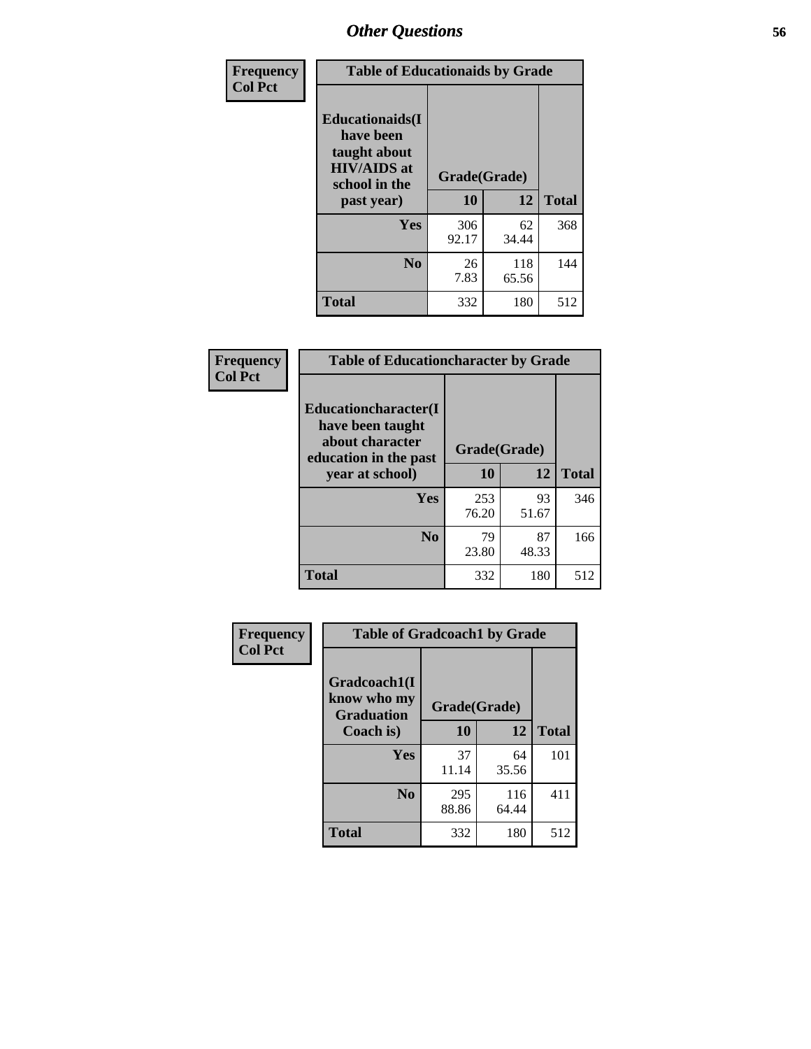## Other Questions

**Frequency**
**Col Pct**

| Table of Educationaids by Grade | | | |
|---|---|---|---|
| **Educationaids(I have been taught about HIV/AIDS at school in the past year)** | **Grade(Grade)** | | |
| | **10** | **12** | **Total** |
| **Yes** | 306<br>92.17 | 62<br>34.44 | 368 |
| **No** | 26<br>7.83 | 118<br>65.56 | 144 |
| **Total** | 332 | 180 | 512 |

**Frequency**
**Col Pct**

| Table of Educationcharacter by Grade | | | |
|---|---|---|---|
| **Educationcharacter(I have been taught about character education in the past year at school)** | **Grade(Grade)** | | |
| | **10** | **12** | **Total** |
| **Yes** | 253<br>76.20 | 93<br>51.67 | 346 |
| **No** | 79<br>23.80 | 87<br>48.33 | 166 |
| **Total** | 332 | 180 | 512 |

**Frequency**
**Col Pct**

| Table of Gradcoach1 by Grade | | | |
|---|---|---|---|
| **Gradcoach1(I know who my Graduation Coach is)** | **Grade(Grade)** | | |
| | **10** | **12** | **Total** |
| **Yes** | 37<br>11.14 | 64<br>35.56 | 101 |
| **No** | 295<br>88.86 | 116<br>64.44 | 411 |
| **Total** | 332 | 180 | 512 |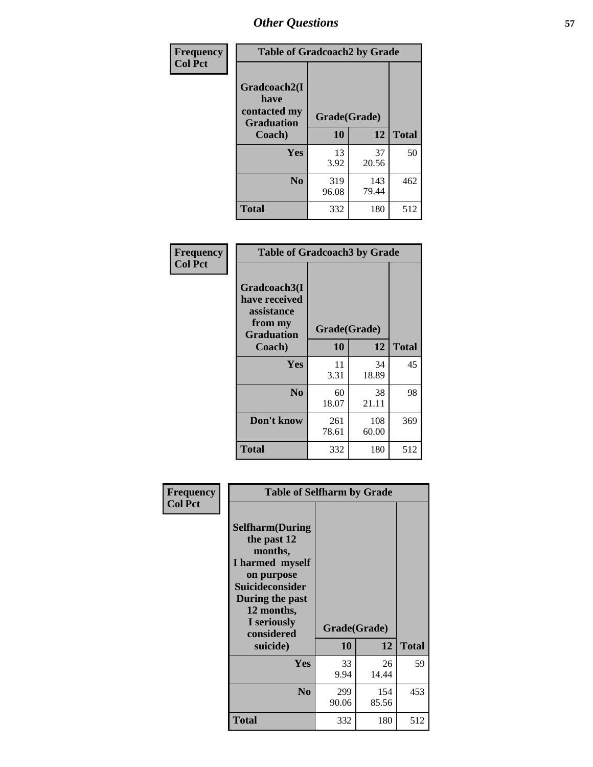## Other Questions

**Frequency Col Pct**

| Table of Gradcoach2 by Grade | | | |
|---|---|---|---|
| Gradcoach2(I have contacted my Graduation Coach) | Grade(Grade) | | |
| | 10 | 12 | Total |
| Yes | 13<br>3.92 | 37<br>20.56 | 50 |
| No | 319<br>96.08 | 143<br>79.44 | 462 |
| Total | 332 | 180 | 512 |

**Frequency Col Pct**

| Table of Gradcoach3 by Grade | | | |
|---|---|---|---|
| Gradcoach3(I have received assistance from my Graduation Coach) | Grade(Grade) | | |
| | 10 | 12 | Total |
| Yes | 11<br>3.31 | 34<br>18.89 | 45 |
| No | 60<br>18.07 | 38<br>21.11 | 98 |
| Don't know | 261<br>78.61 | 108<br>60.00 | 369 |
| Total | 332 | 180 | 512 |

**Frequency Col Pct**

| Table of Selfharm by Grade | | | |
|---|---|---|---|
| Selfharm(During the past 12 months, I harmed myself on purpose Suicideconsider During the past 12 months, I seriously considered suicide) | Grade(Grade) | | |
| | 10 | 12 | Total |
| Yes | 33<br>9.94 | 26<br>14.44 | 59 |
| No | 299<br>90.06 | 154<br>85.56 | 453 |
| Total | 332 | 180 | 512 |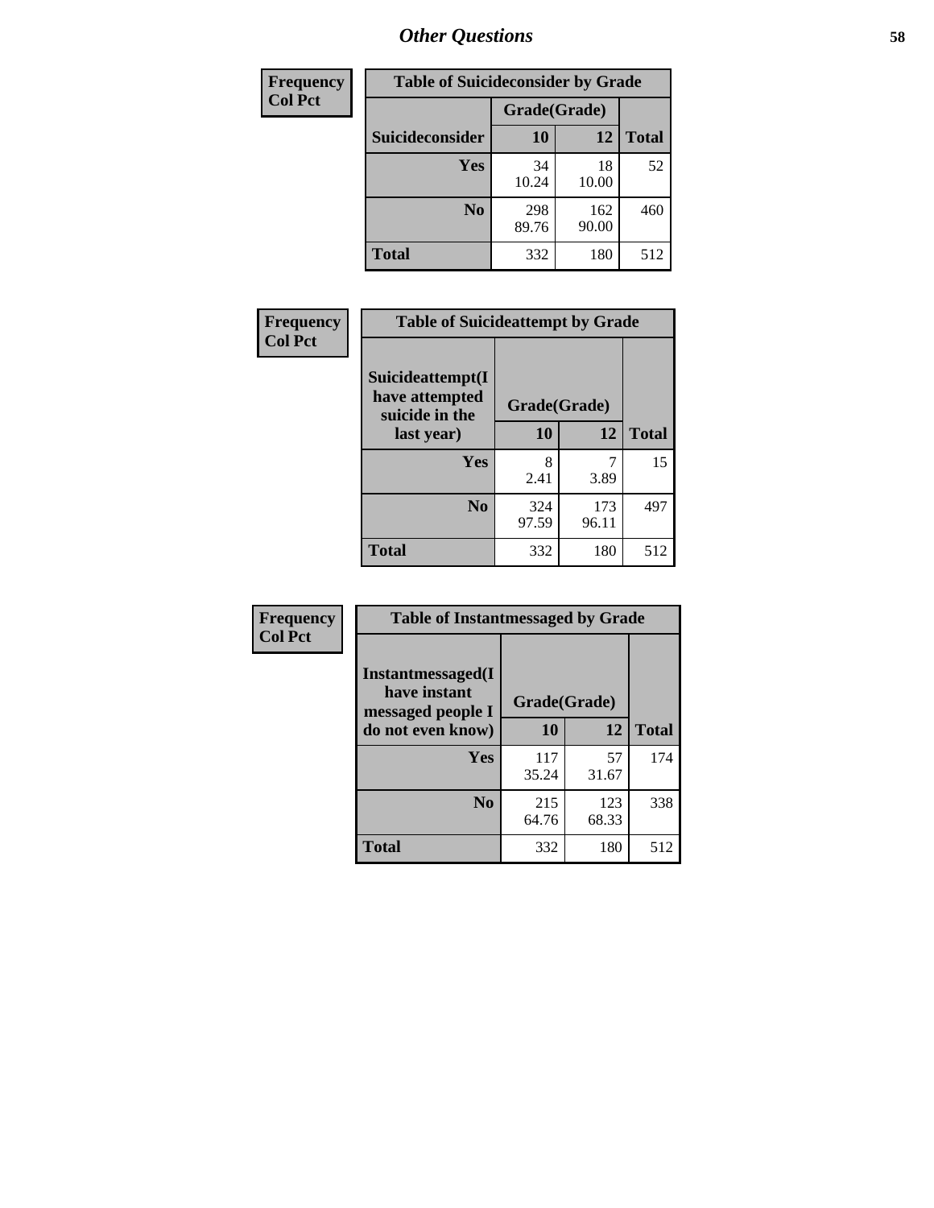# Other Questions

| Frequency<br>Col Pct |
|---|

**Table of Suicideconsider by Grade**

| Suicideconsider | Grade(Grade) 10 | 12 | Total |
|---|---|---|---|
| Yes | 34<br>10.24 | 18<br>10.00 | 52 |
| No | 298<br>89.76 | 162<br>90.00 | 460 |
| Total | 332 | 180 | 512 |

| Frequency<br>Col Pct |
|---|

**Table of Suicideattempt by Grade**

| Suicideattempt(I have attempted suicide in the last year) | Grade(Grade) 10 | 12 | Total |
|---|---|---|---|
| Yes | 8<br>2.41 | 7<br>3.89 | 15 |
| No | 324<br>97.59 | 173<br>96.11 | 497 |
| Total | 332 | 180 | 512 |

| Frequency<br>Col Pct |
|---|

**Table of Instantmessaged by Grade**

| Instantmessaged(I have instant messaged people I do not even know) | Grade(Grade) 10 | 12 | Total |
|---|---|---|---|
| Yes | 117<br>35.24 | 57<br>31.67 | 174 |
| No | 215<br>64.76 | 123<br>68.33 | 338 |
| Total | 332 | 180 | 512 |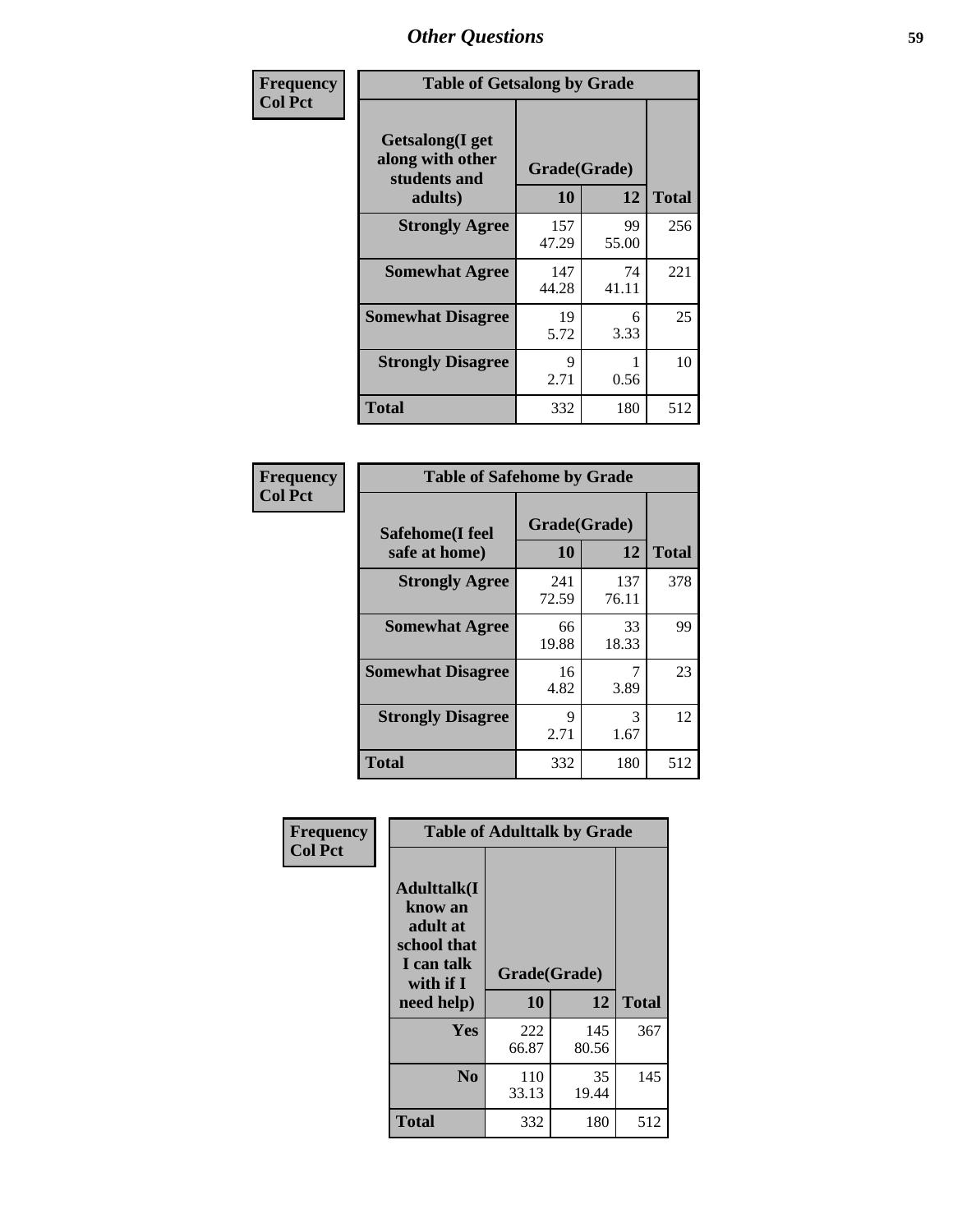## Other Questions

Frequency
Col Pct

**Table of Getsalong by Grade**

| Getsalong(I get along with other students and adults) | Grade(Grade) | | Total |
|---|---|---|---|
| | 10 | 12 | |
| **Strongly Agree** | 157<br>47.29 | 99<br>55.00 | 256 |
| **Somewhat Agree** | 147<br>44.28 | 74<br>41.11 | 221 |
| **Somewhat Disagree** | 19<br>5.72 | 6<br>3.33 | 25 |
| **Strongly Disagree** | 9<br>2.71 | 1<br>0.56 | 10 |
| **Total** | 332 | 180 | 512 |

Frequency
Col Pct

**Table of Safehome by Grade**

| Safehome(I feel safe at home) | Grade(Grade) | | Total |
|---|---|---|---|
| | 10 | 12 | |
| **Strongly Agree** | 241<br>72.59 | 137<br>76.11 | 378 |
| **Somewhat Agree** | 66<br>19.88 | 33<br>18.33 | 99 |
| **Somewhat Disagree** | 16<br>4.82 | 7<br>3.89 | 23 |
| **Strongly Disagree** | 9<br>2.71 | 3<br>1.67 | 12 |
| **Total** | 332 | 180 | 512 |

Frequency
Col Pct

**Table of Adulttalk by Grade**

| Adulttalk(I know an adult at school that I can talk with if I need help) | Grade(Grade) | | Total |
|---|---|---|---|
| | 10 | 12 | |
| **Yes** | 222<br>66.87 | 145<br>80.56 | 367 |
| **No** | 110<br>33.13 | 35<br>19.44 | 145 |
| **Total** | 332 | 180 | 512 |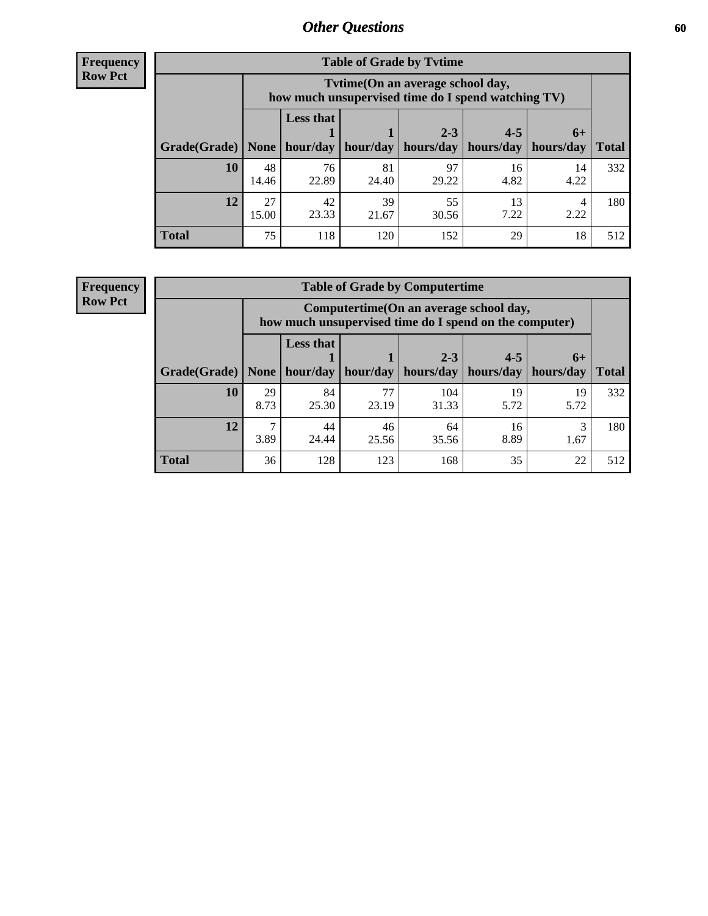## Other Questions

**Frequency**
**Row Pct**

**Table of Grade by Tvtime**

| Grade(Grade) | Tvtime(On an average school day, how much unsupervised time do I spend watching TV) None | Less that 1 hour/day | 1 hour/day | 2-3 hours/day | 4-5 hours/day | 6+ hours/day | Total |
|---|---|---|---|---|---|---|---|
| **10** | 48<br>14.46 | 76<br>22.89 | 81<br>24.40 | 97<br>29.22 | 16<br>4.82 | 14<br>4.22 | 332 |
| **12** | 27<br>15.00 | 42<br>23.33 | 39<br>21.67 | 55<br>30.56 | 13<br>7.22 | 4<br>2.22 | 180 |
| **Total** | 75 | 118 | 120 | 152 | 29 | 18 | 512 |

**Frequency**
**Row Pct**

**Table of Grade by Computertime**

| Grade(Grade) | Computertime(On an average school day, how much unsupervised time do I spend on the computer) None | Less that 1 hour/day | 1 hour/day | 2-3 hours/day | 4-5 hours/day | 6+ hours/day | Total |
|---|---|---|---|---|---|---|---|
| **10** | 29<br>8.73 | 84<br>25.30 | 77<br>23.19 | 104<br>31.33 | 19<br>5.72 | 19<br>5.72 | 332 |
| **12** | 7<br>3.89 | 44<br>24.44 | 46<br>25.56 | 64<br>35.56 | 16<br>8.89 | 3<br>1.67 | 180 |
| **Total** | 36 | 128 | 123 | 168 | 35 | 22 | 512 |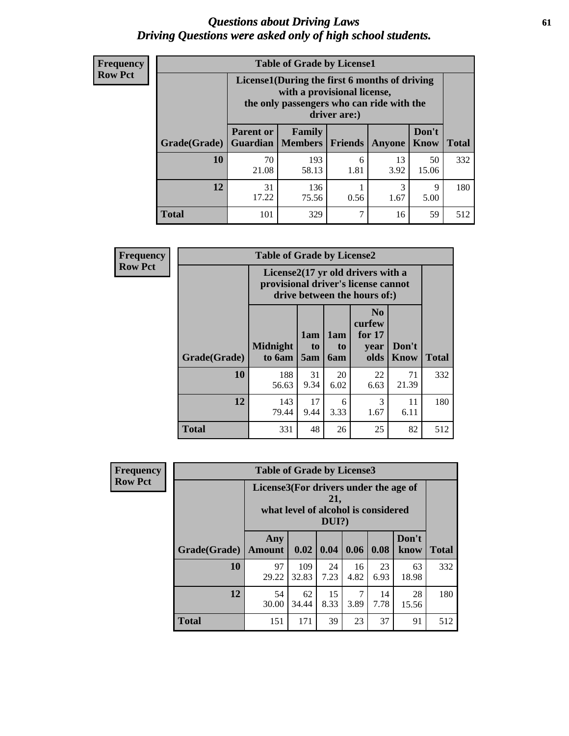# Questions about Driving Laws
## Driving Questions were asked only of high school students.

**Frequency Row Pct**

**Table of Grade by License1**

| Grade(Grade) | License1(During the first 6 months of driving with a provisional license, the only passengers who can ride with the driver are:) | | | | | Total |
|---|---|---|---|---|---|---|
| | Parent or Guardian | Family Members | Friends | Anyone | Don't Know | |
| 10 | 70<br>21.08 | 193<br>58.13 | 6<br>1.81 | 13<br>3.92 | 50<br>15.06 | 332 |
| 12 | 31<br>17.22 | 136<br>75.56 | 1<br>0.56 | 3<br>1.67 | 9<br>5.00 | 180 |
| Total | 101 | 329 | 7 | 16 | 59 | 512 |

**Frequency Row Pct**

**Table of Grade by License2**

| Grade(Grade) | License2(17 yr old drivers with a provisional driver's license cannot drive between the hours of:) | | | | | Total |
|---|---|---|---|---|---|---|
| | Midnight to 6am | 1am to 5am | 1am to 6am | No curfew for 17 year olds | Don't Know | |
| 10 | 188<br>56.63 | 31<br>9.34 | 20<br>6.02 | 22<br>6.63 | 71<br>21.39 | 332 |
| 12 | 143<br>79.44 | 17<br>9.44 | 6<br>3.33 | 3<br>1.67 | 11<br>6.11 | 180 |
| Total | 331 | 48 | 26 | 25 | 82 | 512 |

**Frequency Row Pct**

**Table of Grade by License3**

| Grade(Grade) | License3(For drivers under the age of 21, what level of alcohol is considered DUI?) | | | | | | Total |
|---|---|---|---|---|---|---|---|
| | Any Amount | 0.02 | 0.04 | 0.06 | 0.08 | Don't know | |
| 10 | 97<br>29.22 | 109<br>32.83 | 24<br>7.23 | 16<br>4.82 | 23<br>6.93 | 63<br>18.98 | 332 |
| 12 | 54<br>30.00 | 62<br>34.44 | 15<br>8.33 | 7<br>3.89 | 14<br>7.78 | 28<br>15.56 | 180 |
| Total | 151 | 171 | 39 | 23 | 37 | 91 | 512 |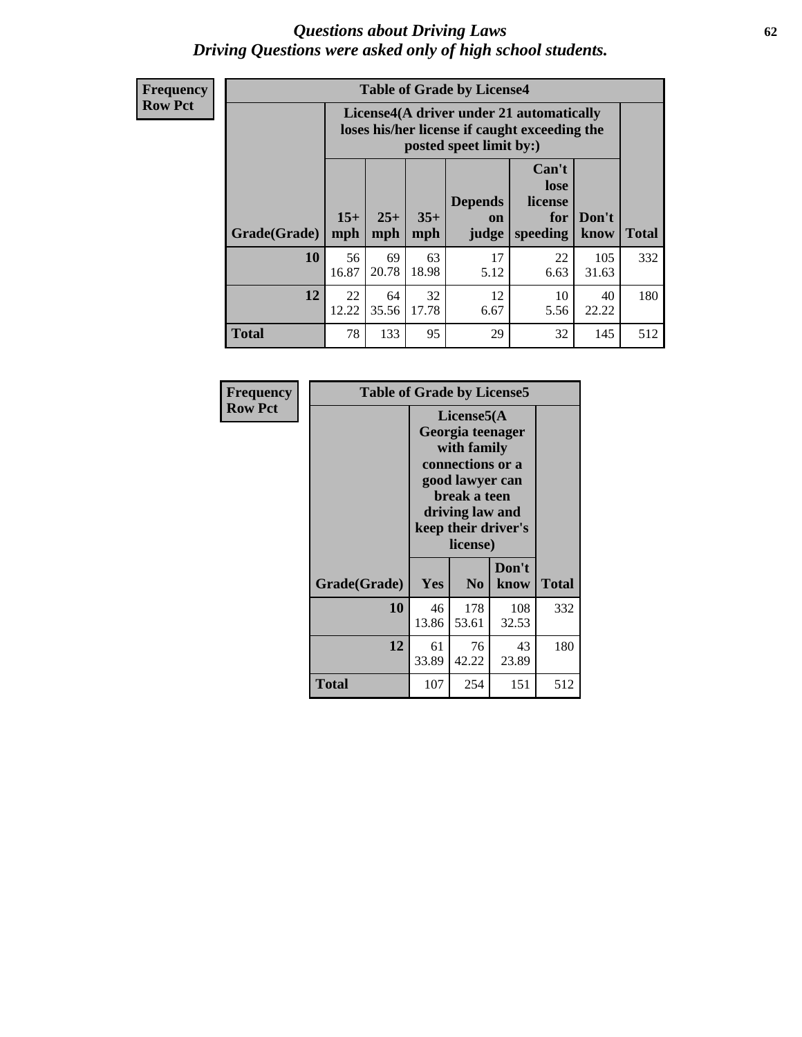# *Questions about Driving Laws*
# *Driving Questions were asked only of high school students.*

**Frequency**
**Row Pct**

| Table of Grade by License4 | | | | | | | |
|---|---|---|---|---|---|---|---|
| | License4(A driver under 21 automatically loses his/her license if caught exceeding the posted speet limit by:) | | | | | | |
| Grade(Grade) | 15+ mph | 25+ mph | 35+ mph | Depends on judge | Can't lose license for speeding | Don't know | Total |
| **10** | 56<br>16.87 | 69<br>20.78 | 63<br>18.98 | 17<br>5.12 | 22<br>6.63 | 105<br>31.63 | 332 |
| **12** | 22<br>12.22 | 64<br>35.56 | 32<br>17.78 | 12<br>6.67 | 10<br>5.56 | 40<br>22.22 | 180 |
| **Total** | 78 | 133 | 95 | 29 | 32 | 145 | 512 |

**Frequency**
**Row Pct**

| Table of Grade by License5 | | | | |
|---|---|---|---|---|
| | License5(A Georgia teenager with family connections or a good lawyer can break a teen driving law and keep their driver's license) | | | |
| Grade(Grade) | Yes | No | Don't know | Total |
| **10** | 46<br>13.86 | 178<br>53.61 | 108<br>32.53 | 332 |
| **12** | 61<br>33.89 | 76<br>42.22 | 43<br>23.89 | 180 |
| **Total** | 107 | 254 | 151 | 512 |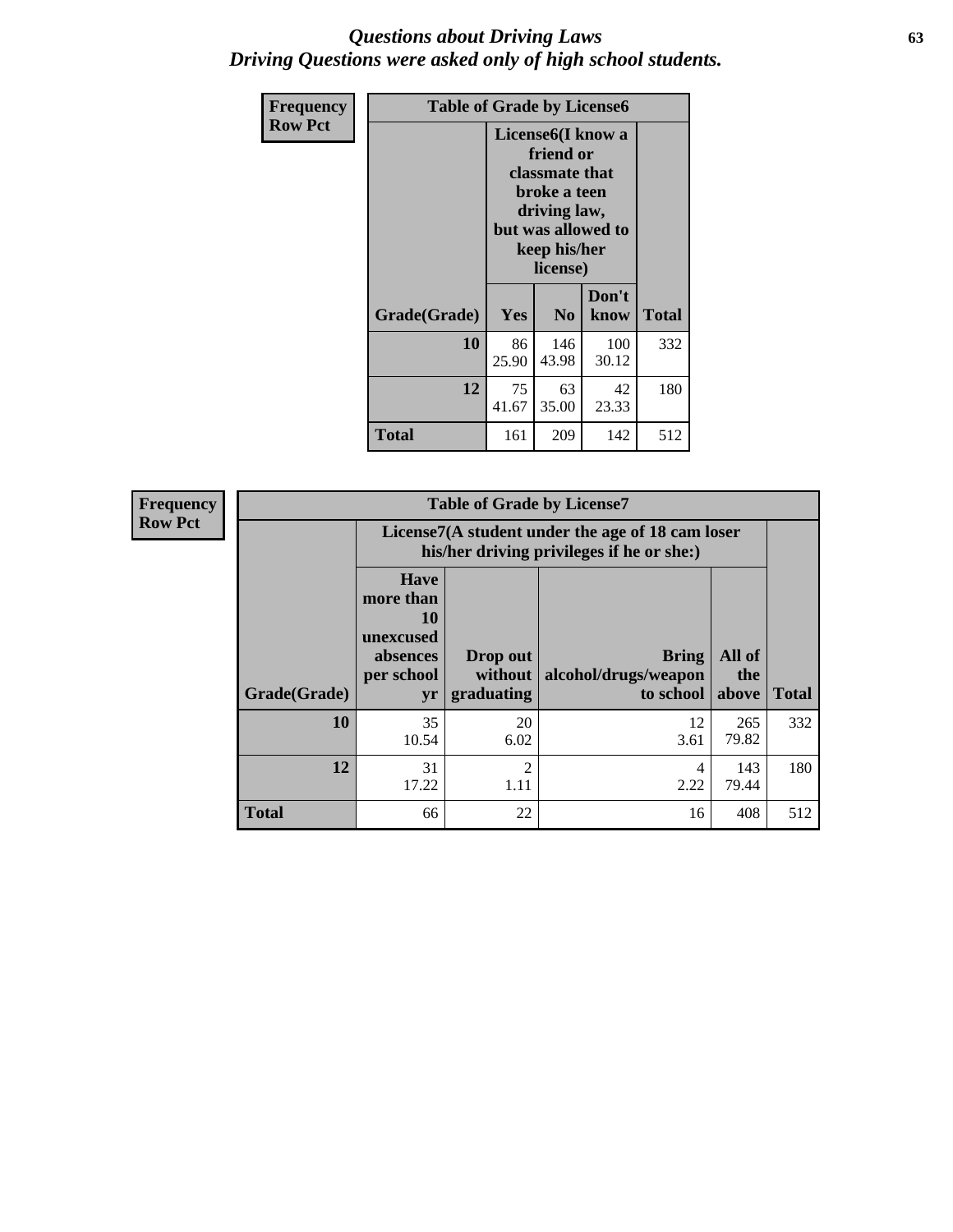# *Questions about Driving Laws*
# *Driving Questions were asked only of high school students.*

**Frequency**
**Row Pct**

**Table of Grade by License6**

| Grade(Grade) | License6(I know a friend or classmate that broke a teen driving law, but was allowed to keep his/her license) | | | Total |
|---|---|---|---|---|
| | Yes | No | Don't know | |
| **10** | 86<br>25.90 | 146<br>43.98 | 100<br>30.12 | 332 |
| **12** | 75<br>41.67 | 63<br>35.00 | 42<br>23.33 | 180 |
| **Total** | 161 | 209 | 142 | 512 |

**Frequency**
**Row Pct**

**Table of Grade by License7**

| Grade(Grade) | License7(A student under the age of 18 cam loser his/her driving privileges if he or she:) | | | | Total |
|---|---|---|---|---|---|
| | Have more than 10 unexcused absences per school yr | Drop out without graduating | Bring alcohol/drugs/weapon to school | All of the above | |
| **10** | 35<br>10.54 | 20<br>6.02 | 12<br>3.61 | 265<br>79.82 | 332 |
| **12** | 31<br>17.22 | 2<br>1.11 | 4<br>2.22 | 143<br>79.44 | 180 |
| **Total** | 66 | 22 | 16 | 408 | 512 |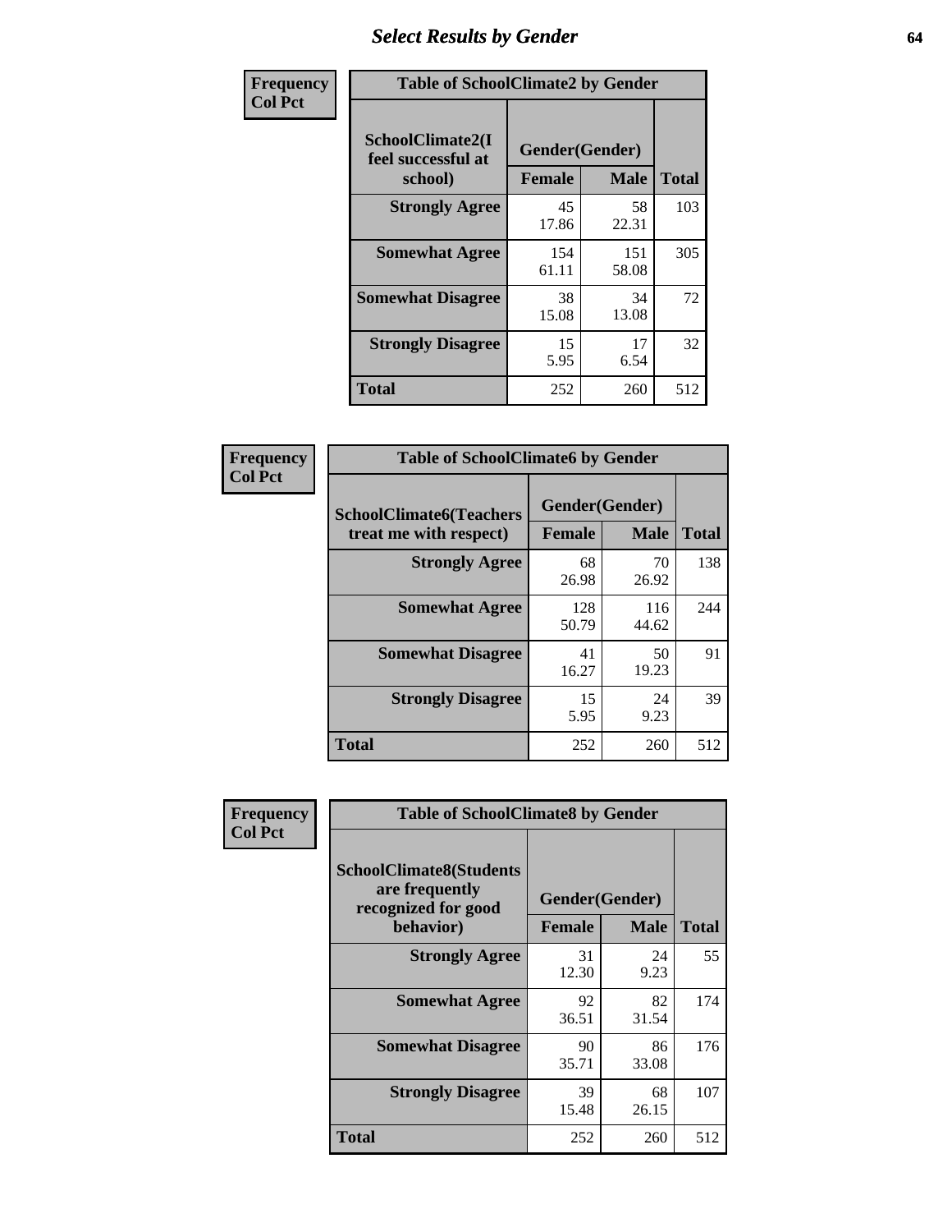# Select Results by Gender

**Frequency**
**Col Pct**

| Table of SchoolClimate2 by Gender | | | |
|---|---|---|---|
| SchoolClimate2(I feel successful at school) | Gender(Gender) | | |
| | Female | Male | Total |
| Strongly Agree | 45<br>17.86 | 58<br>22.31 | 103 |
| Somewhat Agree | 154<br>61.11 | 151<br>58.08 | 305 |
| Somewhat Disagree | 38<br>15.08 | 34<br>13.08 | 72 |
| Strongly Disagree | 15<br>5.95 | 17<br>6.54 | 32 |
| Total | 252 | 260 | 512 |

**Frequency**
**Col Pct**

| Table of SchoolClimate6 by Gender | | | |
|---|---|---|---|
| SchoolClimate6(Teachers treat me with respect) | Gender(Gender) | | |
| | Female | Male | Total |
| Strongly Agree | 68<br>26.98 | 70<br>26.92 | 138 |
| Somewhat Agree | 128<br>50.79 | 116<br>44.62 | 244 |
| Somewhat Disagree | 41<br>16.27 | 50<br>19.23 | 91 |
| Strongly Disagree | 15<br>5.95 | 24<br>9.23 | 39 |
| Total | 252 | 260 | 512 |

**Frequency**
**Col Pct**

| Table of SchoolClimate8 by Gender | | | |
|---|---|---|---|
| SchoolClimate8(Students are frequently recognized for good behavior) | Gender(Gender) | | |
| | Female | Male | Total |
| Strongly Agree | 31<br>12.30 | 24<br>9.23 | 55 |
| Somewhat Agree | 92<br>36.51 | 82<br>31.54 | 174 |
| Somewhat Disagree | 90<br>35.71 | 86<br>33.08 | 176 |
| Strongly Disagree | 39<br>15.48 | 68<br>26.15 | 107 |
| Total | 252 | 260 | 512 |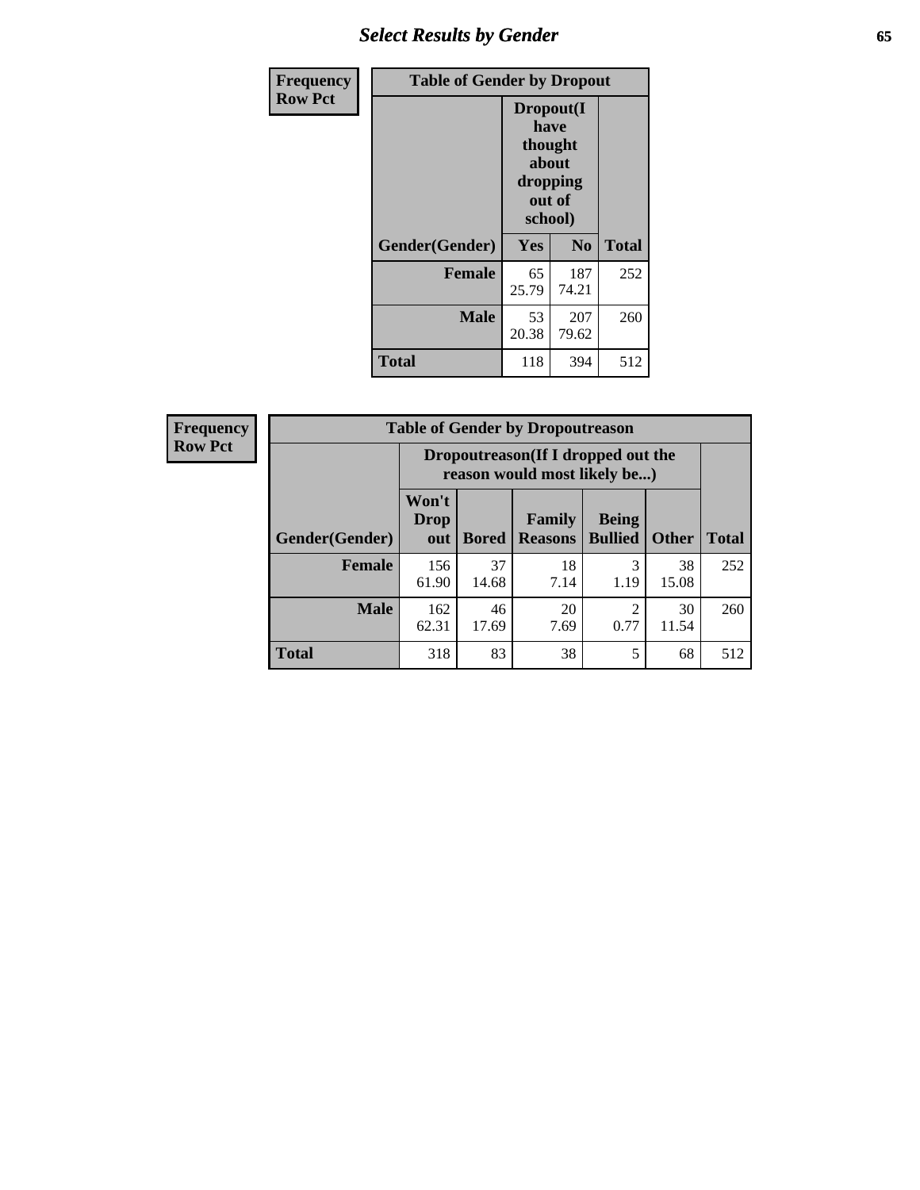## Select Results by Gender

**Frequency**
**Row Pct**

| Table of Gender by Dropout | | | |
|---|---|---|---|
| | Dropout(I have thought about dropping out of school) | | |
| Gender(Gender) | Yes | No | Total |
| **Female** | 65<br>25.79 | 187<br>74.21 | 252 |
| **Male** | 53<br>20.38 | 207<br>79.62 | 260 |
| **Total** | 118 | 394 | 512 |

**Frequency**
**Row Pct**

| Table of Gender by Dropoutreason | | | | | | |
|---|---|---|---|---|---|---|
| | Dropoutreason(If I dropped out the reason would most likely be...) | | | | | |
| Gender(Gender) | Won't Drop out | Bored | Family Reasons | Being Bullied | Other | Total |
| **Female** | 156<br>61.90 | 37<br>14.68 | 18<br>7.14 | 3<br>1.19 | 38<br>15.08 | 252 |
| **Male** | 162<br>62.31 | 46<br>17.69 | 20<br>7.69 | 2<br>0.77 | 30<br>11.54 | 260 |
| **Total** | 318 | 83 | 38 | 5 | 68 | 512 |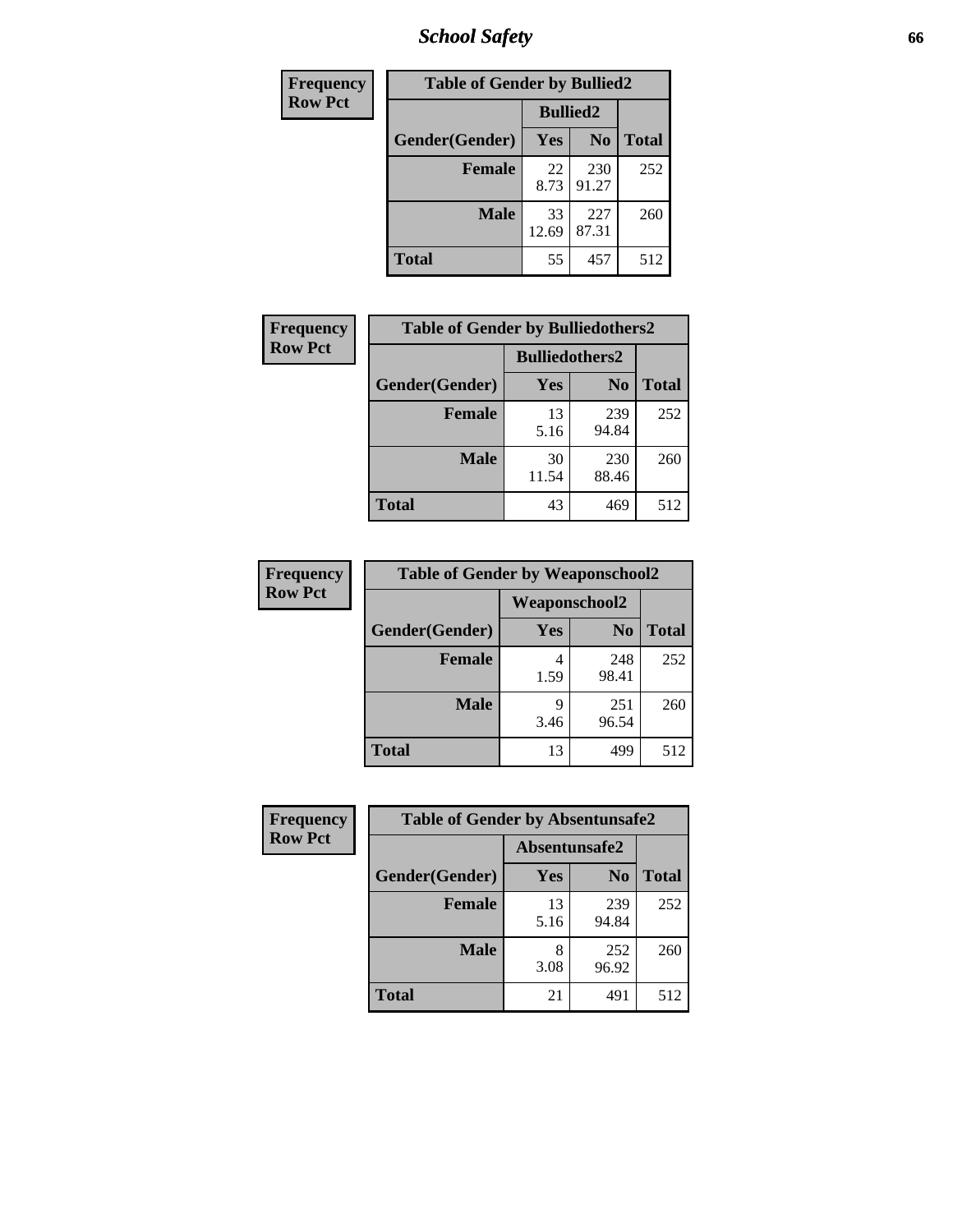## School Safety

| Frequency Row Pct | Table of Gender by Bullied2 | | |
|---|---|---|---|
| | Bullied2 | | |
| Gender(Gender) | Yes | No | Total |
| Female | 22<br>8.73 | 230<br>91.27 | 252 |
| Male | 33<br>12.69 | 227<br>87.31 | 260 |
| Total | 55 | 457 | 512 |

| Frequency Row Pct | Table of Gender by Bulliedothers2 | | |
|---|---|---|---|
| | Bulliedothers2 | | |
| Gender(Gender) | Yes | No | Total |
| Female | 13<br>5.16 | 239<br>94.84 | 252 |
| Male | 30<br>11.54 | 230<br>88.46 | 260 |
| Total | 43 | 469 | 512 |

| Frequency Row Pct | Table of Gender by Weaponschool2 | | |
|---|---|---|---|
| | Weaponschool2 | | |
| Gender(Gender) | Yes | No | Total |
| Female | 4<br>1.59 | 248<br>98.41 | 252 |
| Male | 9<br>3.46 | 251<br>96.54 | 260 |
| Total | 13 | 499 | 512 |

| Frequency Row Pct | Table of Gender by Absentunsafe2 | | |
|---|---|---|---|
| | Absentunsafe2 | | |
| Gender(Gender) | Yes | No | Total |
| Female | 13<br>5.16 | 239<br>94.84 | 252 |
| Male | 8<br>3.08 | 252<br>96.92 | 260 |
| Total | 21 | 491 | 512 |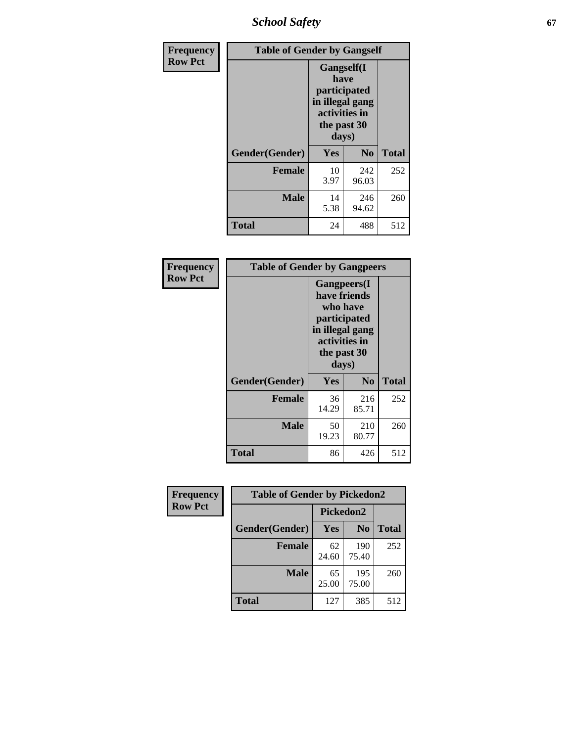| Frequency<br>Row Pct | Table of Gender by Gangself | | |
|---|---|---|---|
| | Gangself(I have participated in illegal gang activities in the past 30 days) | | |
| Gender(Gender) | Yes | No | Total |
| Female | 10<br>3.97 | 242<br>96.03 | 252 |
| Male | 14<br>5.38 | 246<br>94.62 | 260 |
| Total | 24 | 488 | 512 |

| Frequency<br>Row Pct | Table of Gender by Gangpeers | | |
|---|---|---|---|
| | Gangpeers(I have friends who have participated in illegal gang activities in the past 30 days) | | |
| Gender(Gender) | Yes | No | Total |
| Female | 36<br>14.29 | 216<br>85.71 | 252 |
| Male | 50<br>19.23 | 210<br>80.77 | 260 |
| Total | 86 | 426 | 512 |

| Frequency<br>Row Pct | Table of Gender by Pickedon2 | | |
|---|---|---|---|
| | Pickedon2 | | |
| Gender(Gender) | Yes | No | Total |
| Female | 62<br>24.60 | 190<br>75.40 | 252 |
| Male | 65<br>25.00 | 195<br>75.00 | 260 |
| Total | 127 | 385 | 512 |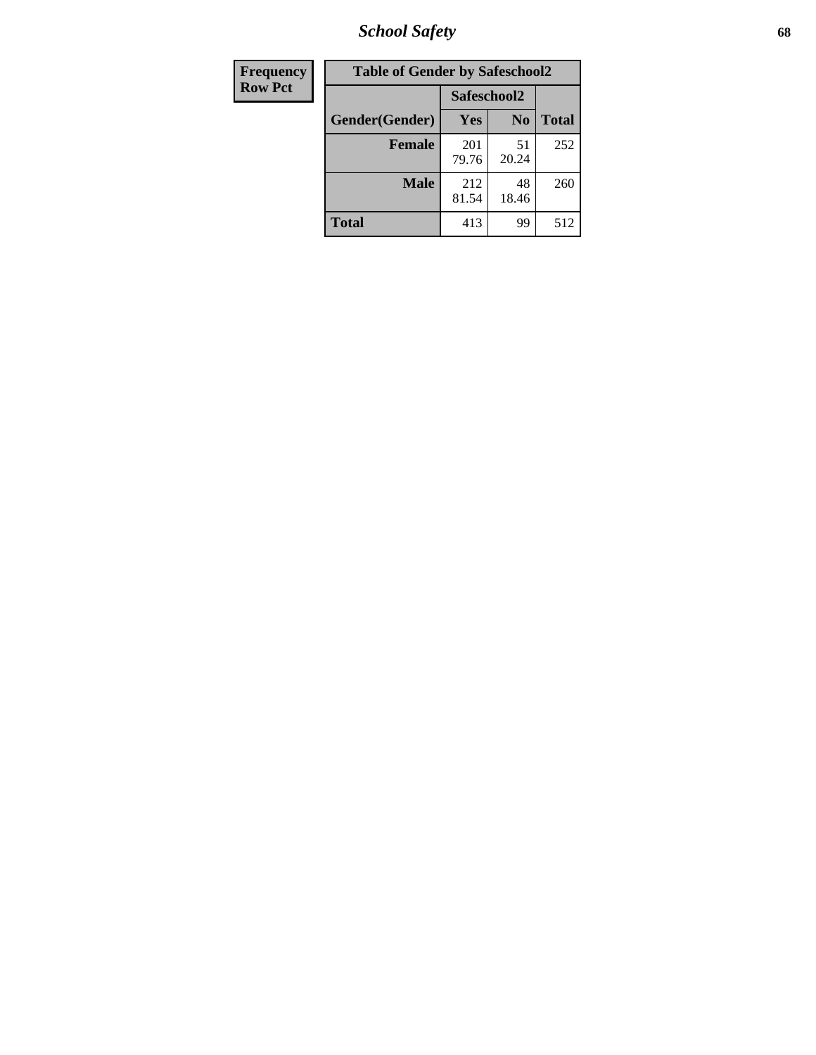| Frequency<br>Row Pct | | | |
|---|---|---|---|

**Table of Gender by Safeschool2**

| Gender(Gender) | Safeschool2 | | Total |
|---|---|---|---|
| | Yes | No | |
| Female | 201<br>79.76 | 51<br>20.24 | 252 |
| Male | 212<br>81.54 | 48<br>18.46 | 260 |
| Total | 413 | 99 | 512 |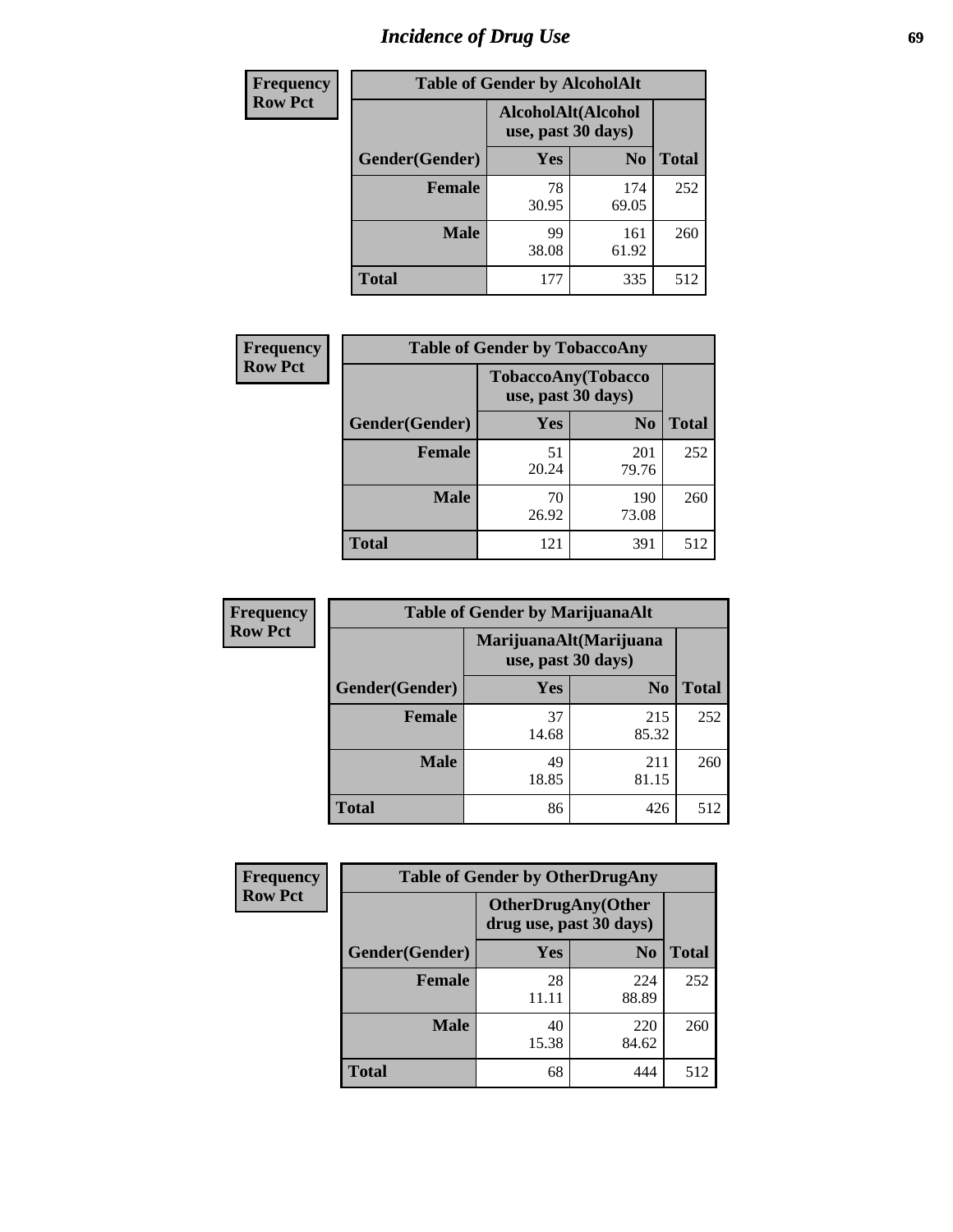# Incidence of Drug Use

**Frequency**
**Row Pct**

| Table of Gender by AlcoholAlt | | | |
|---|---|---|---|
| | AlcoholAlt(Alcohol use, past 30 days) | | |
| Gender(Gender) | Yes | No | Total |
| Female | 78<br>30.95 | 174<br>69.05 | 252 |
| Male | 99<br>38.08 | 161<br>61.92 | 260 |
| Total | 177 | 335 | 512 |

**Frequency**
**Row Pct**

| Table of Gender by TobaccoAny | | | |
|---|---|---|---|
| | TobaccoAny(Tobacco use, past 30 days) | | |
| Gender(Gender) | Yes | No | Total |
| Female | 51<br>20.24 | 201<br>79.76 | 252 |
| Male | 70<br>26.92 | 190<br>73.08 | 260 |
| Total | 121 | 391 | 512 |

**Frequency**
**Row Pct**

| Table of Gender by MarijuanaAlt | | | |
|---|---|---|---|
| | MarijuanaAlt(Marijuana use, past 30 days) | | |
| Gender(Gender) | Yes | No | Total |
| Female | 37<br>14.68 | 215<br>85.32 | 252 |
| Male | 49<br>18.85 | 211<br>81.15 | 260 |
| Total | 86 | 426 | 512 |

**Frequency**
**Row Pct**

| Table of Gender by OtherDrugAny | | | |
|---|---|---|---|
| | OtherDrugAny(Other drug use, past 30 days) | | |
| Gender(Gender) | Yes | No | Total |
| Female | 28<br>11.11 | 224<br>88.89 | 252 |
| Male | 40<br>15.38 | 220<br>84.62 | 260 |
| Total | 68 | 444 | 512 |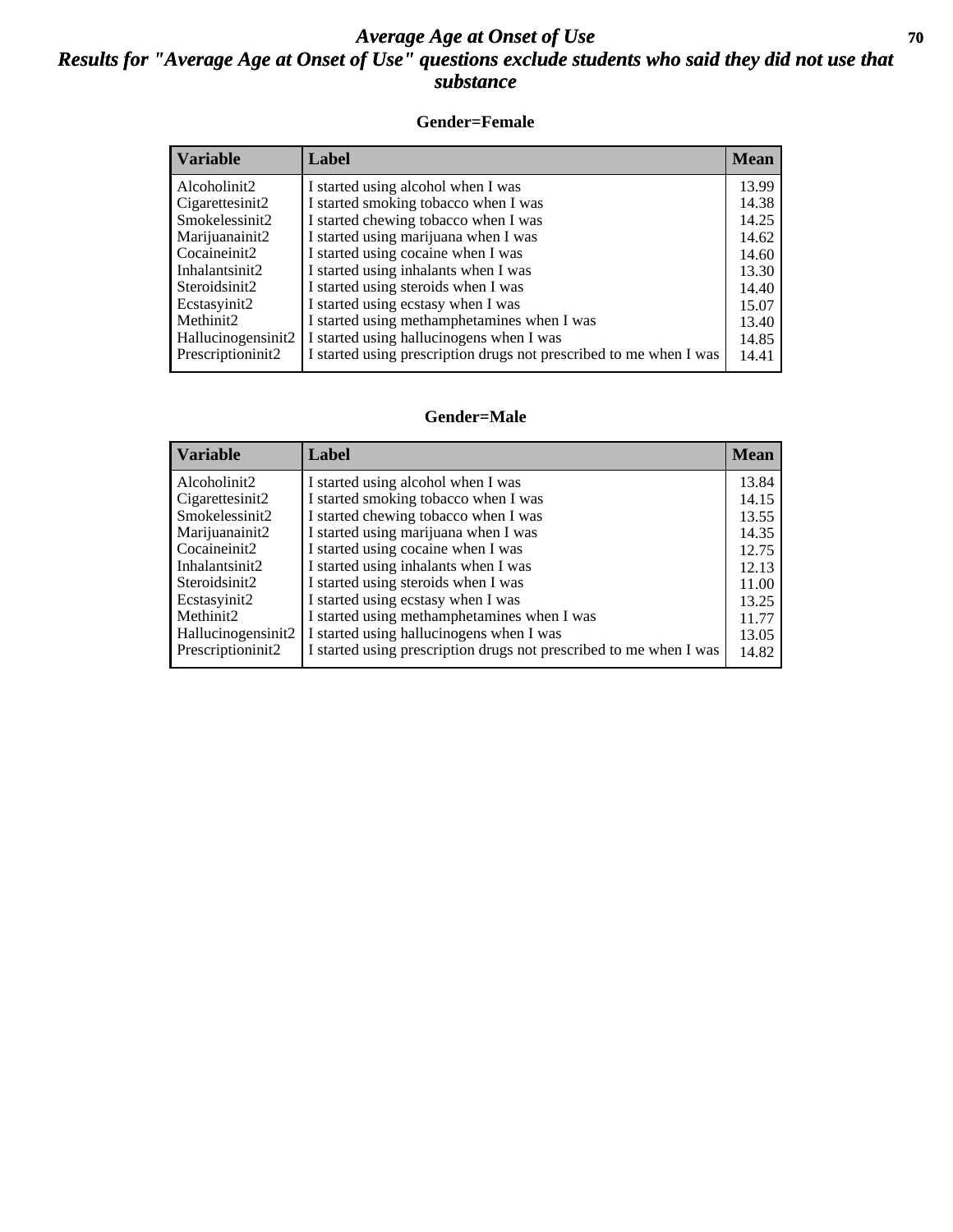# *Average Age at Onset of Use*
## *Results for "Average Age at Onset of Use" questions exclude students who said they did not use that substance*

### Gender=Female

| Variable | Label | Mean |
|---|---|---|
| Alcoholinit2 | I started using alcohol when I was | 13.99 |
| Cigarettesinit2 | I started smoking tobacco when I was | 14.38 |
| Smokelessinit2 | I started chewing tobacco when I was | 14.25 |
| Marijuanainit2 | I started using marijuana when I was | 14.62 |
| Cocaineinit2 | I started using cocaine when I was | 14.60 |
| Inhalantsinit2 | I started using inhalants when I was | 13.30 |
| Steroidsinit2 | I started using steroids when I was | 14.40 |
| Ecstasyinit2 | I started using ecstasy when I was | 15.07 |
| Methinit2 | I started using methamphetamines when I was | 13.40 |
| Hallucinogensinit2 | I started using hallucinogens when I was | 14.85 |
| Prescriptioninit2 | I started using prescription drugs not prescribed to me when I was | 14.41 |

### Gender=Male

| Variable | Label | Mean |
|---|---|---|
| Alcoholinit2 | I started using alcohol when I was | 13.84 |
| Cigarettesinit2 | I started smoking tobacco when I was | 14.15 |
| Smokelessinit2 | I started chewing tobacco when I was | 13.55 |
| Marijuanainit2 | I started using marijuana when I was | 14.35 |
| Cocaineinit2 | I started using cocaine when I was | 12.75 |
| Inhalantsinit2 | I started using inhalants when I was | 12.13 |
| Steroidsinit2 | I started using steroids when I was | 11.00 |
| Ecstasyinit2 | I started using ecstasy when I was | 13.25 |
| Methinit2 | I started using methamphetamines when I was | 11.77 |
| Hallucinogensinit2 | I started using hallucinogens when I was | 13.05 |
| Prescriptioninit2 | I started using prescription drugs not prescribed to me when I was | 14.82 |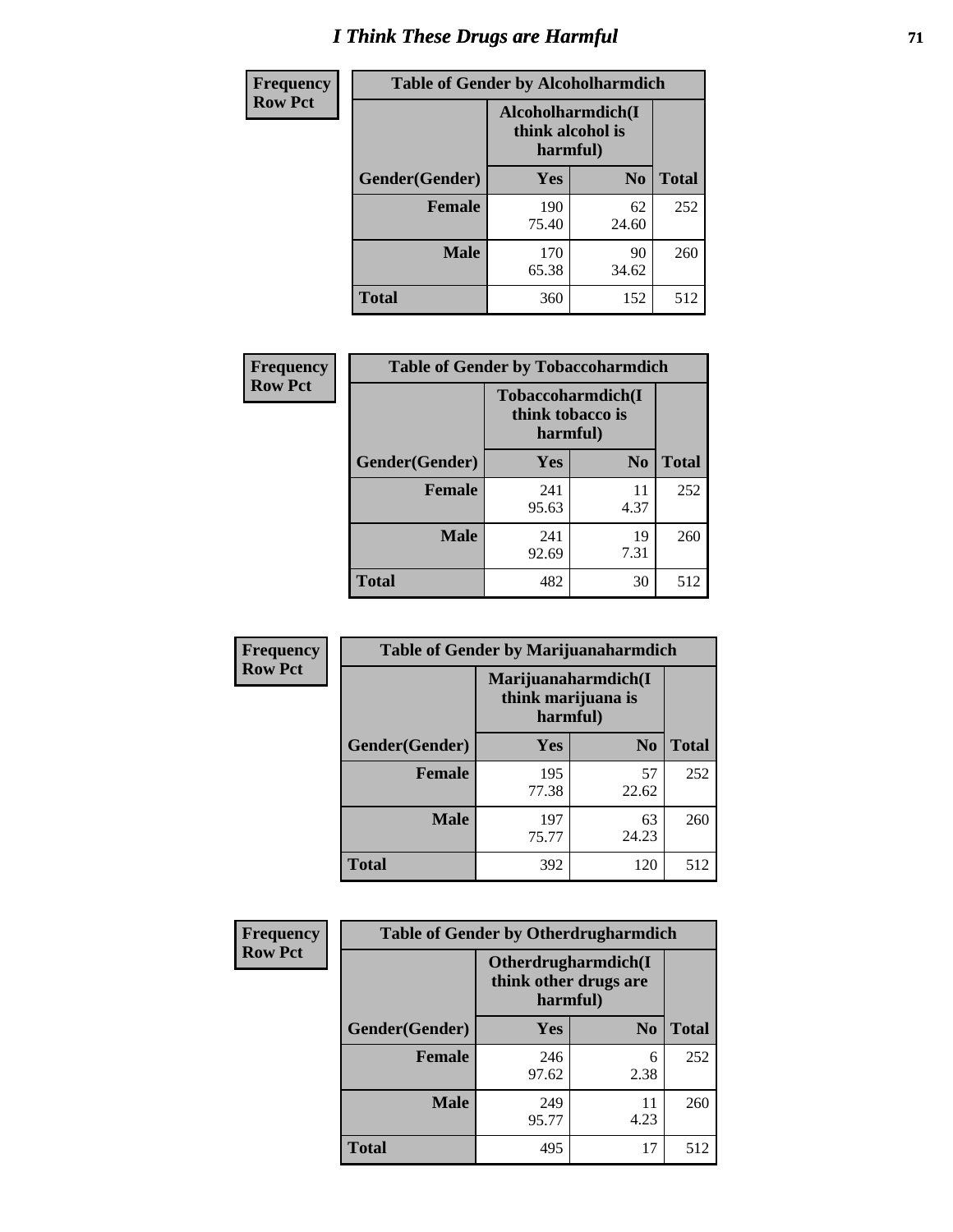# I Think These Drugs are Harmful

| Frequency Row Pct | Table of Gender by Alcoholharmdich | | |
|---|---|---|---|
| | Alcoholharmdich(I think alcohol is harmful) | | |
| Gender(Gender) | Yes | No | Total |
| Female | 190 75.40 | 62 24.60 | 252 |
| Male | 170 65.38 | 90 34.62 | 260 |
| Total | 360 | 152 | 512 |

| Frequency Row Pct | Table of Gender by Tobaccoharmdich | | |
|---|---|---|---|
| | Tobaccoharmdich(I think tobacco is harmful) | | |
| Gender(Gender) | Yes | No | Total |
| Female | 241 95.63 | 11 4.37 | 252 |
| Male | 241 92.69 | 19 7.31 | 260 |
| Total | 482 | 30 | 512 |

| Frequency Row Pct | Table of Gender by Marijuanaharmdich | | |
|---|---|---|---|
| | Marijuanaharmdich(I think marijuana is harmful) | | |
| Gender(Gender) | Yes | No | Total |
| Female | 195 77.38 | 57 22.62 | 252 |
| Male | 197 75.77 | 63 24.23 | 260 |
| Total | 392 | 120 | 512 |

| Frequency Row Pct | Table of Gender by Otherdrugharmdich | | |
|---|---|---|---|
| | Otherdrugharmdich(I think other drugs are harmful) | | |
| Gender(Gender) | Yes | No | Total |
| Female | 246 97.62 | 6 2.38 | 252 |
| Male | 249 95.77 | 11 4.23 | 260 |
| Total | 495 | 17 | 512 |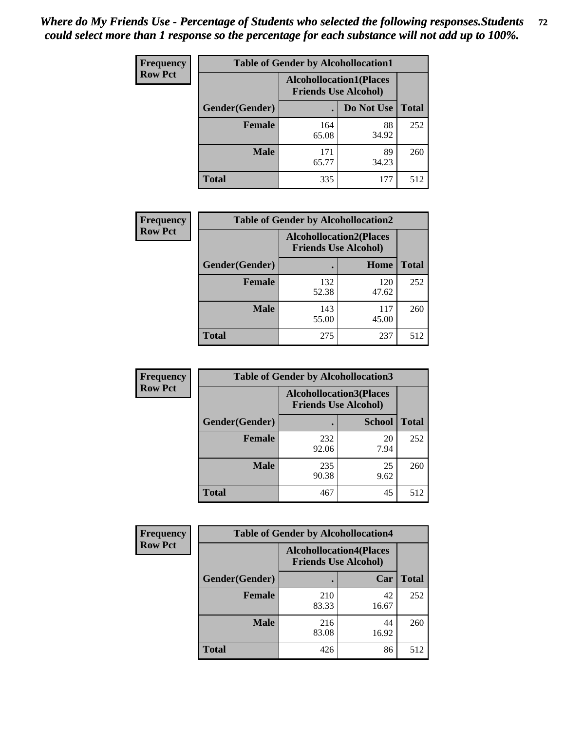*Where do My Friends Use - Percentage of Students who selected the following responses.Students could select more than 1 response so the percentage for each substance will not add up to 100%.*

**Frequency**
**Row Pct**

| Table of Gender by Alcohollocation1 | | | |
|---|---|---|---|
| | Alcohollocation1(Places Friends Use Alcohol) | | |
| Gender(Gender) | . | Do Not Use | Total |
| **Female** | 164<br>65.08 | 88<br>34.92 | 252 |
| **Male** | 171<br>65.77 | 89<br>34.23 | 260 |
| **Total** | 335 | 177 | 512 |

**Frequency**
**Row Pct**

| Table of Gender by Alcohollocation2 | | | |
|---|---|---|---|
| | Alcohollocation2(Places Friends Use Alcohol) | | |
| Gender(Gender) | . | Home | Total |
| **Female** | 132<br>52.38 | 120<br>47.62 | 252 |
| **Male** | 143<br>55.00 | 117<br>45.00 | 260 |
| **Total** | 275 | 237 | 512 |

**Frequency**
**Row Pct**

| Table of Gender by Alcohollocation3 | | | |
|---|---|---|---|
| | Alcohollocation3(Places Friends Use Alcohol) | | |
| Gender(Gender) | . | School | Total |
| **Female** | 232<br>92.06 | 20<br>7.94 | 252 |
| **Male** | 235<br>90.38 | 25<br>9.62 | 260 |
| **Total** | 467 | 45 | 512 |

**Frequency**
**Row Pct**

| Table of Gender by Alcohollocation4 | | | |
|---|---|---|---|
| | Alcohollocation4(Places Friends Use Alcohol) | | |
| Gender(Gender) | . | Car | Total |
| **Female** | 210<br>83.33 | 42<br>16.67 | 252 |
| **Male** | 216<br>83.08 | 44<br>16.92 | 260 |
| **Total** | 426 | 86 | 512 |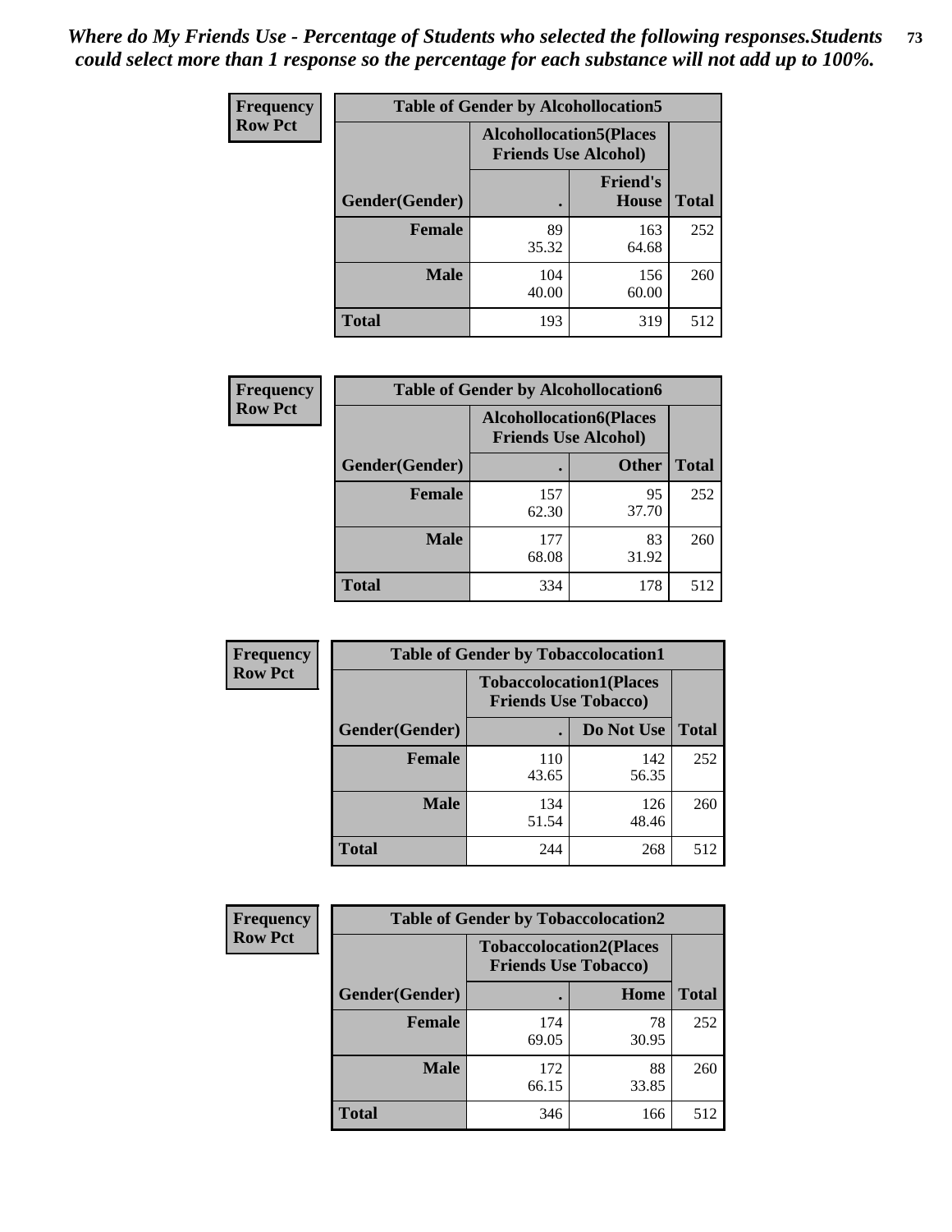*Where do My Friends Use - Percentage of Students who selected the following responses.Students could select more than 1 response so the percentage for each substance will not add up to 100%.*

**Frequency**
**Row Pct**

| Table of Gender by Alcohollocation5 | | | |
|---|---|---|---|
| | Alcohollocation5(Places Friends Use Alcohol) | | |
| Gender(Gender) | . | Friend's House | Total |
| **Female** | 89<br>35.32 | 163<br>64.68 | 252 |
| **Male** | 104<br>40.00 | 156<br>60.00 | 260 |
| **Total** | 193 | 319 | 512 |

**Frequency**
**Row Pct**

| Table of Gender by Alcohollocation6 | | | |
|---|---|---|---|
| | Alcohollocation6(Places Friends Use Alcohol) | | |
| Gender(Gender) | . | Other | Total |
| **Female** | 157<br>62.30 | 95<br>37.70 | 252 |
| **Male** | 177<br>68.08 | 83<br>31.92 | 260 |
| **Total** | 334 | 178 | 512 |

**Frequency**
**Row Pct**

| Table of Gender by Tobaccolocation1 | | | |
|---|---|---|---|
| | Tobaccolocation1(Places Friends Use Tobacco) | | |
| Gender(Gender) | . | Do Not Use | Total |
| **Female** | 110<br>43.65 | 142<br>56.35 | 252 |
| **Male** | 134<br>51.54 | 126<br>48.46 | 260 |
| **Total** | 244 | 268 | 512 |

**Frequency**
**Row Pct**

| Table of Gender by Tobaccolocation2 | | | |
|---|---|---|---|
| | Tobaccolocation2(Places Friends Use Tobacco) | | |
| Gender(Gender) | . | Home | Total |
| **Female** | 174<br>69.05 | 78<br>30.95 | 252 |
| **Male** | 172<br>66.15 | 88<br>33.85 | 260 |
| **Total** | 346 | 166 | 512 |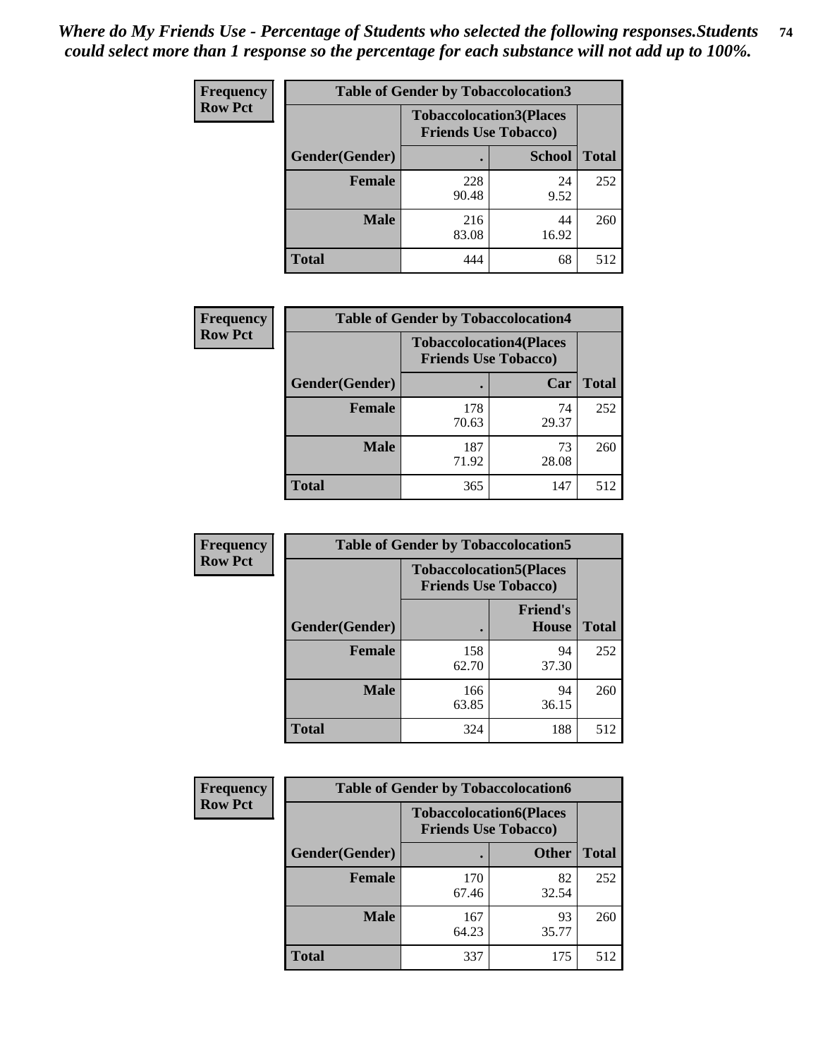*Where do My Friends Use - Percentage of Students who selected the following responses.Students could select more than 1 response so the percentage for each substance will not add up to 100%.*

**Frequency Row Pct**

| Table of Gender by Tobaccolocation3 | | | |
|---|---|---|---|
| | Tobaccolocation3(Places Friends Use Tobacco) | | |
| Gender(Gender) | . | School | Total |
| Female | 228<br>90.48 | 24<br>9.52 | 252 |
| Male | 216<br>83.08 | 44<br>16.92 | 260 |
| Total | 444 | 68 | 512 |

**Frequency Row Pct**

| Table of Gender by Tobaccolocation4 | | | |
|---|---|---|---|
| | Tobaccolocation4(Places Friends Use Tobacco) | | |
| Gender(Gender) | . | Car | Total |
| Female | 178<br>70.63 | 74<br>29.37 | 252 |
| Male | 187<br>71.92 | 73<br>28.08 | 260 |
| Total | 365 | 147 | 512 |

**Frequency Row Pct**

| Table of Gender by Tobaccolocation5 | | | |
|---|---|---|---|
| | Tobaccolocation5(Places Friends Use Tobacco) | | |
| Gender(Gender) | . | Friend's House | Total |
| Female | 158<br>62.70 | 94<br>37.30 | 252 |
| Male | 166<br>63.85 | 94<br>36.15 | 260 |
| Total | 324 | 188 | 512 |

**Frequency Row Pct**

| Table of Gender by Tobaccolocation6 | | | |
|---|---|---|---|
| | Tobaccolocation6(Places Friends Use Tobacco) | | |
| Gender(Gender) | . | Other | Total |
| Female | 170<br>67.46 | 82<br>32.54 | 252 |
| Male | 167<br>64.23 | 93<br>35.77 | 260 |
| Total | 337 | 175 | 512 |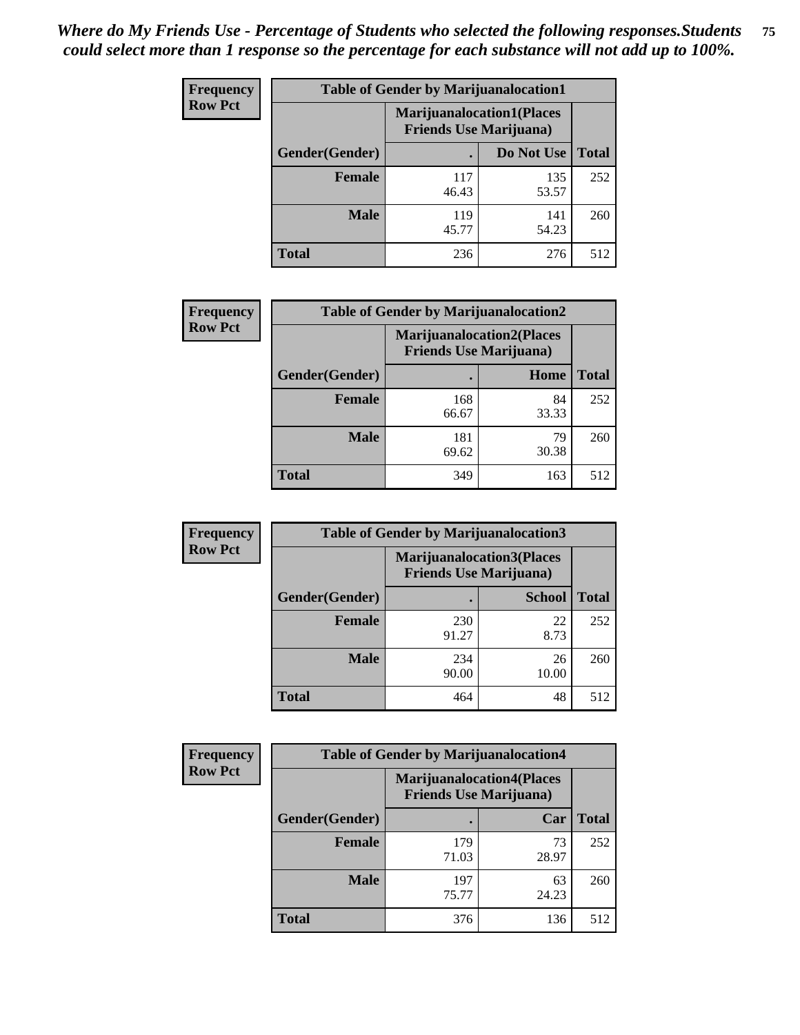*Where do My Friends Use - Percentage of Students who selected the following responses.Students could select more than 1 response so the percentage for each substance will not add up to 100%.*

**Frequency**
**Row Pct**

| Table of Gender by Marijuanalocation1 | | | |
|---|---|---|---|
| | Marijuanalocation1(Places Friends Use Marijuana) | | |
| Gender(Gender) | . | Do Not Use | Total |
| Female | 117<br>46.43 | 135<br>53.57 | 252 |
| Male | 119<br>45.77 | 141<br>54.23 | 260 |
| Total | 236 | 276 | 512 |

**Frequency**
**Row Pct**

| Table of Gender by Marijuanalocation2 | | | |
|---|---|---|---|
| | Marijuanalocation2(Places Friends Use Marijuana) | | |
| Gender(Gender) | . | Home | Total |
| Female | 168<br>66.67 | 84<br>33.33 | 252 |
| Male | 181<br>69.62 | 79<br>30.38 | 260 |
| Total | 349 | 163 | 512 |

**Frequency**
**Row Pct**

| Table of Gender by Marijuanalocation3 | | | |
|---|---|---|---|
| | Marijuanalocation3(Places Friends Use Marijuana) | | |
| Gender(Gender) | . | School | Total |
| Female | 230<br>91.27 | 22<br>8.73 | 252 |
| Male | 234<br>90.00 | 26<br>10.00 | 260 |
| Total | 464 | 48 | 512 |

**Frequency**
**Row Pct**

| Table of Gender by Marijuanalocation4 | | | |
|---|---|---|---|
| | Marijuanalocation4(Places Friends Use Marijuana) | | |
| Gender(Gender) | . | Car | Total |
| Female | 179<br>71.03 | 73<br>28.97 | 252 |
| Male | 197<br>75.77 | 63<br>24.23 | 260 |
| Total | 376 | 136 | 512 |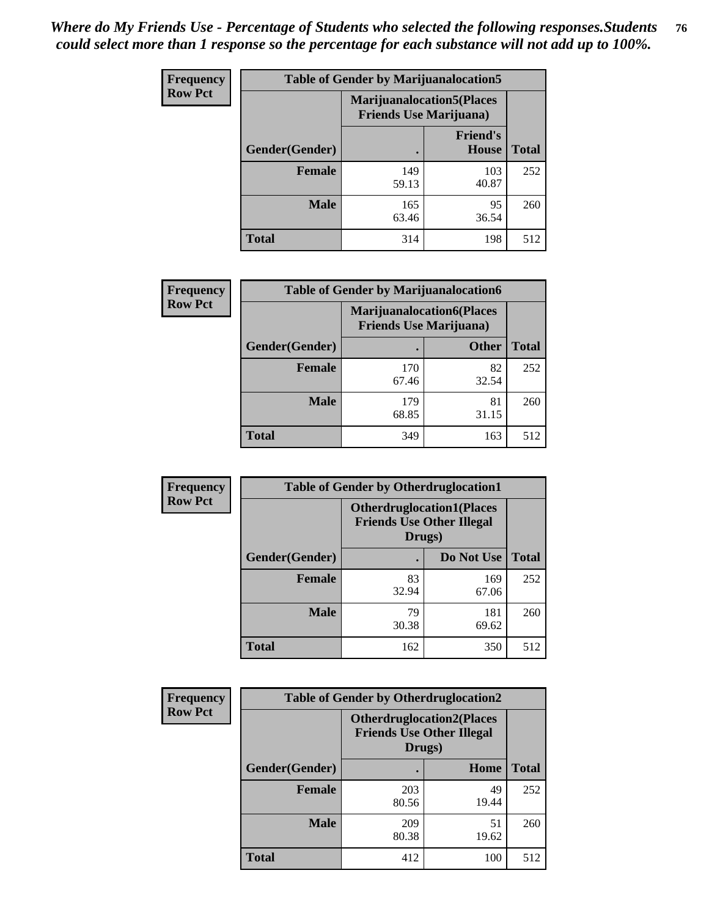*Where do My Friends Use - Percentage of Students who selected the following responses.Students could select more than 1 response so the percentage for each substance will not add up to 100%.*

**Frequency Row Pct**

| Table of Gender by Marijuanalocation5 | | | |
|---|---|---|---|
| | Marijuanalocation5(Places Friends Use Marijuana) | | |
| Gender(Gender) | . | Friend's House | Total |
| Female | 149<br>59.13 | 103<br>40.87 | 252 |
| Male | 165<br>63.46 | 95<br>36.54 | 260 |
| Total | 314 | 198 | 512 |

**Frequency Row Pct**

| Table of Gender by Marijuanalocation6 | | | |
|---|---|---|---|
| | Marijuanalocation6(Places Friends Use Marijuana) | | |
| Gender(Gender) | . | Other | Total |
| Female | 170<br>67.46 | 82<br>32.54 | 252 |
| Male | 179<br>68.85 | 81<br>31.15 | 260 |
| Total | 349 | 163 | 512 |

**Frequency Row Pct**

| Table of Gender by Otherdruglocation1 | | | |
|---|---|---|---|
| | Otherdruglocation1(Places Friends Use Other Illegal Drugs) | | |
| Gender(Gender) | . | Do Not Use | Total |
| Female | 83<br>32.94 | 169<br>67.06 | 252 |
| Male | 79<br>30.38 | 181<br>69.62 | 260 |
| Total | 162 | 350 | 512 |

**Frequency Row Pct**

| Table of Gender by Otherdruglocation2 | | | |
|---|---|---|---|
| | Otherdruglocation2(Places Friends Use Other Illegal Drugs) | | |
| Gender(Gender) | . | Home | Total |
| Female | 203<br>80.56 | 49<br>19.44 | 252 |
| Male | 209<br>80.38 | 51<br>19.62 | 260 |
| Total | 412 | 100 | 512 |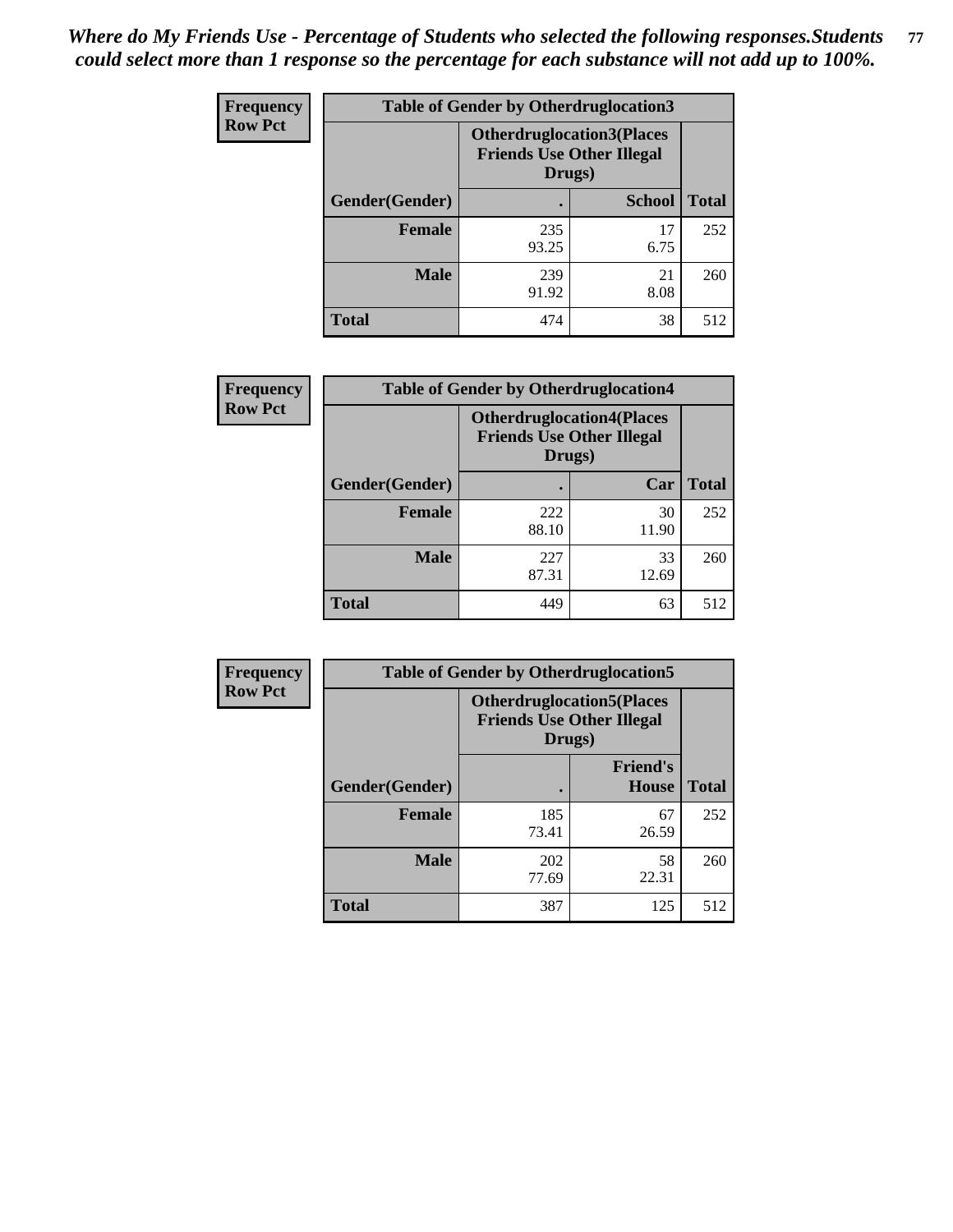*Where do My Friends Use - Percentage of Students who selected the following responses.Students could select more than 1 response so the percentage for each substance will not add up to 100%.*

**Frequency**
**Row Pct**

| Table of Gender by Otherdruglocation3 | | | |
|---|---|---|---|
| | Otherdruglocation3(Places Friends Use Other Illegal Drugs) | | |
| Gender(Gender) | . | School | Total |
| Female | 235<br>93.25 | 17<br>6.75 | 252 |
| Male | 239<br>91.92 | 21<br>8.08 | 260 |
| Total | 474 | 38 | 512 |

**Frequency**
**Row Pct**

| Table of Gender by Otherdruglocation4 | | | |
|---|---|---|---|
| | Otherdruglocation4(Places Friends Use Other Illegal Drugs) | | |
| Gender(Gender) | . | Car | Total |
| Female | 222<br>88.10 | 30<br>11.90 | 252 |
| Male | 227<br>87.31 | 33<br>12.69 | 260 |
| Total | 449 | 63 | 512 |

**Frequency**
**Row Pct**

| Table of Gender by Otherdruglocation5 | | | |
|---|---|---|---|
| | Otherdruglocation5(Places Friends Use Other Illegal Drugs) | | |
| Gender(Gender) | . | Friend's House | Total |
| Female | 185<br>73.41 | 67<br>26.59 | 252 |
| Male | 202<br>77.69 | 58<br>22.31 | 260 |
| Total | 387 | 125 | 512 |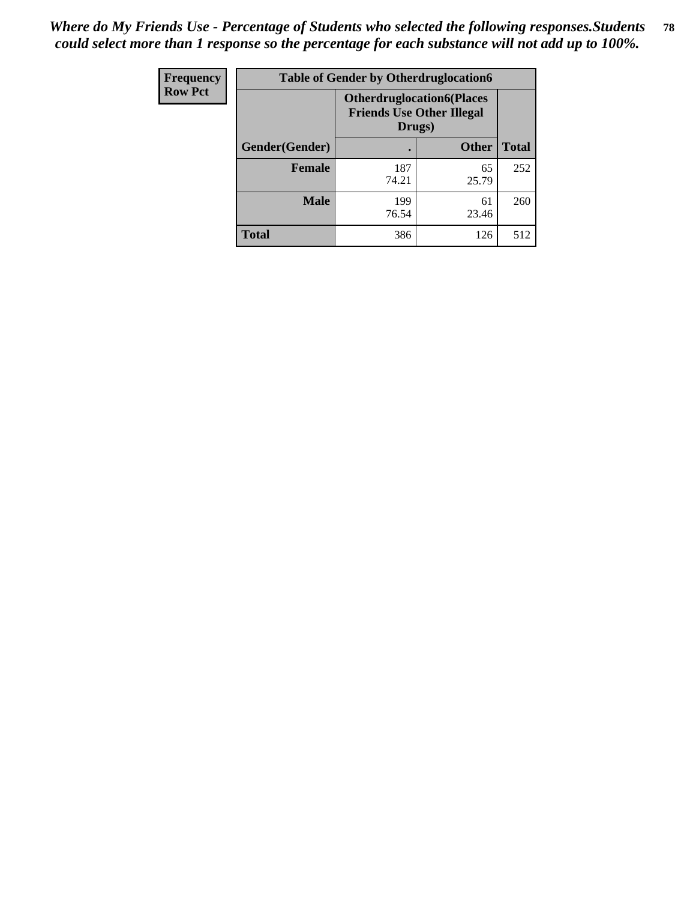*Where do My Friends Use - Percentage of Students who selected the following responses.Students could select more than 1 response so the percentage for each substance will not add up to 100%.*

| Frequency Row Pct | Table of Gender by Otherdruglocation6 | | |
|---|---|---|---|
| | **Otherdruglocation6(Places Friends Use Other Illegal Drugs)** | | |
| **Gender(Gender)** | **.** | **Other** | **Total** |
| **Female** | 187<br>74.21 | 65<br>25.79 | 252 |
| **Male** | 199<br>76.54 | 61<br>23.46 | 260 |
| **Total** | 386 | 126 | 512 |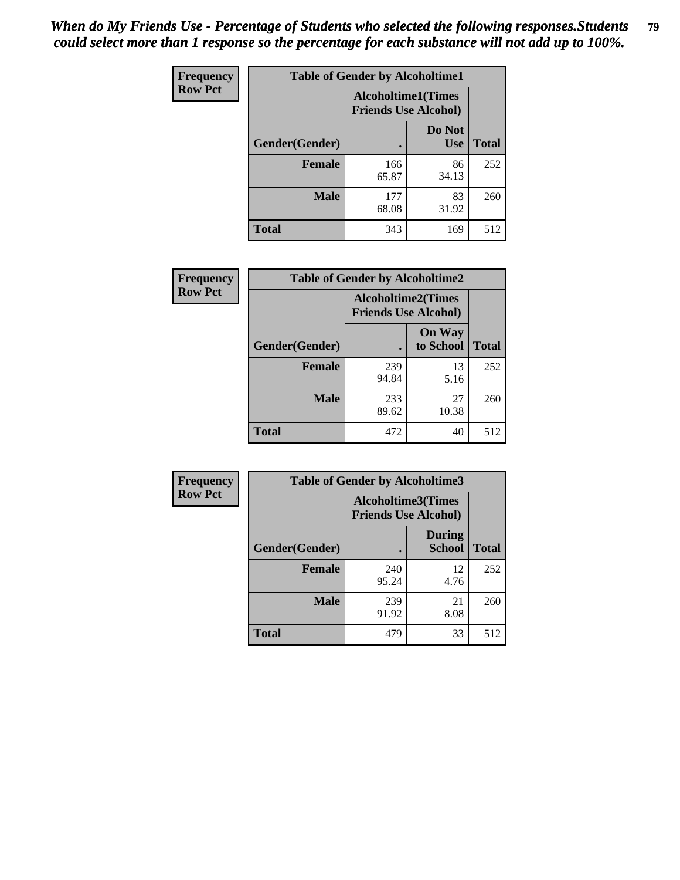*When do My Friends Use - Percentage of Students who selected the following responses.Students could select more than 1 response so the percentage for each substance will not add up to 100%.*

**Frequency**
**Row Pct**

| Table of Gender by Alcoholtime1 | | | |
|---|---|---|---|
| | Alcoholtime1(Times Friends Use Alcohol) | | |
| Gender(Gender) | . | Do Not Use | Total |
| **Female** | 166<br>65.87 | 86<br>34.13 | 252 |
| **Male** | 177<br>68.08 | 83<br>31.92 | 260 |
| **Total** | 343 | 169 | 512 |

**Frequency**
**Row Pct**

| Table of Gender by Alcoholtime2 | | | |
|---|---|---|---|
| | Alcoholtime2(Times Friends Use Alcohol) | | |
| Gender(Gender) | . | On Way to School | Total |
| **Female** | 239<br>94.84 | 13<br>5.16 | 252 |
| **Male** | 233<br>89.62 | 27<br>10.38 | 260 |
| **Total** | 472 | 40 | 512 |

**Frequency**
**Row Pct**

| Table of Gender by Alcoholtime3 | | | |
|---|---|---|---|
| | Alcoholtime3(Times Friends Use Alcohol) | | |
| Gender(Gender) | . | During School | Total |
| **Female** | 240<br>95.24 | 12<br>4.76 | 252 |
| **Male** | 239<br>91.92 | 21<br>8.08 | 260 |
| **Total** | 479 | 33 | 512 |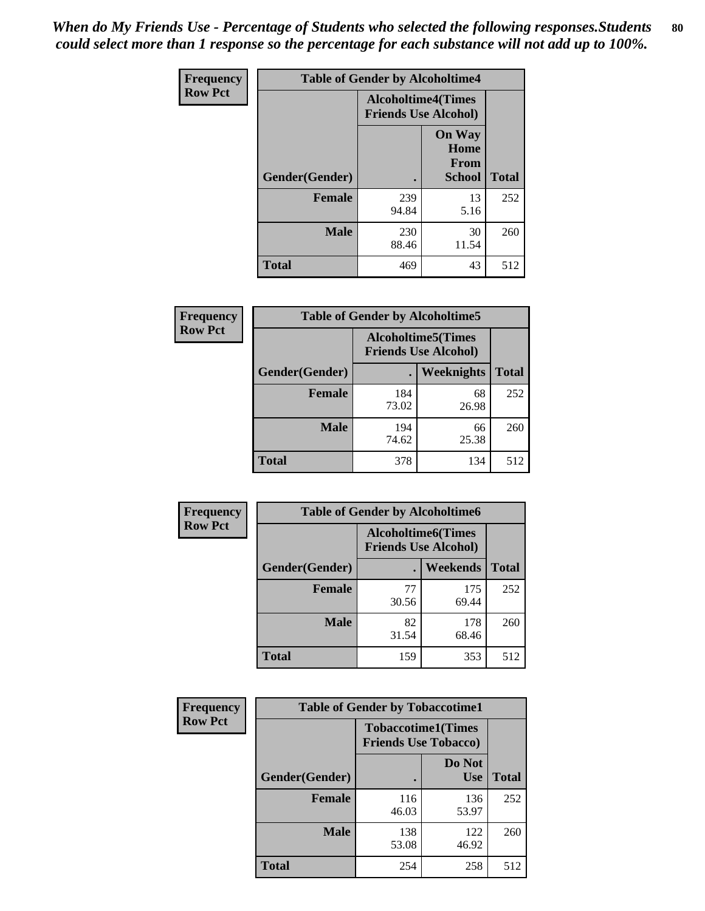*When do My Friends Use - Percentage of Students who selected the following responses.Students could select more than 1 response so the percentage for each substance will not add up to 100%.*

**Frequency**
**Row Pct**

| Table of Gender by Alcoholtime4 | | | |
|---|---|---|---|
| | Alcoholtime4(Times Friends Use Alcohol) | | |
| Gender(Gender) | . | On Way Home From School | Total |
| **Female** | 239<br>94.84 | 13<br>5.16 | 252 |
| **Male** | 230<br>88.46 | 30<br>11.54 | 260 |
| **Total** | 469 | 43 | 512 |

**Frequency**
**Row Pct**

| Table of Gender by Alcoholtime5 | | | |
|---|---|---|---|
| | Alcoholtime5(Times Friends Use Alcohol) | | |
| Gender(Gender) | . | Weeknights | Total |
| **Female** | 184<br>73.02 | 68<br>26.98 | 252 |
| **Male** | 194<br>74.62 | 66<br>25.38 | 260 |
| **Total** | 378 | 134 | 512 |

**Frequency**
**Row Pct**

| Table of Gender by Alcoholtime6 | | | |
|---|---|---|---|
| | Alcoholtime6(Times Friends Use Alcohol) | | |
| Gender(Gender) | . | Weekends | Total |
| **Female** | 77<br>30.56 | 175<br>69.44 | 252 |
| **Male** | 82<br>31.54 | 178<br>68.46 | 260 |
| **Total** | 159 | 353 | 512 |

**Frequency**
**Row Pct**

| Table of Gender by Tobaccotime1 | | | |
|---|---|---|---|
| | Tobaccotime1(Times Friends Use Tobacco) | | |
| Gender(Gender) | . | Do Not Use | Total |
| **Female** | 116<br>46.03 | 136<br>53.97 | 252 |
| **Male** | 138<br>53.08 | 122<br>46.92 | 260 |
| **Total** | 254 | 258 | 512 |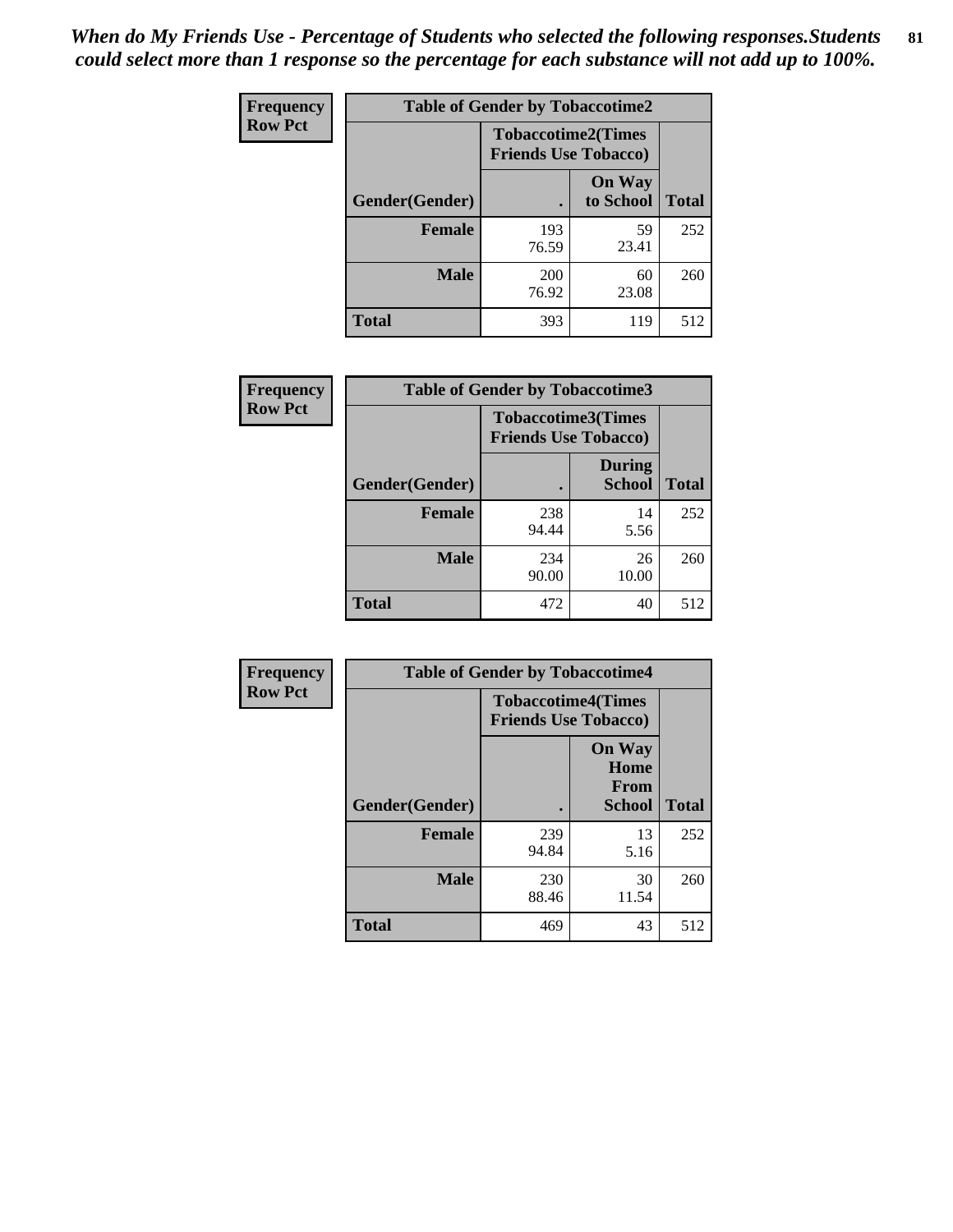*When do My Friends Use - Percentage of Students who selected the following responses.Students could select more than 1 response so the percentage for each substance will not add up to 100%.*

| Frequency Row Pct | Table of Gender by Tobaccotime2 | | |
|---|---|---|---|
| | Tobaccotime2(Times Friends Use Tobacco) | | |
| Gender(Gender) | . | On Way to School | Total |
| **Female** | 193<br>76.59 | 59<br>23.41 | 252 |
| **Male** | 200<br>76.92 | 60<br>23.08 | 260 |
| **Total** | 393 | 119 | 512 |

| Frequency Row Pct | Table of Gender by Tobaccotime3 | | |
|---|---|---|---|
| | Tobaccotime3(Times Friends Use Tobacco) | | |
| Gender(Gender) | . | During School | Total |
| **Female** | 238<br>94.44 | 14<br>5.56 | 252 |
| **Male** | 234<br>90.00 | 26<br>10.00 | 260 |
| **Total** | 472 | 40 | 512 |

| Frequency Row Pct | Table of Gender by Tobaccotime4 | | |
|---|---|---|---|
| | Tobaccotime4(Times Friends Use Tobacco) | | |
| Gender(Gender) | . | On Way Home From School | Total |
| **Female** | 239<br>94.84 | 13<br>5.16 | 252 |
| **Male** | 230<br>88.46 | 30<br>11.54 | 260 |
| **Total** | 469 | 43 | 512 |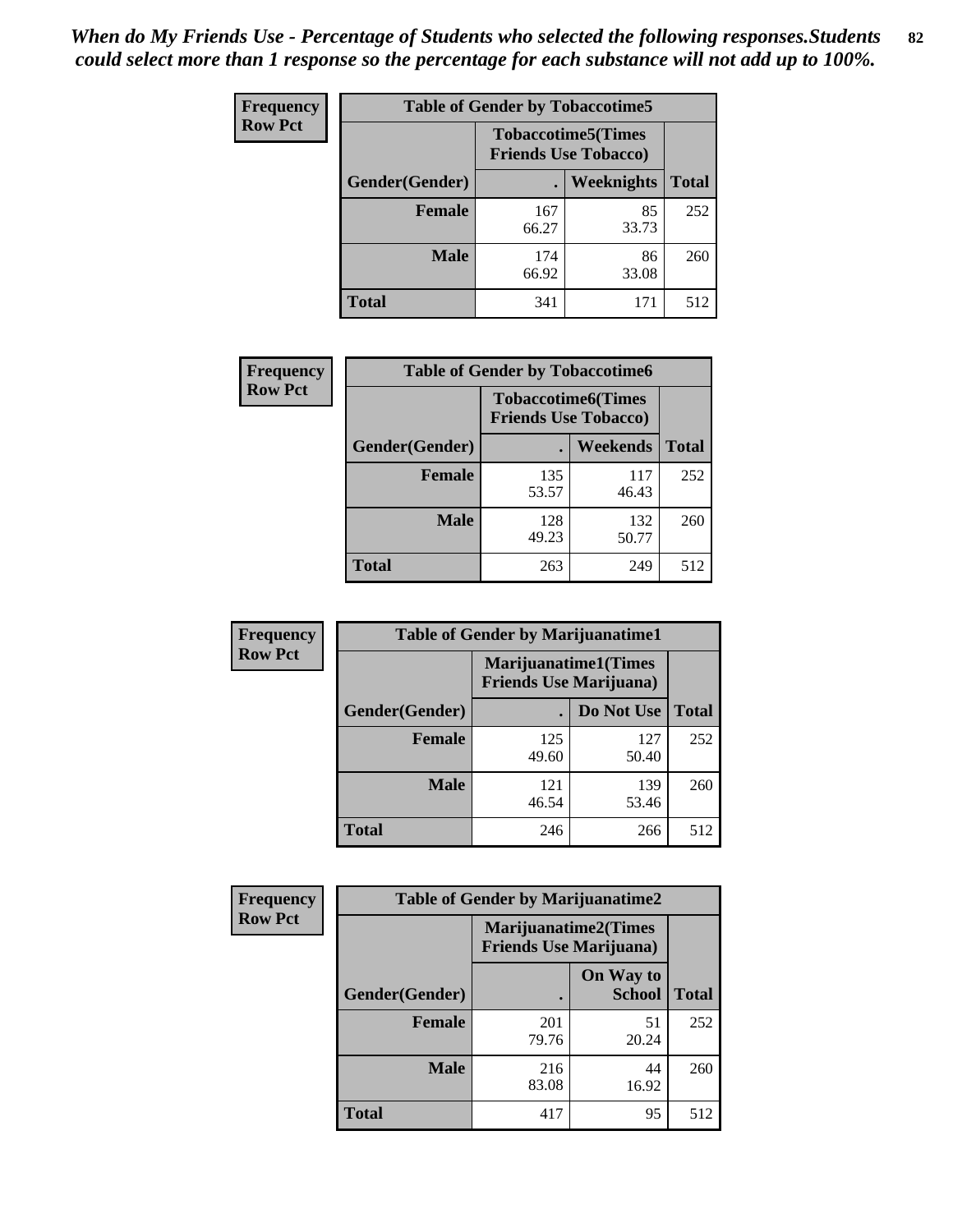*When do My Friends Use - Percentage of Students who selected the following responses.Students could select more than 1 response so the percentage for each substance will not add up to 100%.*

**Frequency**
**Row Pct**

| Table of Gender by Tobaccotime5 | | | |
|---|---|---|---|
| | Tobaccotime5(Times Friends Use Tobacco) | | |
| Gender(Gender) | . | Weeknights | Total |
| **Female** | 167<br>66.27 | 85<br>33.73 | 252 |
| **Male** | 174<br>66.92 | 86<br>33.08 | 260 |
| **Total** | 341 | 171 | 512 |

**Frequency**
**Row Pct**

| Table of Gender by Tobaccotime6 | | | |
|---|---|---|---|
| | Tobaccotime6(Times Friends Use Tobacco) | | |
| Gender(Gender) | . | Weekends | Total |
| **Female** | 135<br>53.57 | 117<br>46.43 | 252 |
| **Male** | 128<br>49.23 | 132<br>50.77 | 260 |
| **Total** | 263 | 249 | 512 |

**Frequency**
**Row Pct**

| Table of Gender by Marijuanatime1 | | | |
|---|---|---|---|
| | Marijuanatime1(Times Friends Use Marijuana) | | |
| Gender(Gender) | . | Do Not Use | Total |
| **Female** | 125<br>49.60 | 127<br>50.40 | 252 |
| **Male** | 121<br>46.54 | 139<br>53.46 | 260 |
| **Total** | 246 | 266 | 512 |

**Frequency**
**Row Pct**

| Table of Gender by Marijuanatime2 | | | |
|---|---|---|---|
| | Marijuanatime2(Times Friends Use Marijuana) | | |
| Gender(Gender) | . | On Way to School | Total |
| **Female** | 201<br>79.76 | 51<br>20.24 | 252 |
| **Male** | 216<br>83.08 | 44<br>16.92 | 260 |
| **Total** | 417 | 95 | 512 |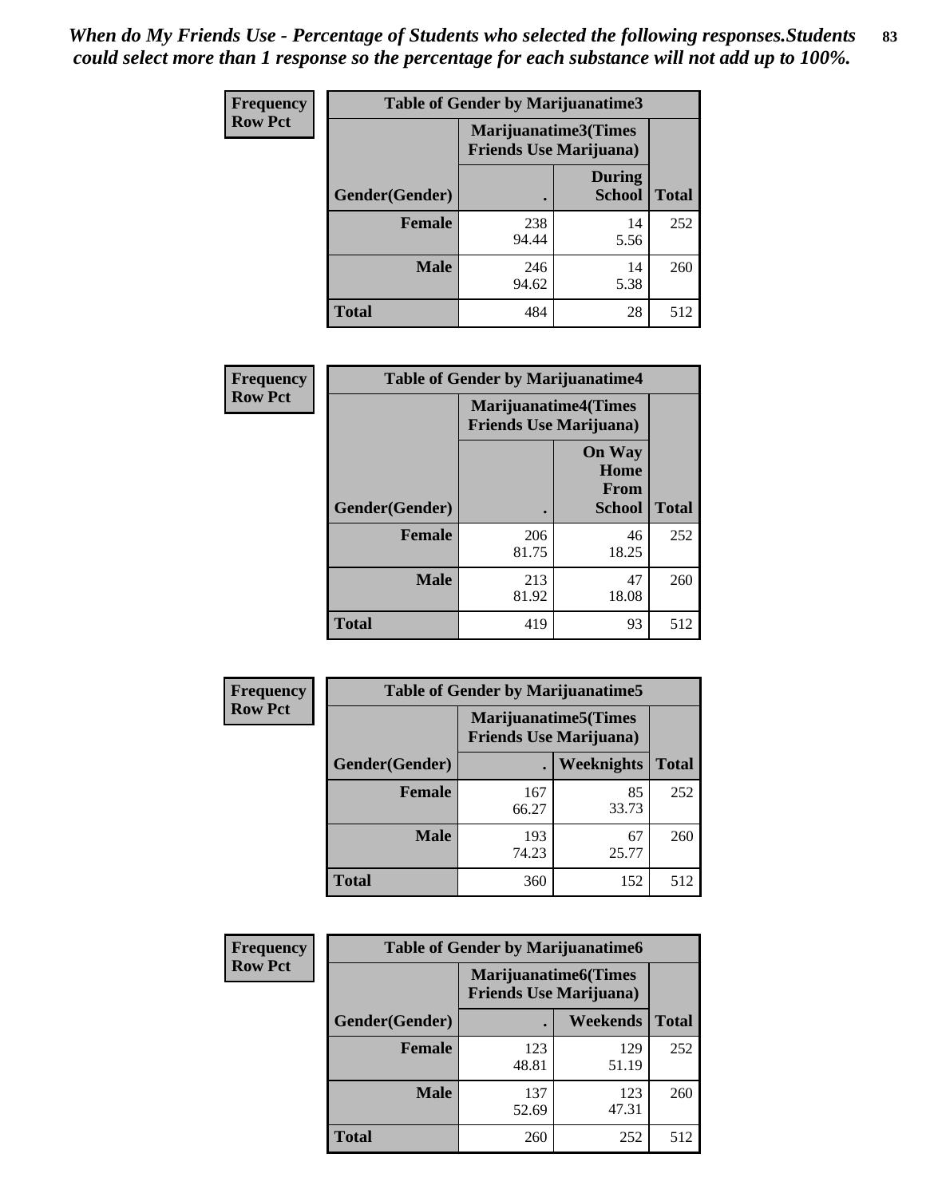*When do My Friends Use - Percentage of Students who selected the following responses.Students could select more than 1 response so the percentage for each substance will not add up to 100%.*

**Frequency**
**Row Pct**

| Table of Gender by Marijuanatime3 | | | |
|---|---|---|---|
| | Marijuanatime3(Times Friends Use Marijuana) | | |
| Gender(Gender) | . | During School | Total |
| **Female** | 238<br>94.44 | 14<br>5.56 | 252 |
| **Male** | 246<br>94.62 | 14<br>5.38 | 260 |
| **Total** | 484 | 28 | 512 |

**Frequency**
**Row Pct**

| Table of Gender by Marijuanatime4 | | | |
|---|---|---|---|
| | Marijuanatime4(Times Friends Use Marijuana) | | |
| Gender(Gender) | . | On Way Home From School | Total |
| **Female** | 206<br>81.75 | 46<br>18.25 | 252 |
| **Male** | 213<br>81.92 | 47<br>18.08 | 260 |
| **Total** | 419 | 93 | 512 |

**Frequency**
**Row Pct**

| Table of Gender by Marijuanatime5 | | | |
|---|---|---|---|
| | Marijuanatime5(Times Friends Use Marijuana) | | |
| Gender(Gender) | . | Weeknights | Total |
| **Female** | 167<br>66.27 | 85<br>33.73 | 252 |
| **Male** | 193<br>74.23 | 67<br>25.77 | 260 |
| **Total** | 360 | 152 | 512 |

**Frequency**
**Row Pct**

| Table of Gender by Marijuanatime6 | | | |
|---|---|---|---|
| | Marijuanatime6(Times Friends Use Marijuana) | | |
| Gender(Gender) | . | Weekends | Total |
| **Female** | 123<br>48.81 | 129<br>51.19 | 252 |
| **Male** | 137<br>52.69 | 123<br>47.31 | 260 |
| **Total** | 260 | 252 | 512 |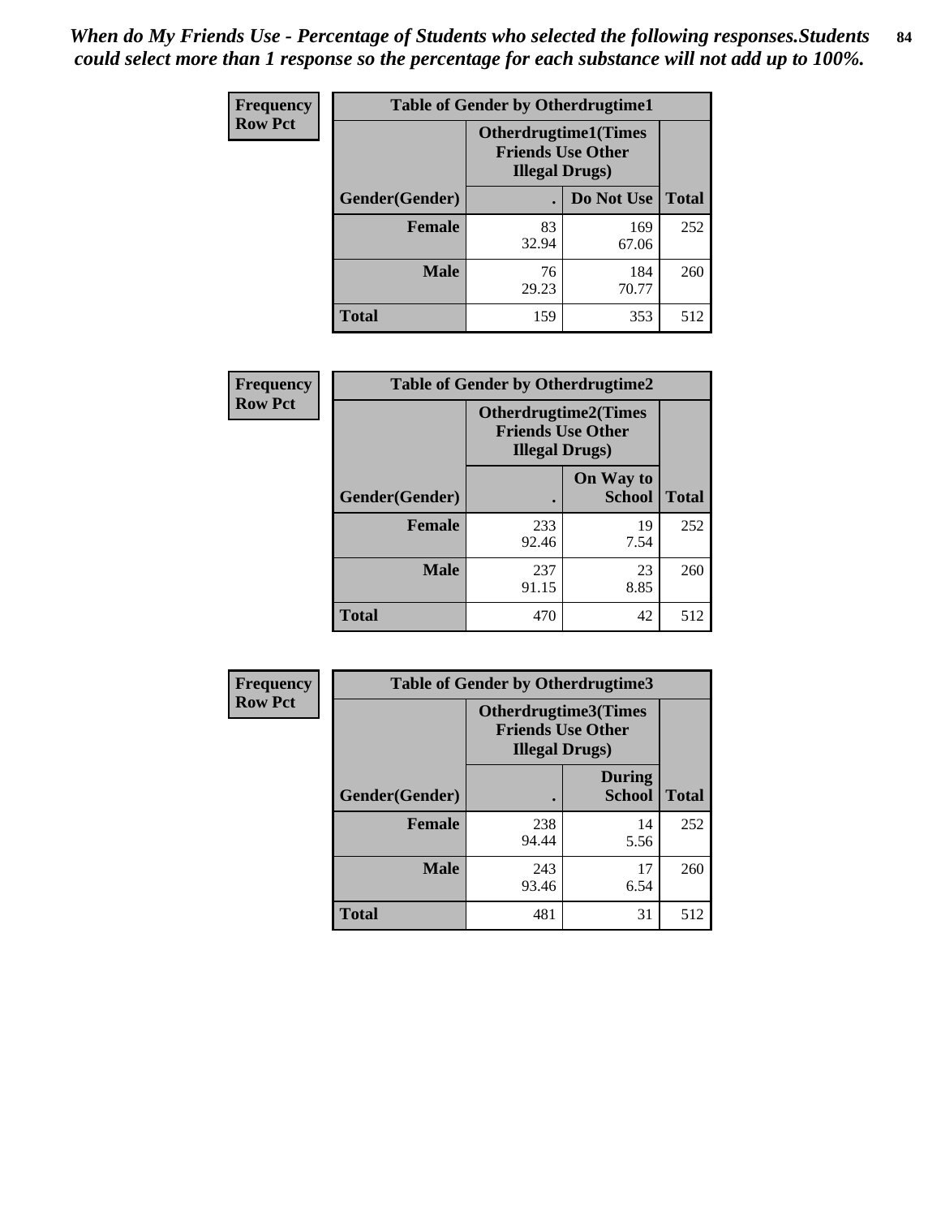*When do My Friends Use - Percentage of Students who selected the following responses.Students could select more than 1 response so the percentage for each substance will not add up to 100%.*

**Frequency / Row Pct**

| Table of Gender by Otherdrugtime1 | | | |
|---|---|---|---|
| | Otherdrugtime1(Times Friends Use Other Illegal Drugs) | | |
| Gender(Gender) | . | Do Not Use | Total |
| **Female** | 83<br>32.94 | 169<br>67.06 | 252 |
| **Male** | 76<br>29.23 | 184<br>70.77 | 260 |
| **Total** | 159 | 353 | 512 |

**Frequency / Row Pct**

| Table of Gender by Otherdrugtime2 | | | |
|---|---|---|---|
| | Otherdrugtime2(Times Friends Use Other Illegal Drugs) | | |
| Gender(Gender) | . | On Way to School | Total |
| **Female** | 233<br>92.46 | 19<br>7.54 | 252 |
| **Male** | 237<br>91.15 | 23<br>8.85 | 260 |
| **Total** | 470 | 42 | 512 |

**Frequency / Row Pct**

| Table of Gender by Otherdrugtime3 | | | |
|---|---|---|---|
| | Otherdrugtime3(Times Friends Use Other Illegal Drugs) | | |
| Gender(Gender) | . | During School | Total |
| **Female** | 238<br>94.44 | 14<br>5.56 | 252 |
| **Male** | 243<br>93.46 | 17<br>6.54 | 260 |
| **Total** | 481 | 31 | 512 |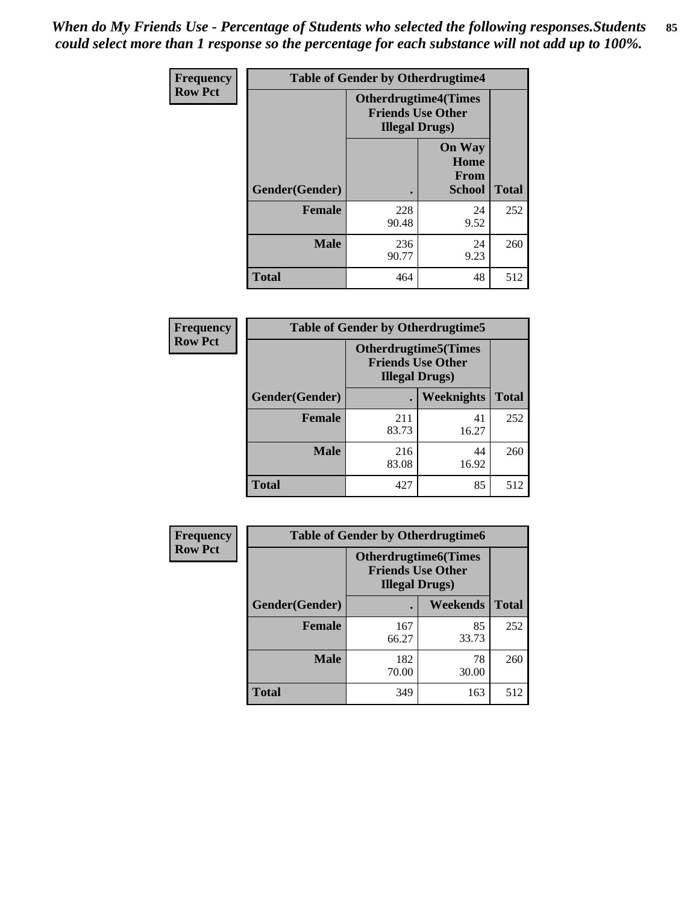*When do My Friends Use - Percentage of Students who selected the following responses.Students could select more than 1 response so the percentage for each substance will not add up to 100%.*

| Frequency Row Pct | Table of Gender by Otherdrugtime4 | | |
|---|---|---|---|
| | Otherdrugtime4(Times Friends Use Other Illegal Drugs) | | |
| Gender(Gender) | . | On Way Home From School | Total |
| Female | 228<br>90.48 | 24<br>9.52 | 252 |
| Male | 236<br>90.77 | 24<br>9.23 | 260 |
| Total | 464 | 48 | 512 |

| Frequency Row Pct | Table of Gender by Otherdrugtime5 | | |
|---|---|---|---|
| | Otherdrugtime5(Times Friends Use Other Illegal Drugs) | | |
| Gender(Gender) | . | Weeknights | Total |
| Female | 211<br>83.73 | 41<br>16.27 | 252 |
| Male | 216<br>83.08 | 44<br>16.92 | 260 |
| Total | 427 | 85 | 512 |

| Frequency Row Pct | Table of Gender by Otherdrugtime6 | | |
|---|---|---|---|
| | Otherdrugtime6(Times Friends Use Other Illegal Drugs) | | |
| Gender(Gender) | . | Weekends | Total |
| Female | 167<br>66.27 | 85<br>33.73 | 252 |
| Male | 182<br>70.00 | 78<br>30.00 | 260 |
| Total | 349 | 163 | 512 |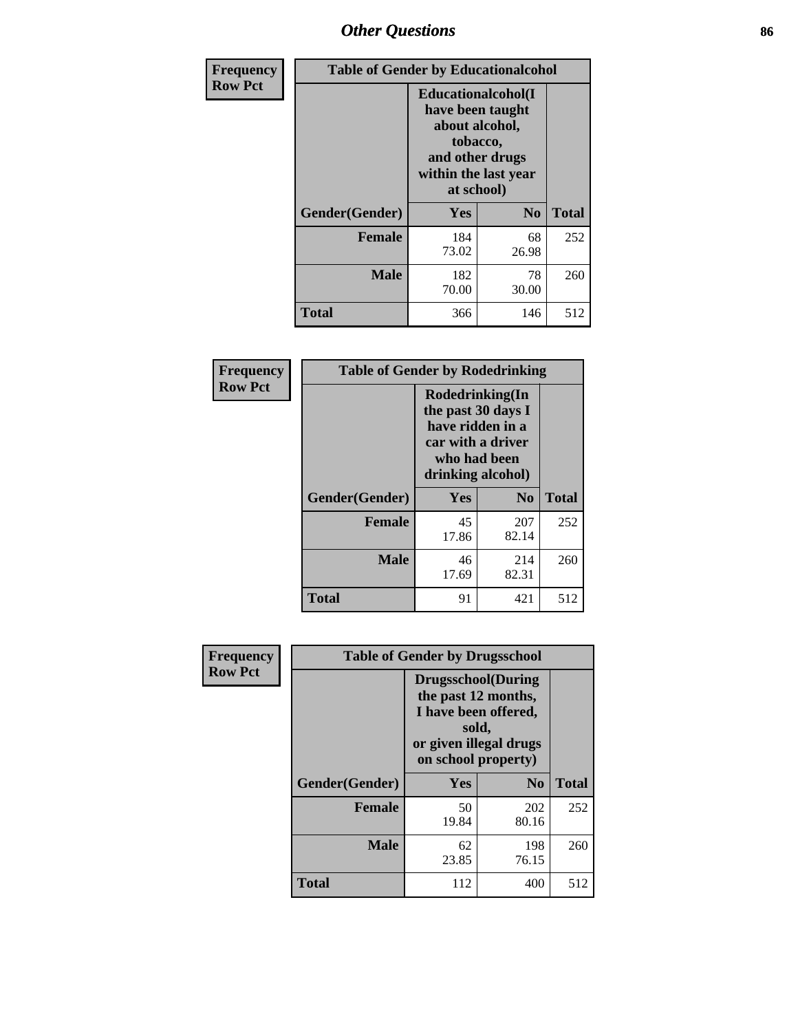# Other Questions

| Frequency Row Pct | Table of Gender by Educationalcohol | | |
|---|---|---|---|
| | Educationalcohol(I have been taught about alcohol, tobacco, and other drugs within the last year at school) | | |
| Gender(Gender) | Yes | No | Total |
| Female | 184<br>73.02 | 68<br>26.98 | 252 |
| Male | 182<br>70.00 | 78<br>30.00 | 260 |
| Total | 366 | 146 | 512 |

| Frequency Row Pct | Table of Gender by Rodedrinking | | |
|---|---|---|---|
| | Rodedrinking(In the past 30 days I have ridden in a car with a driver who had been drinking alcohol) | | |
| Gender(Gender) | Yes | No | Total |
| Female | 45<br>17.86 | 207<br>82.14 | 252 |
| Male | 46<br>17.69 | 214<br>82.31 | 260 |
| Total | 91 | 421 | 512 |

| Frequency Row Pct | Table of Gender by Drugsschool | | |
|---|---|---|---|
| | Drugsschool(During the past 12 months, I have been offered, sold, or given illegal drugs on school property) | | |
| Gender(Gender) | Yes | No | Total |
| Female | 50<br>19.84 | 202<br>80.16 | 252 |
| Male | 62<br>23.85 | 198<br>76.15 | 260 |
| Total | 112 | 400 | 512 |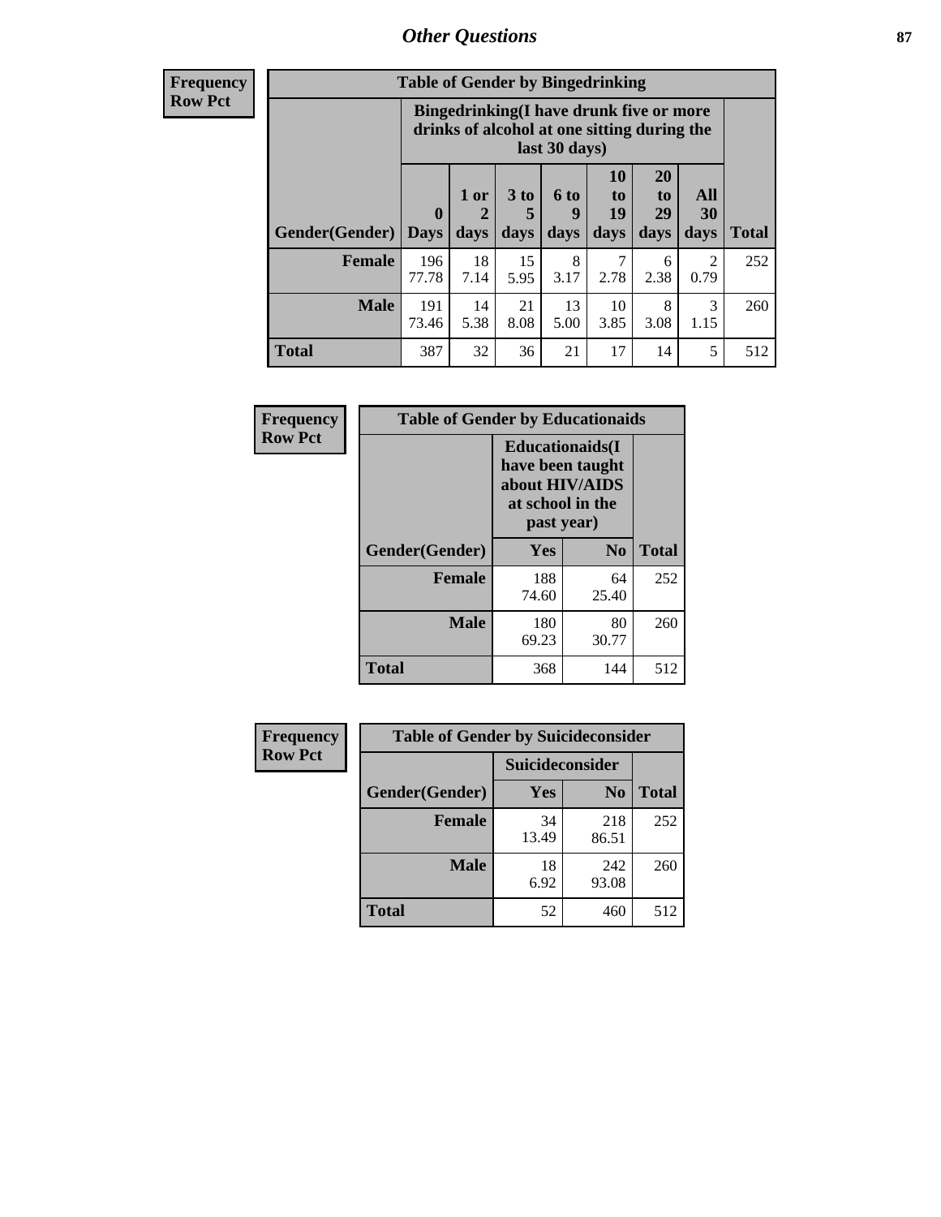| Frequency Row Pct | Table of Gender by Bingedrinking | | | | | | | |
|---|---|---|---|---|---|---|---|---|
| | Bingedrinking(I have drunk five or more drinks of alcohol at one sitting during the last 30 days) | | | | | | | |
| Gender(Gender) | 0 Days | 1 or 2 days | 3 to 5 days | 6 to 9 days | 10 to 19 days | 20 to 29 days | All 30 days | Total |
| Female | 196<br>77.78 | 18<br>7.14 | 15<br>5.95 | 8<br>3.17 | 7<br>2.78 | 6<br>2.38 | 2<br>0.79 | 252 |
| Male | 191<br>73.46 | 14<br>5.38 | 21<br>8.08 | 13<br>5.00 | 10<br>3.85 | 8<br>3.08 | 3<br>1.15 | 260 |
| Total | 387 | 32 | 36 | 21 | 17 | 14 | 5 | 512 |

| Frequency Row Pct | Table of Gender by Educationaids | |
|---|---|---|
| | Educationaids(I have been taught about HIV/AIDS at school in the past year) | | |
| Gender(Gender) | Yes | No | Total |
| Female | 188<br>74.60 | 64<br>25.40 | 252 |
| Male | 180<br>69.23 | 80<br>30.77 | 260 |
| Total | 368 | 144 | 512 |

| Frequency Row Pct | Table of Gender by Suicideconsider | |
|---|---|---|
| | Suicideconsider | | |
| Gender(Gender) | Yes | No | Total |
| Female | 34<br>13.49 | 218<br>86.51 | 252 |
| Male | 18<br>6.92 | 242<br>93.08 | 260 |
| Total | 52 | 460 | 512 |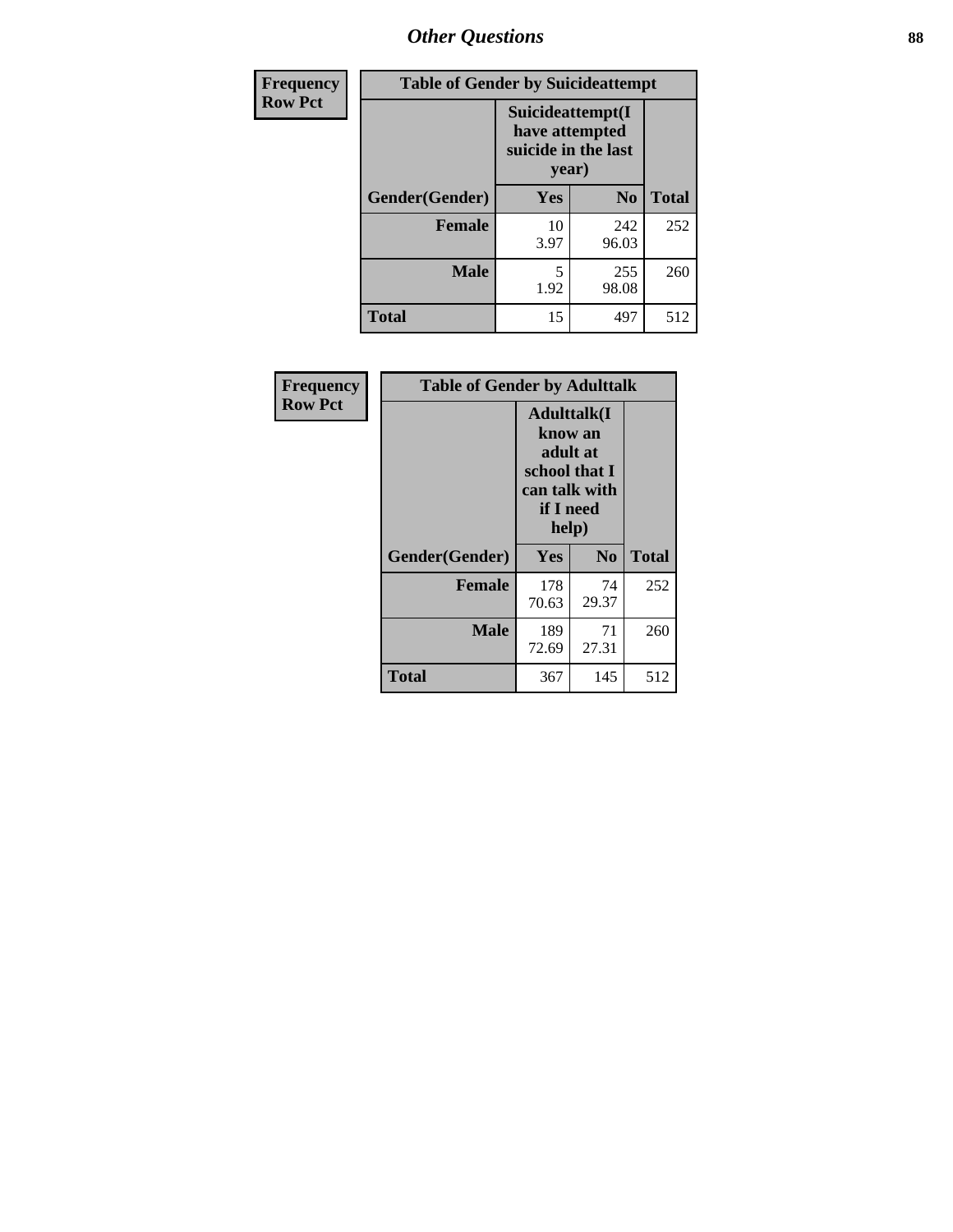| Frequency<br>Row Pct | Table of Gender by Suicideattempt | | |
|---|---|---|---|
| | Suicideattempt(I have attempted suicide in the last year) | | |
| Gender(Gender) | Yes | No | Total |
| Female | 10<br>3.97 | 242<br>96.03 | 252 |
| Male | 5<br>1.92 | 255<br>98.08 | 260 |
| Total | 15 | 497 | 512 |

| Frequency<br>Row Pct | Table of Gender by Adulttalk | | |
|---|---|---|---|
| | Adulttalk(I know an adult at school that I can talk with if I need help) | | |
| Gender(Gender) | Yes | No | Total |
| Female | 178<br>70.63 | 74<br>29.37 | 252 |
| Male | 189<br>72.69 | 71<br>27.31 | 260 |
| Total | 367 | 145 | 512 |